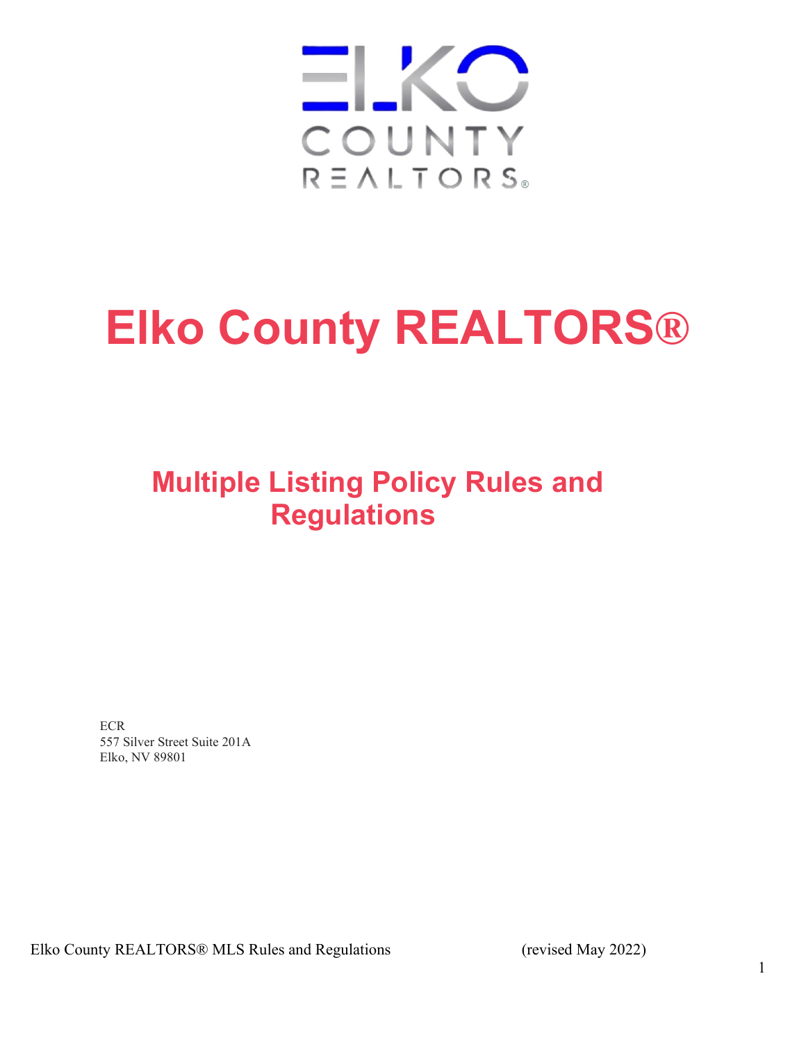# Elko County REALTORS®

## Multiple Listing Policy Rules and Regulations

ECR
557 Silver Street Suite 201A
Elko, NV 89801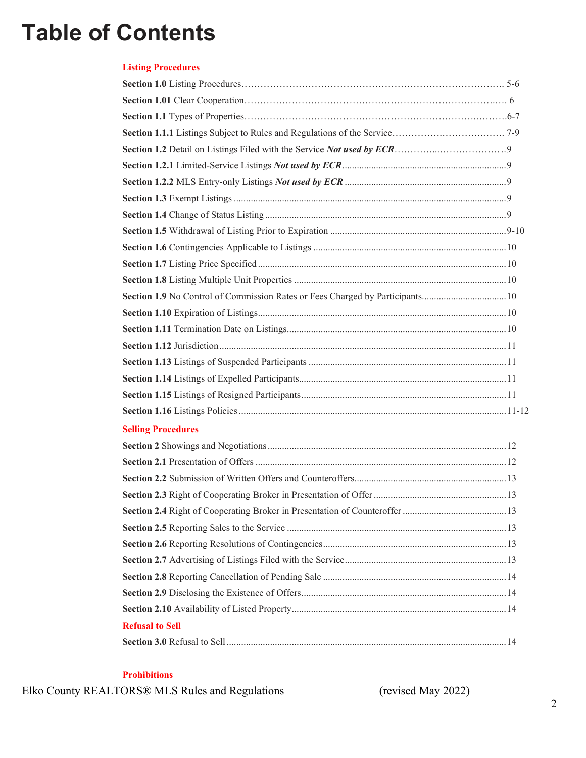# Table of Contents

**Listing Procedures**

**Section 1.0** Listing Procedures……………………………………………………………………………. 5-6

**Section 1.01** Clear Cooperation……………………………………………………………………….… 6

**Section 1.1** Types of Properties……………………………………………………………….……….6-7

**Section 1.1.1** Listings Subject to Rules and Regulations of the Service………………..……………..…… 7-9

**Section 1.2** Detail on Listings Filed with the Service ***Not used by ECR***…………...………………… ..9

**Section 1.2.1** Limited-Service Listings ***Not used by ECR***...................................................................9

**Section 1.2.2** MLS Entry-only Listings ***Not used by ECR*** ..................................................................9

**Section 1.3** Exempt Listings ................................................................................................9

**Section 1.4** Change of Status Listing ...................................................................................9

**Section 1.5** Withdrawal of Listing Prior to Expiration ........................................................................9-10

**Section 1.6** Contingencies Applicable to Listings ...............................................................................10

**Section 1.7** Listing Price Specified ......................................................................................10

**Section 1.8** Listing Multiple Unit Properties .......................................................................................10

**Section 1.9** No Control of Commission Rates or Fees Charged by Participants..................................10

**Section 1.10** Expiration of Listings......................................................................................10

**Section 1.11** Termination Date on Listings..........................................................................10

**Section 1.12** Jurisdiction .....................................................................................................11

**Section 1.13** Listings of Suspended Participants .................................................................................11

**Section 1.14** Listings of Expelled Participants.....................................................................................11

**Section 1.15** Listings of Resigned Participants....................................................................................11

**Section 1.16** Listings Policies .............................................................................................11-12

**Selling Procedures**

**Section 2** Showings and Negotiations ..................................................................................12

**Section 2.1** Presentation of Offers .......................................................................................12

**Section 2.2** Submission of Written Offers and Counteroffers...............................................................13

**Section 2.3** Right of Cooperating Broker in Presentation of Offer .......................................................13

**Section 2.4** Right of Cooperating Broker in Presentation of Counteroffer ...........................................13

**Section 2.5** Reporting Sales to the Service ..........................................................................13

**Section 2.6** Reporting Resolutions of Contingencies...........................................................................13

**Section 2.7** Advertising of Listings Filed with the Service..................................................................13

**Section 2.8** Reporting Cancellation of Pending Sale ............................................................................14

**Section 2.9** Disclosing the Existence of Offers....................................................................................14

**Section 2.10** Availability of Listed Property........................................................................................14

**Refusal to Sell**

**Section 3.0** Refusal to Sell ...................................................................................................14

**Prohibitions**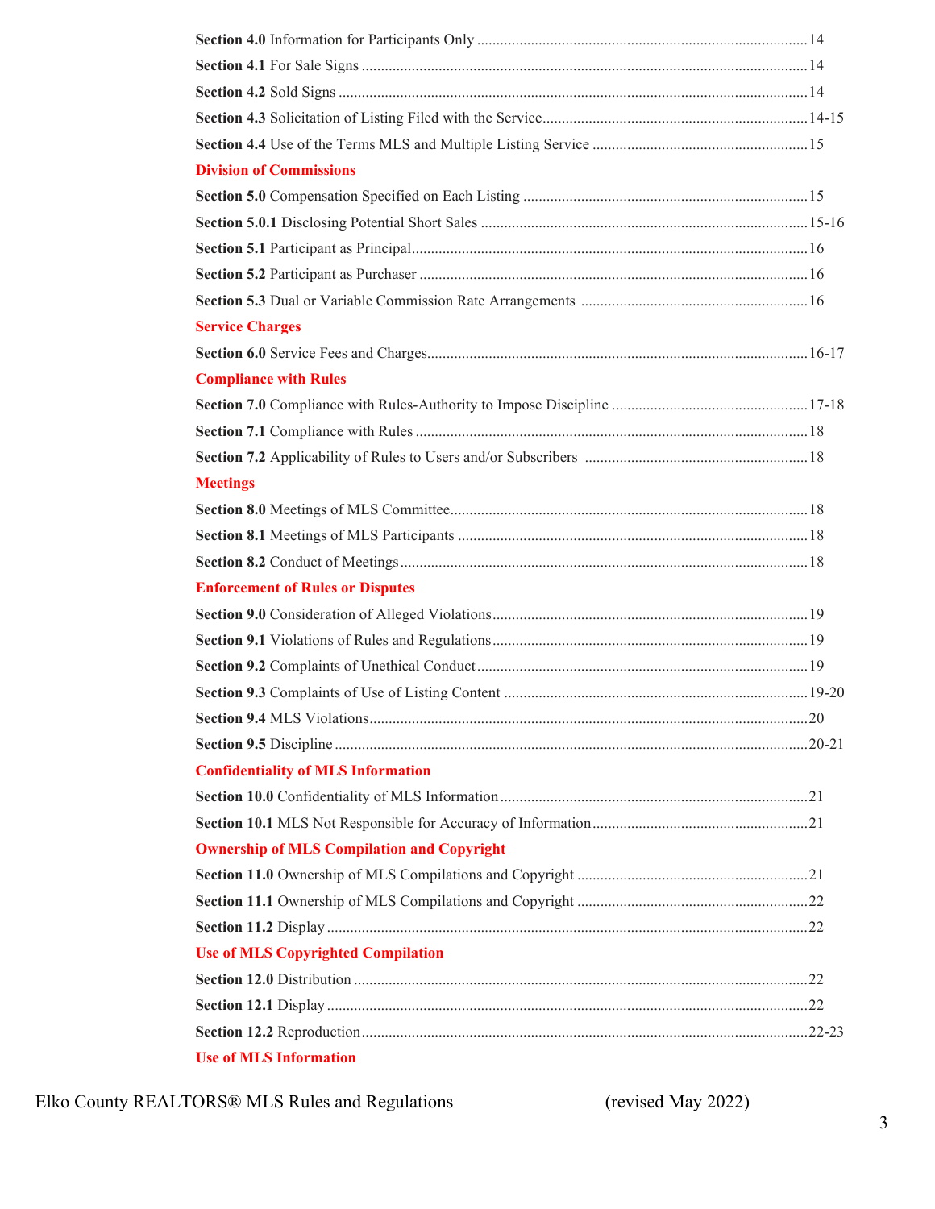**Section 4.0** Information for Participants Only ..................................................................................... 14

**Section 4.1** For Sale Signs ..................................................................................................... 14

**Section 4.2** Sold Signs ............................................................................................................ 14

**Section 4.3** Solicitation of Listing Filed with the Service....................................................................14-15

**Section 4.4** Use of the Terms MLS and Multiple Listing Service ....................................................... 15

**Division of Commissions**

**Section 5.0** Compensation Specified on Each Listing ......................................................................... 15

**Section 5.0.1** Disclosing Potential Short Sales .................................................................................15-16

**Section 5.1** Participant as Principal..................................................................................................... 16

**Section 5.2** Participant as Purchaser .................................................................................................... 16

**Section 5.3** Dual or Variable Commission Rate Arrangements ............................................................ 16

**Service Charges**

**Section 6.0** Service Fees and Charges..................................................................................................16-17

**Compliance with Rules**

**Section 7.0** Compliance with Rules-Authority to Impose Discipline ..................................................17-18

**Section 7.1** Compliance with Rules ..................................................................................................... 18

**Section 7.2** Applicability of Rules to Users and/or Subscribers ......................................................... 18

**Meetings**

**Section 8.0** Meetings of MLS Committee............................................................................................ 18

**Section 8.1** Meetings of MLS Participants .......................................................................................... 18

**Section 8.2** Conduct of Meetings......................................................................................................... 18

**Enforcement of Rules or Disputes**

**Section 9.0** Consideration of Alleged Violations.................................................................................. 19

**Section 9.1** Violations of Rules and Regulations.................................................................................. 19

**Section 9.2** Complaints of Unethical Conduct...................................................................................... 19

**Section 9.3** Complaints of Use of Listing Content ..............................................................................19-20

**Section 9.4** MLS Violations.................................................................................................................. 20

**Section 9.5** Discipline .........................................................................................................................20-21

**Confidentiality of MLS Information**

**Section 10.0** Confidentiality of MLS Information ................................................................................ 21

**Section 10.1** MLS Not Responsible for Accuracy of Information........................................................ 21

**Ownership of MLS Compilation and Copyright**

**Section 11.0** Ownership of MLS Compilations and Copyright ............................................................ 21

**Section 11.1** Ownership of MLS Compilations and Copyright ............................................................ 22

**Section 11.2** Display ............................................................................................................................ 22

**Use of MLS Copyrighted Compilation**

**Section 12.0** Distribution ..................................................................................................................... 22

**Section 12.1** Display ............................................................................................................................ 22

**Section 12.2** Reproduction...................................................................................................................22-23

**Use of MLS Information**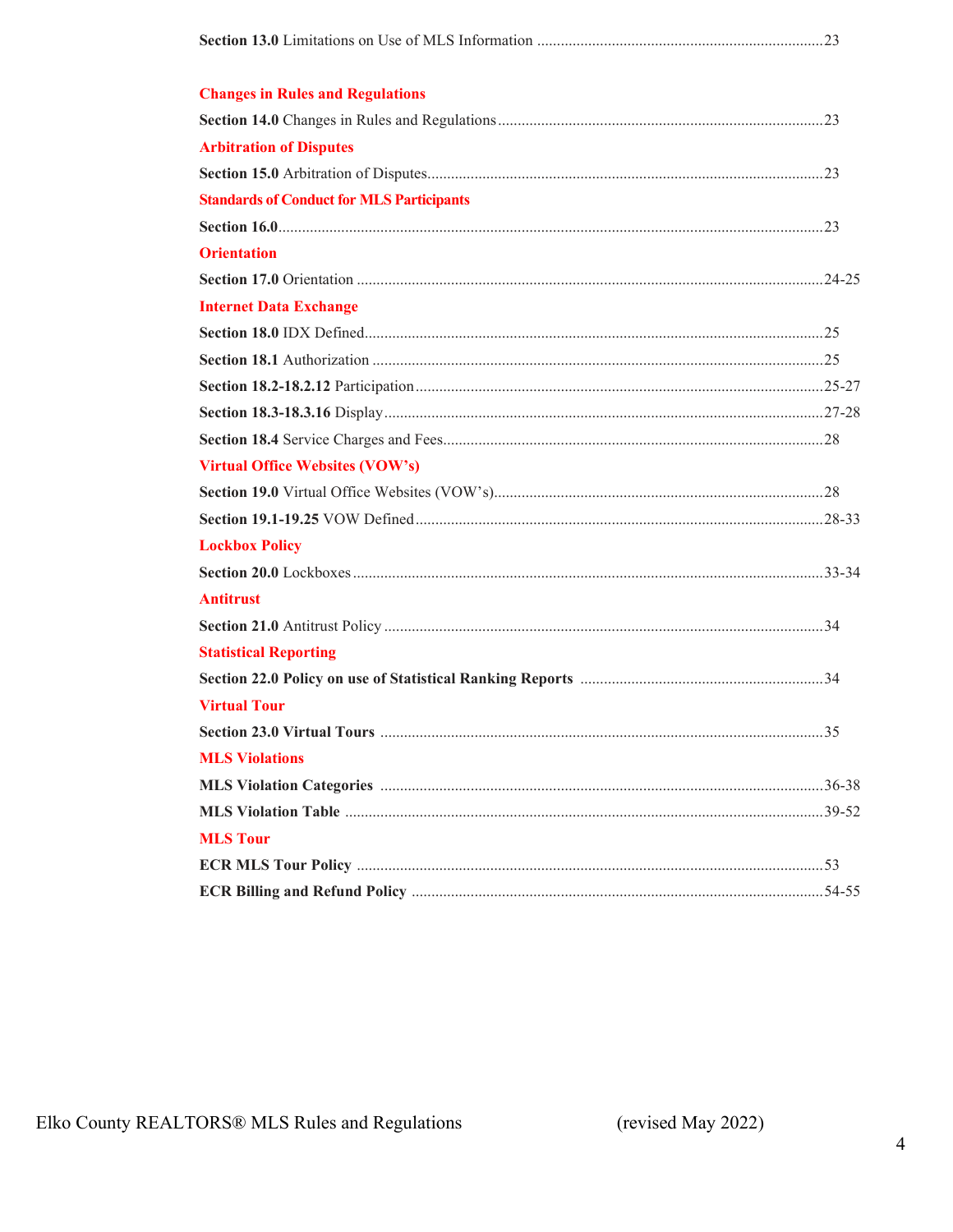**Section 13.0** Limitations on Use of MLS Information ........................................................................ 23

**Changes in Rules and Regulations**

**Section 14.0** Changes in Rules and Regulations .................................................................................. 23

**Arbitration of Disputes**

**Section 15.0** Arbitration of Disputes ..................................................................................................... 23

**Standards of Conduct for MLS Participants**

**Section 16.0** .......................................................................................................................................... 23

**Orientation**

**Section 17.0** Orientation ................................................................................................................... 24-25

**Internet Data Exchange**

**Section 18.0** IDX Defined ..................................................................................................................... 25

**Section 18.1** Authorization .................................................................................................................. 25

**Section 18.2-18.2.12** Participation .................................................................................................. 25-27

**Section 18.3-18.3.16** Display ........................................................................................................... 27-28

**Section 18.4** Service Charges and Fees ................................................................................................ 28

**Virtual Office Websites (VOW's)**

**Section 19.0** Virtual Office Websites (VOW's) ................................................................................... 28

**Section 19.1-19.25** VOW Defined .................................................................................................... 28-33

**Lockbox Policy**

**Section 20.0** Lockboxes ................................................................................................................... 33-34

**Antitrust**

**Section 21.0** Antitrust Policy ............................................................................................................... 34

**Statistical Reporting**

**Section 22.0 Policy on use of Statistical Ranking Reports** ............................................................. 34

**Virtual Tour**

**Section 23.0 Virtual Tours** ................................................................................................................ 35

**MLS Violations**

**MLS Violation Categories** ............................................................................................................ 36-38

**MLS Violation Table** ..................................................................................................................... 39-52

**MLS Tour**

**ECR MLS Tour Policy** ...................................................................................................................... 53

**ECR Billing and Refund Policy** ...................................................................................................... 54-55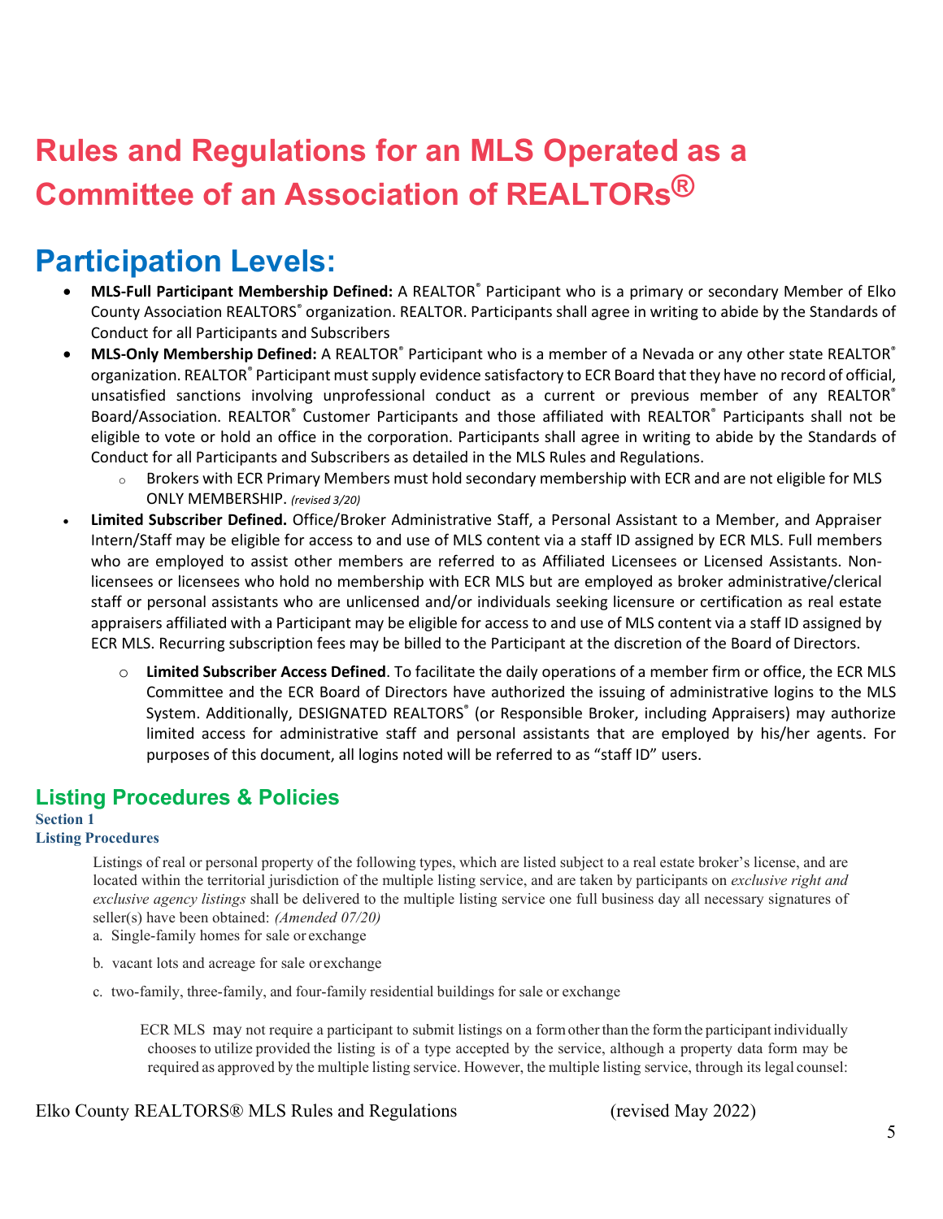# Rules and Regulations for an MLS Operated as a Committee of an Association of REALTORs®

# Participation Levels:

- **MLS-Full Participant Membership Defined:** A REALTOR® Participant who is a primary or secondary Member of Elko County Association REALTORS® organization. REALTOR. Participants shall agree in writing to abide by the Standards of Conduct for all Participants and Subscribers
- **MLS-Only Membership Defined:** A REALTOR® Participant who is a member of a Nevada or any other state REALTOR® organization. REALTOR® Participant must supply evidence satisfactory to ECR Board that they have no record of official, unsatisfied sanctions involving unprofessional conduct as a current or previous member of any REALTOR® Board/Association. REALTOR® Customer Participants and those affiliated with REALTOR® Participants shall not be eligible to vote or hold an office in the corporation. Participants shall agree in writing to abide by the Standards of Conduct for all Participants and Subscribers as detailed in the MLS Rules and Regulations.
  - Brokers with ECR Primary Members must hold secondary membership with ECR and are not eligible for MLS ONLY MEMBERSHIP. *(revised 3/20)*
- **Limited Subscriber Defined.** Office/Broker Administrative Staff, a Personal Assistant to a Member, and Appraiser Intern/Staff may be eligible for access to and use of MLS content via a staff ID assigned by ECR MLS. Full members who are employed to assist other members are referred to as Affiliated Licensees or Licensed Assistants. Non-licensees or licensees who hold no membership with ECR MLS but are employed as broker administrative/clerical staff or personal assistants who are unlicensed and/or individuals seeking licensure or certification as real estate appraisers affiliated with a Participant may be eligible for access to and use of MLS content via a staff ID assigned by ECR MLS. Recurring subscription fees may be billed to the Participant at the discretion of the Board of Directors.
  - **Limited Subscriber Access Defined**. To facilitate the daily operations of a member firm or office, the ECR MLS Committee and the ECR Board of Directors have authorized the issuing of administrative logins to the MLS System. Additionally, DESIGNATED REALTORS® (or Responsible Broker, including Appraisers) may authorize limited access for administrative staff and personal assistants that are employed by his/her agents. For purposes of this document, all logins noted will be referred to as "staff ID" users.

## Listing Procedures & Policies

### Section 1
### Listing Procedures

Listings of real or personal property of the following types, which are listed subject to a real estate broker's license, and are located within the territorial jurisdiction of the multiple listing service, and are taken by participants on *exclusive right and exclusive agency listings* shall be delivered to the multiple listing service one full business day all necessary signatures of seller(s) have been obtained: *(Amended 07/20)*

a. Single-family homes for sale or exchange

b. vacant lots and acreage for sale or exchange

c. two-family, three-family, and four-family residential buildings for sale or exchange

ECR MLS may not require a participant to submit listings on a form other than the form the participant individually chooses to utilize provided the listing is of a type accepted by the service, although a property data form may be required as approved by the multiple listing service. However, the multiple listing service, through its legal counsel: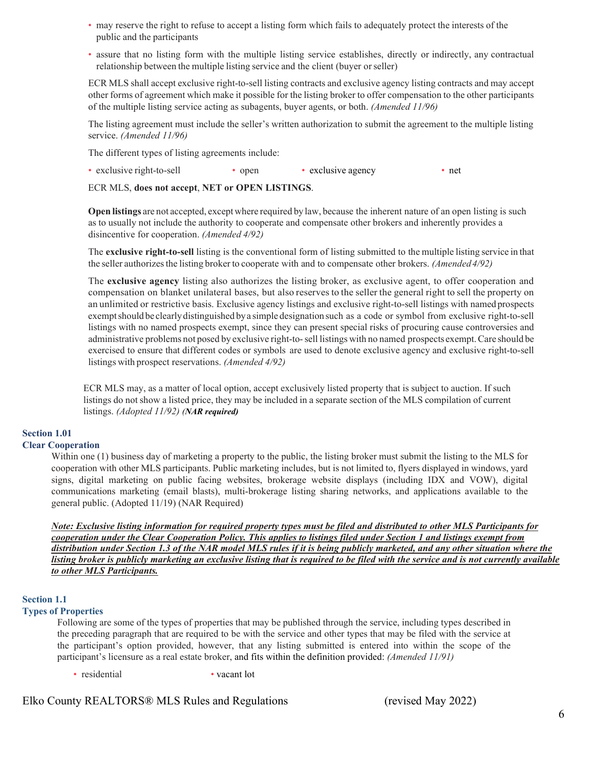- may reserve the right to refuse to accept a listing form which fails to adequately protect the interests of the public and the participants
- assure that no listing form with the multiple listing service establishes, directly or indirectly, any contractual relationship between the multiple listing service and the client (buyer or seller)

ECR MLS shall accept exclusive right-to-sell listing contracts and exclusive agency listing contracts and may accept other forms of agreement which make it possible for the listing broker to offer compensation to the other participants of the multiple listing service acting as subagents, buyer agents, or both. *(Amended 11/96)*

The listing agreement must include the seller's written authorization to submit the agreement to the multiple listing service. *(Amended 11/96)*

The different types of listing agreements include:

- exclusive right-to-sell
- open
- exclusive agency
- net

ECR MLS, **does not accept**, **NET or OPEN LISTINGS**.

**Open listings** are not accepted, except where required by law, because the inherent nature of an open listing is such as to usually not include the authority to cooperate and compensate other brokers and inherently provides a disincentive for cooperation. *(Amended 4/92)*

The **exclusive right-to-sell** listing is the conventional form of listing submitted to the multiple listing service in that the seller authorizes the listing broker to cooperate with and to compensate other brokers. *(Amended 4/92)*

The **exclusive agency** listing also authorizes the listing broker, as exclusive agent, to offer cooperation and compensation on blanket unilateral bases, but also reserves to the seller the general right to sell the property on an unlimited or restrictive basis. Exclusive agency listings and exclusive right-to-sell listings with named prospects exempt should be clearly distinguished by a simple designation such as a code or symbol from exclusive right-to-sell listings with no named prospects exempt, since they can present special risks of procuring cause controversies and administrative problems not posed by exclusive right-to- sell listings with no named prospects exempt. Care should be exercised to ensure that different codes or symbols are used to denote exclusive agency and exclusive right-to-sell listings with prospect reservations. *(Amended 4/92)*

ECR MLS may, as a matter of local option, accept exclusively listed property that is subject to auction. If such listings do not show a listed price, they may be included in a separate section of the MLS compilation of current listings. *(Adopted 11/92)* ***(NAR required)***

## Section 1.01
## Clear Cooperation

Within one (1) business day of marketing a property to the public, the listing broker must submit the listing to the MLS for cooperation with other MLS participants. Public marketing includes, but is not limited to, flyers displayed in windows, yard signs, digital marketing on public facing websites, brokerage website displays (including IDX and VOW), digital communications marketing (email blasts), multi-brokerage listing sharing networks, and applications available to the general public. (Adopted 11/19) (NAR Required)

***<u>Note: Exclusive listing information for required property types must be filed and distributed to other MLS Participants for cooperation under the Clear Cooperation Policy. This applies to listings filed under Section 1 and listings exempt from distribution under Section 1.3 of the NAR model MLS rules if it is being publicly marketed, and any other situation where the listing broker is publicly marketing an exclusive listing that is required to be filed with the service and is not currently available to other MLS Participants.</u>***

## Section 1.1
## Types of Properties

Following are some of the types of properties that may be published through the service, including types described in the preceding paragraph that are required to be with the service and other types that may be filed with the service at the participant's option provided, however, that any listing submitted is entered into within the scope of the participant's licensure as a real estate broker, and fits within the definition provided: *(Amended 11/91)*

- residential
- vacant lot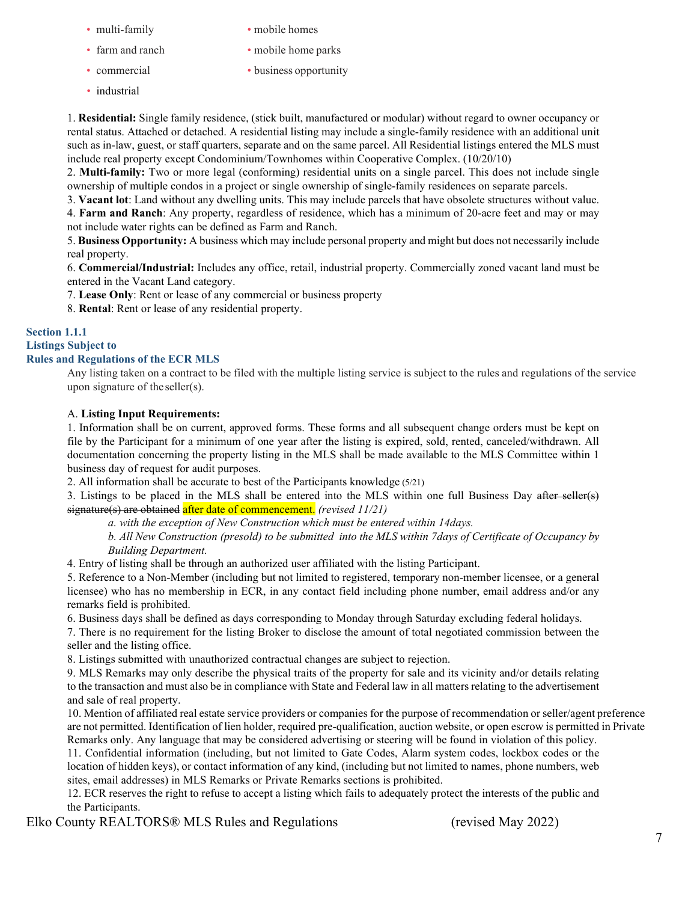- multi-family
- farm and ranch
- commercial
- industrial
- mobile homes
- mobile home parks
- business opportunity

1. **Residential:** Single family residence, (stick built, manufactured or modular) without regard to owner occupancy or rental status. Attached or detached. A residential listing may include a single-family residence with an additional unit such as in-law, guest, or staff quarters, separate and on the same parcel. All Residential listings entered the MLS must include real property except Condominium/Townhomes within Cooperative Complex. (10/20/10)
2. **Multi-family:** Two or more legal (conforming) residential units on a single parcel. This does not include single ownership of multiple condos in a project or single ownership of single-family residences on separate parcels.
3. **Vacant lot**: Land without any dwelling units. This may include parcels that have obsolete structures without value.
4. **Farm and Ranch**: Any property, regardless of residence, which has a minimum of 20-acre feet and may or may not include water rights can be defined as Farm and Ranch.
5. **Business Opportunity:** A business which may include personal property and might but does not necessarily include real property.
6. **Commercial/Industrial:** Includes any office, retail, industrial property. Commercially zoned vacant land must be entered in the Vacant Land category.
7. **Lease Only**: Rent or lease of any commercial or business property
8. **Rental**: Rent or lease of any residential property.

### Section 1.1.1
### Listings Subject to Rules and Regulations of the ECR MLS

Any listing taken on a contract to be filed with the multiple listing service is subject to the rules and regulations of the service upon signature of the seller(s).

A. **Listing Input Requirements:**

1. Information shall be on current, approved forms. These forms and all subsequent change orders must be kept on file by the Participant for a minimum of one year after the listing is expired, sold, rented, canceled/withdrawn. All documentation concerning the property listing in the MLS shall be made available to the MLS Committee within 1 business day of request for audit purposes.
2. All information shall be accurate to best of the Participants knowledge (5/21)
3. Listings to be placed in the MLS shall be entered into the MLS within one full Business Day ~~after seller(s) signature(s) are obtained~~ after date of commencement. *(revised 11/21)*
   *a. with the exception of New Construction which must be entered within 14days.*
   *b. All New Construction (presold) to be submitted into the MLS within 7days of Certificate of Occupancy by Building Department.*
4. Entry of listing shall be through an authorized user affiliated with the listing Participant.
5. Reference to a Non-Member (including but not limited to registered, temporary non-member licensee, or a general licensee) who has no membership in ECR, in any contact field including phone number, email address and/or any remarks field is prohibited.
6. Business days shall be defined as days corresponding to Monday through Saturday excluding federal holidays.
7. There is no requirement for the listing Broker to disclose the amount of total negotiated commission between the seller and the listing office.
8. Listings submitted with unauthorized contractual changes are subject to rejection.
9. MLS Remarks may only describe the physical traits of the property for sale and its vicinity and/or details relating to the transaction and must also be in compliance with State and Federal law in all matters relating to the advertisement and sale of real property.
10. Mention of affiliated real estate service providers or companies for the purpose of recommendation or seller/agent preference are not permitted. Identification of lien holder, required pre-qualification, auction website, or open escrow is permitted in Private Remarks only. Any language that may be considered advertising or steering will be found in violation of this policy.
11. Confidential information (including, but not limited to Gate Codes, Alarm system codes, lockbox codes or the location of hidden keys), or contact information of any kind, (including but not limited to names, phone numbers, web sites, email addresses) in MLS Remarks or Private Remarks sections is prohibited.
12. ECR reserves the right to refuse to accept a listing which fails to adequately protect the interests of the public and the Participants.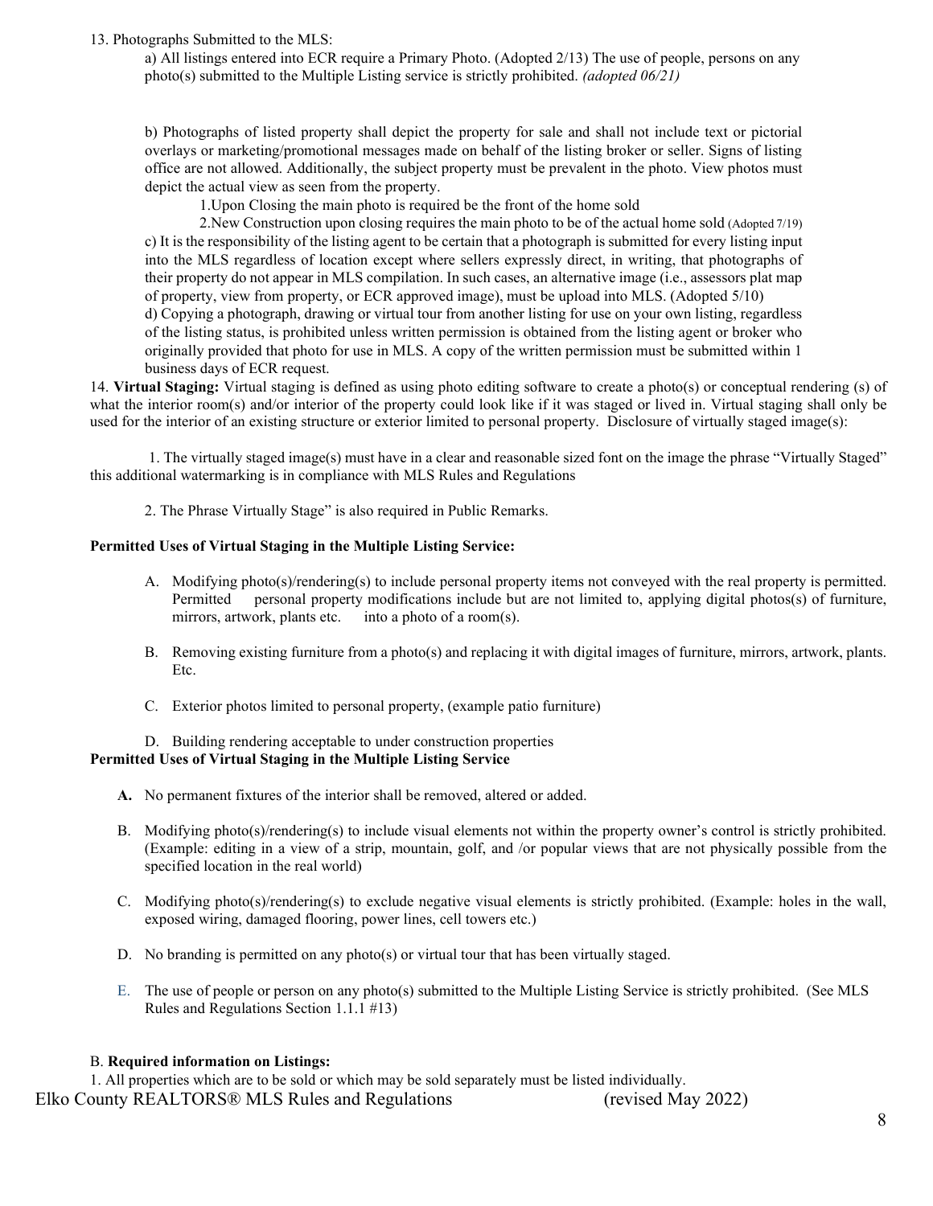13. Photographs Submitted to the MLS:

a) All listings entered into ECR require a Primary Photo. (Adopted 2/13) The use of people, persons on any photo(s) submitted to the Multiple Listing service is strictly prohibited. *(adopted 06/21)*

b) Photographs of listed property shall depict the property for sale and shall not include text or pictorial overlays or marketing/promotional messages made on behalf of the listing broker or seller. Signs of listing office are not allowed. Additionally, the subject property must be prevalent in the photo. View photos must depict the actual view as seen from the property.

1.Upon Closing the main photo is required be the front of the home sold

2.New Construction upon closing requires the main photo to be of the actual home sold (Adopted 7/19)

c) It is the responsibility of the listing agent to be certain that a photograph is submitted for every listing input into the MLS regardless of location except where sellers expressly direct, in writing, that photographs of their property do not appear in MLS compilation. In such cases, an alternative image (i.e., assessors plat map of property, view from property, or ECR approved image), must be upload into MLS. (Adopted 5/10)

d) Copying a photograph, drawing or virtual tour from another listing for use on your own listing, regardless of the listing status, is prohibited unless written permission is obtained from the listing agent or broker who originally provided that photo for use in MLS. A copy of the written permission must be submitted within 1 business days of ECR request.

14. **Virtual Staging:** Virtual staging is defined as using photo editing software to create a photo(s) or conceptual rendering (s) of what the interior room(s) and/or interior of the property could look like if it was staged or lived in. Virtual staging shall only be used for the interior of an existing structure or exterior limited to personal property. Disclosure of virtually staged image(s):

1. The virtually staged image(s) must have in a clear and reasonable sized font on the image the phrase "Virtually Staged" this additional watermarking is in compliance with MLS Rules and Regulations

2. The Phrase Virtually Stage" is also required in Public Remarks.

**Permitted Uses of Virtual Staging in the Multiple Listing Service:**

A. Modifying photo(s)/rendering(s) to include personal property items not conveyed with the real property is permitted. Permitted personal property modifications include but are not limited to, applying digital photos(s) of furniture, mirrors, artwork, plants etc. into a photo of a room(s).

B. Removing existing furniture from a photo(s) and replacing it with digital images of furniture, mirrors, artwork, plants. Etc.

C. Exterior photos limited to personal property, (example patio furniture)

D. Building rendering acceptable to under construction properties

**Permitted Uses of Virtual Staging in the Multiple Listing Service**

**A.** No permanent fixtures of the interior shall be removed, altered or added.

B. Modifying photo(s)/rendering(s) to include visual elements not within the property owner's control is strictly prohibited. (Example: editing in a view of a strip, mountain, golf, and /or popular views that are not physically possible from the specified location in the real world)

C. Modifying photo(s)/rendering(s) to exclude negative visual elements is strictly prohibited. (Example: holes in the wall, exposed wiring, damaged flooring, power lines, cell towers etc.)

D. No branding is permitted on any photo(s) or virtual tour that has been virtually staged.

E. The use of people or person on any photo(s) submitted to the Multiple Listing Service is strictly prohibited. (See MLS Rules and Regulations Section 1.1.1 #13)

B. **Required information on Listings:**

1. All properties which are to be sold or which may be sold separately must be listed individually.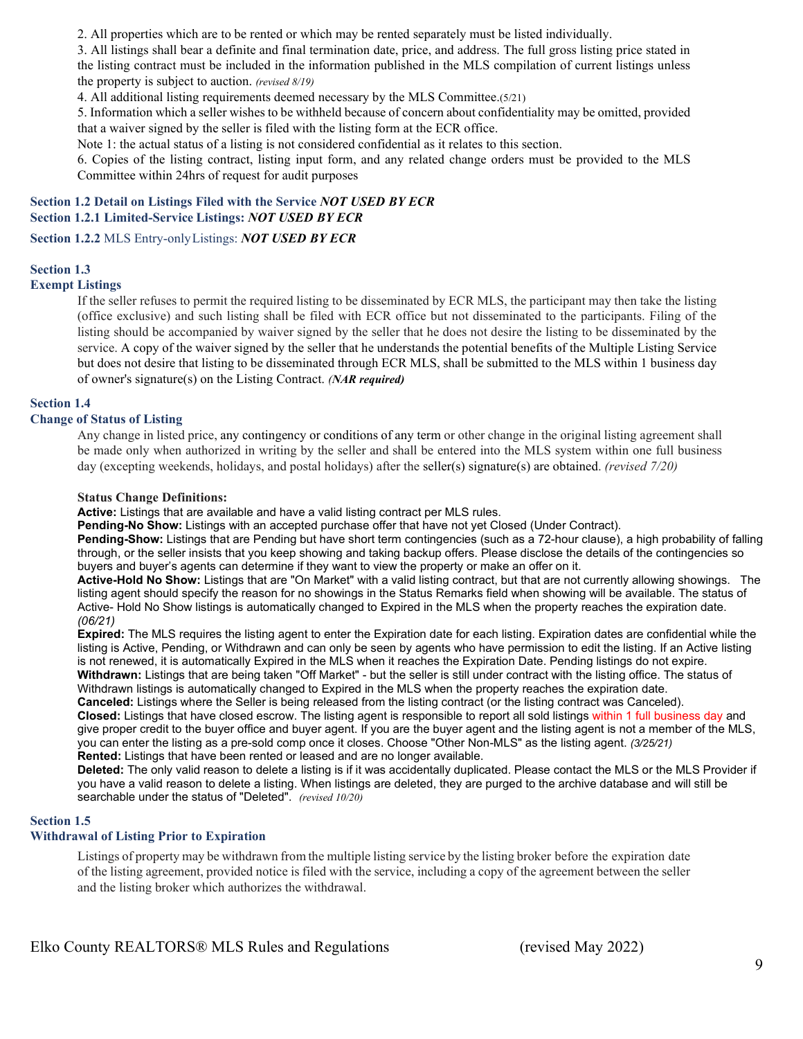2. All properties which are to be rented or which may be rented separately must be listed individually.

3. All listings shall bear a definite and final termination date, price, and address. The full gross listing price stated in the listing contract must be included in the information published in the MLS compilation of current listings unless the property is subject to auction. *(revised 8/19)*

4. All additional listing requirements deemed necessary by the MLS Committee.(5/21)

5. Information which a seller wishes to be withheld because of concern about confidentiality may be omitted, provided that a waiver signed by the seller is filed with the listing form at the ECR office.

Note 1: the actual status of a listing is not considered confidential as it relates to this section.

6. Copies of the listing contract, listing input form, and any related change orders must be provided to the MLS Committee within 24hrs of request for audit purposes

**Section 1.2 Detail on Listings Filed with the Service *NOT USED BY ECR***

**Section 1.2.1 Limited-Service Listings: *NOT USED BY ECR***

**Section 1.2.2** MLS Entry-only Listings: ***NOT USED BY ECR***

## Section 1.3
## Exempt Listings

If the seller refuses to permit the required listing to be disseminated by ECR MLS, the participant may then take the listing (office exclusive) and such listing shall be filed with ECR office but not disseminated to the participants. Filing of the listing should be accompanied by waiver signed by the seller that he does not desire the listing to be disseminated by the service. A copy of the waiver signed by the seller that he understands the potential benefits of the Multiple Listing Service but does not desire that listing to be disseminated through ECR MLS, shall be submitted to the MLS within 1 business day of owner's signature(s) on the Listing Contract. ***(NAR required)***

## Section 1.4
## Change of Status of Listing

Any change in listed price, any contingency or conditions of any term or other change in the original listing agreement shall be made only when authorized in writing by the seller and shall be entered into the MLS system within one full business day (excepting weekends, holidays, and postal holidays) after the seller(s) signature(s) are obtained. *(revised 7/20)*

**Status Change Definitions:**

**Active:** Listings that are available and have a valid listing contract per MLS rules.

**Pending-No Show:** Listings with an accepted purchase offer that have not yet Closed (Under Contract).

**Pending-Show:** Listings that are Pending but have short term contingencies (such as a 72-hour clause), a high probability of falling through, or the seller insists that you keep showing and taking backup offers. Please disclose the details of the contingencies so buyers and buyer's agents can determine if they want to view the property or make an offer on it.

**Active-Hold No Show:** Listings that are "On Market" with a valid listing contract, but that are not currently allowing showings. The listing agent should specify the reason for no showings in the Status Remarks field when showing will be available. The status of Active- Hold No Show listings is automatically changed to Expired in the MLS when the property reaches the expiration date. *(06/21)*

**Expired:** The MLS requires the listing agent to enter the Expiration date for each listing. Expiration dates are confidential while the listing is Active, Pending, or Withdrawn and can only be seen by agents who have permission to edit the listing. If an Active listing is not renewed, it is automatically Expired in the MLS when it reaches the Expiration Date. Pending listings do not expire.

**Withdrawn:** Listings that are being taken "Off Market" - but the seller is still under contract with the listing office. The status of Withdrawn listings is automatically changed to Expired in the MLS when the property reaches the expiration date.

**Canceled:** Listings where the Seller is being released from the listing contract (or the listing contract was Canceled).

**Closed:** Listings that have closed escrow. The listing agent is responsible to report all sold listings within 1 full business day and give proper credit to the buyer office and buyer agent. If you are the buyer agent and the listing agent is not a member of the MLS, you can enter the listing as a pre-sold comp once it closes. Choose "Other Non-MLS" as the listing agent. *(3/25/21)*

**Rented:** Listings that have been rented or leased and are no longer available.

**Deleted:** The only valid reason to delete a listing is if it was accidentally duplicated. Please contact the MLS or the MLS Provider if you have a valid reason to delete a listing. When listings are deleted, they are purged to the archive database and will still be searchable under the status of "Deleted". *(revised 10/20)*

## Section 1.5
## Withdrawal of Listing Prior to Expiration

Listings of property may be withdrawn from the multiple listing service by the listing broker before the expiration date of the listing agreement, provided notice is filed with the service, including a copy of the agreement between the seller and the listing broker which authorizes the withdrawal.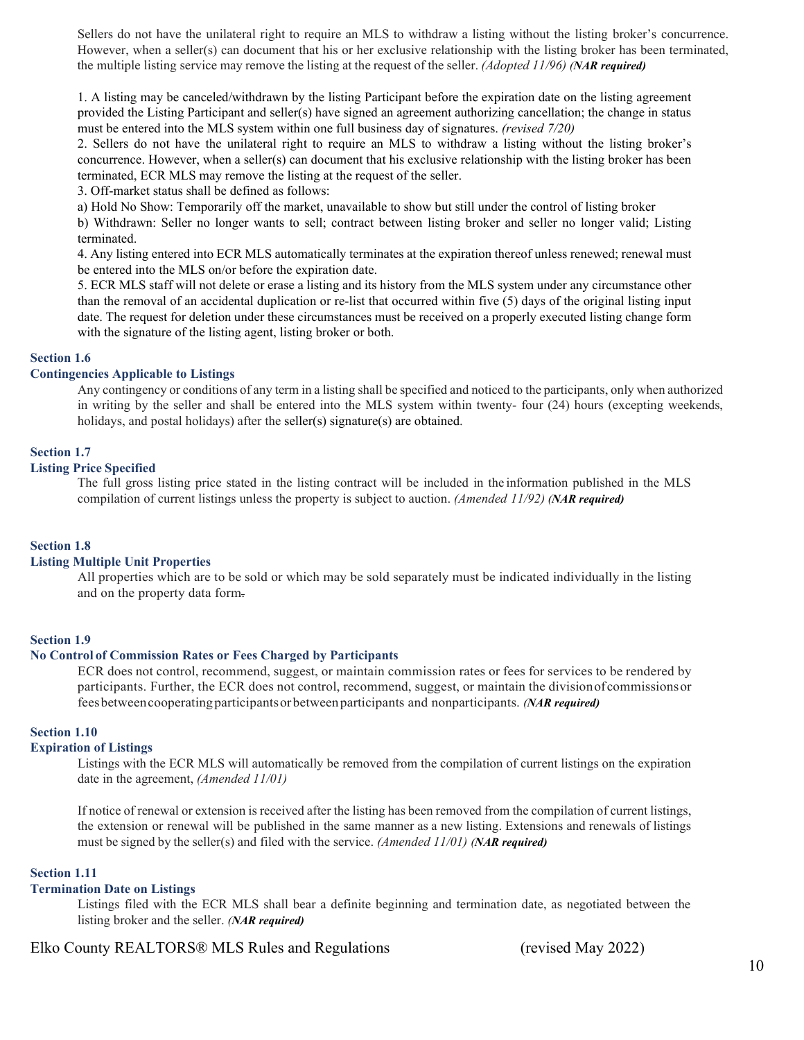Sellers do not have the unilateral right to require an MLS to withdraw a listing without the listing broker's concurrence. However, when a seller(s) can document that his or her exclusive relationship with the listing broker has been terminated, the multiple listing service may remove the listing at the request of the seller. *(Adopted 11/96)* ***(NAR required)***

1. A listing may be canceled/withdrawn by the listing Participant before the expiration date on the listing agreement provided the Listing Participant and seller(s) have signed an agreement authorizing cancellation; the change in status must be entered into the MLS system within one full business day of signatures. *(revised 7/20)*
2. Sellers do not have the unilateral right to require an MLS to withdraw a listing without the listing broker's concurrence. However, when a seller(s) can document that his exclusive relationship with the listing broker has been terminated, ECR MLS may remove the listing at the request of the seller.
3. Off-market status shall be defined as follows:

a) Hold No Show: Temporarily off the market, unavailable to show but still under the control of listing broker

b) Withdrawn: Seller no longer wants to sell; contract between listing broker and seller no longer valid; Listing terminated.

4. Any listing entered into ECR MLS automatically terminates at the expiration thereof unless renewed; renewal must be entered into the MLS on/or before the expiration date.
5. ECR MLS staff will not delete or erase a listing and its history from the MLS system under any circumstance other than the removal of an accidental duplication or re-list that occurred within five (5) days of the original listing input date. The request for deletion under these circumstances must be received on a properly executed listing change form with the signature of the listing agent, listing broker or both.

### Section 1.6
### Contingencies Applicable to Listings

Any contingency or conditions of any term in a listing shall be specified and noticed to the participants, only when authorized in writing by the seller and shall be entered into the MLS system within twenty- four (24) hours (excepting weekends, holidays, and postal holidays) after the seller(s) signature(s) are obtained.

### Section 1.7
### Listing Price Specified

The full gross listing price stated in the listing contract will be included in the information published in the MLS compilation of current listings unless the property is subject to auction. *(Amended 11/92)* ***(NAR required)***

### Section 1.8
### Listing Multiple Unit Properties

All properties which are to be sold or which may be sold separately must be indicated individually in the listing and on the property data form.

### Section 1.9
### No Control of Commission Rates or Fees Charged by Participants

ECR does not control, recommend, suggest, or maintain commission rates or fees for services to be rendered by participants. Further, the ECR does not control, recommend, suggest, or maintain the division of commissions or fees between cooperating participants or between participants and nonparticipants. ***(NAR required)***

### Section 1.10
### Expiration of Listings

Listings with the ECR MLS will automatically be removed from the compilation of current listings on the expiration date in the agreement, *(Amended 11/01)*

If notice of renewal or extension is received after the listing has been removed from the compilation of current listings, the extension or renewal will be published in the same manner as a new listing. Extensions and renewals of listings must be signed by the seller(s) and filed with the service. *(Amended 11/01)* ***(NAR required)***

### Section 1.11
### Termination Date on Listings

Listings filed with the ECR MLS shall bear a definite beginning and termination date, as negotiated between the listing broker and the seller. ***(NAR required)***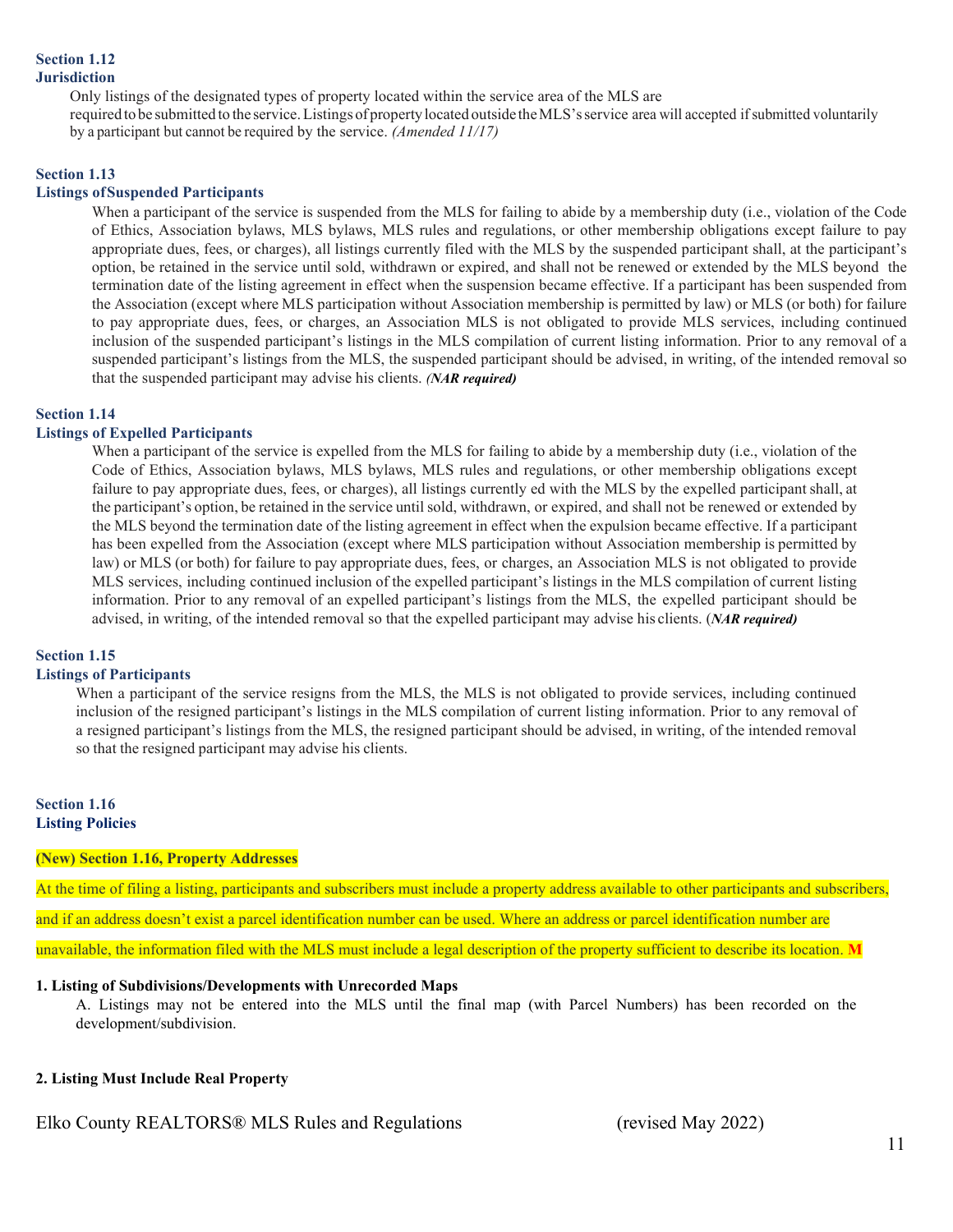**Section 1.12**
**Jurisdiction**

Only listings of the designated types of property located within the service area of the MLS are required to be submitted to the service. Listings of property located outside the MLS's service area will accepted if submitted voluntarily by a participant but cannot be required by the service. *(Amended 11/17)*

**Section 1.13**
**Listings of Suspended Participants**

When a participant of the service is suspended from the MLS for failing to abide by a membership duty (i.e., violation of the Code of Ethics, Association bylaws, MLS bylaws, MLS rules and regulations, or other membership obligations except failure to pay appropriate dues, fees, or charges), all listings currently filed with the MLS by the suspended participant shall, at the participant's option, be retained in the service until sold, withdrawn or expired, and shall not be renewed or extended by the MLS beyond the termination date of the listing agreement in effect when the suspension became effective. If a participant has been suspended from the Association (except where MLS participation without Association membership is permitted by law) or MLS (or both) for failure to pay appropriate dues, fees, or charges, an Association MLS is not obligated to provide MLS services, including continued inclusion of the suspended participant's listings in the MLS compilation of current listing information. Prior to any removal of a suspended participant's listings from the MLS, the suspended participant should be advised, in writing, of the intended removal so that the suspended participant may advise his clients. ***(NAR required)***

**Section 1.14**
**Listings of Expelled Participants**

When a participant of the service is expelled from the MLS for failing to abide by a membership duty (i.e., violation of the Code of Ethics, Association bylaws, MLS bylaws, MLS rules and regulations, or other membership obligations except failure to pay appropriate dues, fees, or charges), all listings currently ed with the MLS by the expelled participant shall, at the participant's option, be retained in the service until sold, withdrawn, or expired, and shall not be renewed or extended by the MLS beyond the termination date of the listing agreement in effect when the expulsion became effective. If a participant has been expelled from the Association (except where MLS participation without Association membership is permitted by law) or MLS (or both) for failure to pay appropriate dues, fees, or charges, an Association MLS is not obligated to provide MLS services, including continued inclusion of the expelled participant's listings in the MLS compilation of current listing information. Prior to any removal of an expelled participant's listings from the MLS, the expelled participant should be advised, in writing, of the intended removal so that the expelled participant may advise his clients. (***NAR required)***

**Section 1.15**
**Listings of Participants**

When a participant of the service resigns from the MLS, the MLS is not obligated to provide services, including continued inclusion of the resigned participant's listings in the MLS compilation of current listing information. Prior to any removal of a resigned participant's listings from the MLS, the resigned participant should be advised, in writing, of the intended removal so that the resigned participant may advise his clients.

**Section 1.16**
**Listing Policies**

**(New) Section 1.16, Property Addresses**

At the time of filing a listing, participants and subscribers must include a property address available to other participants and subscribers, and if an address doesn't exist a parcel identification number can be used. Where an address or parcel identification number are unavailable, the information filed with the MLS must include a legal description of the property sufficient to describe its location. **M**

**1. Listing of Subdivisions/Developments with Unrecorded Maps**

A. Listings may not be entered into the MLS until the final map (with Parcel Numbers) has been recorded on the development/subdivision.

**2. Listing Must Include Real Property**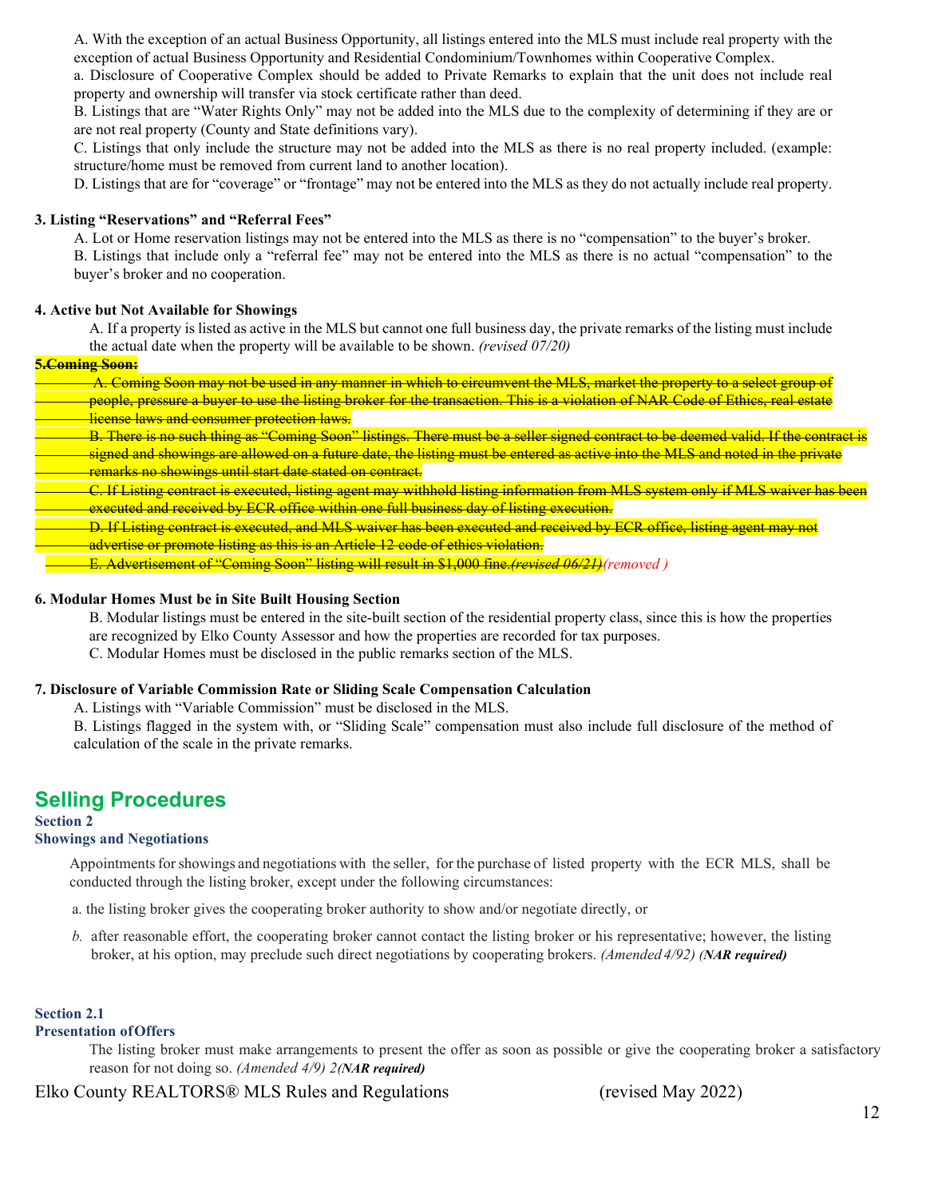A. With the exception of an actual Business Opportunity, all listings entered into the MLS must include real property with the exception of actual Business Opportunity and Residential Condominium/Townhomes within Cooperative Complex.

a. Disclosure of Cooperative Complex should be added to Private Remarks to explain that the unit does not include real property and ownership will transfer via stock certificate rather than deed.

B. Listings that are "Water Rights Only" may not be added into the MLS due to the complexity of determining if they are or are not real property (County and State definitions vary).

C. Listings that only include the structure may not be added into the MLS as there is no real property included. (example: structure/home must be removed from current land to another location).

D. Listings that are for "coverage" or "frontage" may not be entered into the MLS as they do not actually include real property.

**3. Listing "Reservations" and "Referral Fees"**

A. Lot or Home reservation listings may not be entered into the MLS as there is no "compensation" to the buyer's broker.

B. Listings that include only a "referral fee" may not be entered into the MLS as there is no actual "compensation" to the buyer's broker and no cooperation.

**4. Active but Not Available for Showings**

A. If a property is listed as active in the MLS but cannot one full business day, the private remarks of the listing must include the actual date when the property will be available to be shown. *(revised 07/20)*

~~**5.Coming Soon:**~~

~~A. Coming Soon may not be used in any manner in which to circumvent the MLS, market the property to a select group of people, pressure a buyer to use the listing broker for the transaction. This is a violation of NAR Code of Ethics, real estate license laws and consumer protection laws.~~

~~B. There is no such thing as "Coming Soon" listings. There must be a seller signed contract to be deemed valid. If the contract is signed and showings are allowed on a future date, the listing must be entered as active into the MLS and noted in the private remarks no showings until start date stated on contract.~~

~~C. If Listing contract is executed, listing agent may withhold listing information from MLS system only if MLS waiver has been executed and received by ECR office within one full business day of listing execution.~~

~~D. If Listing contract is executed, and MLS waiver has been executed and received by ECR office, listing agent may not advertise or promote listing as this is an Article 12 code of ethics violation.~~

~~E. Advertisement of "Coming Soon" listing will result in $1,000 fine.*(revised 06/21)*~~*(removed )*

**6. Modular Homes Must be in Site Built Housing Section**

B. Modular listings must be entered in the site-built section of the residential property class, since this is how the properties are recognized by Elko County Assessor and how the properties are recorded for tax purposes.

C. Modular Homes must be disclosed in the public remarks section of the MLS.

**7. Disclosure of Variable Commission Rate or Sliding Scale Compensation Calculation**

A. Listings with "Variable Commission" must be disclosed in the MLS.

B. Listings flagged in the system with, or "Sliding Scale" compensation must also include full disclosure of the method of calculation of the scale in the private remarks.

## Selling Procedures

### Section 2
### Showings and Negotiations

Appointments for showings and negotiations with the seller, for the purchase of listed property with the ECR MLS, shall be conducted through the listing broker, except under the following circumstances:

a. the listing broker gives the cooperating broker authority to show and/or negotiate directly, or

*b.* after reasonable effort, the cooperating broker cannot contact the listing broker or his representative; however, the listing broker, at his option, may preclude such direct negotiations by cooperating brokers. *(Amended 4/92)* ***(NAR required)***

### Section 2.1
### Presentation of Offers

The listing broker must make arrangements to present the offer as soon as possible or give the cooperating broker a satisfactory reason for not doing so. *(Amended 4/9) 2(**NAR required**)*

Elko County REALTORS® MLS Rules and Regulations (revised May 2022)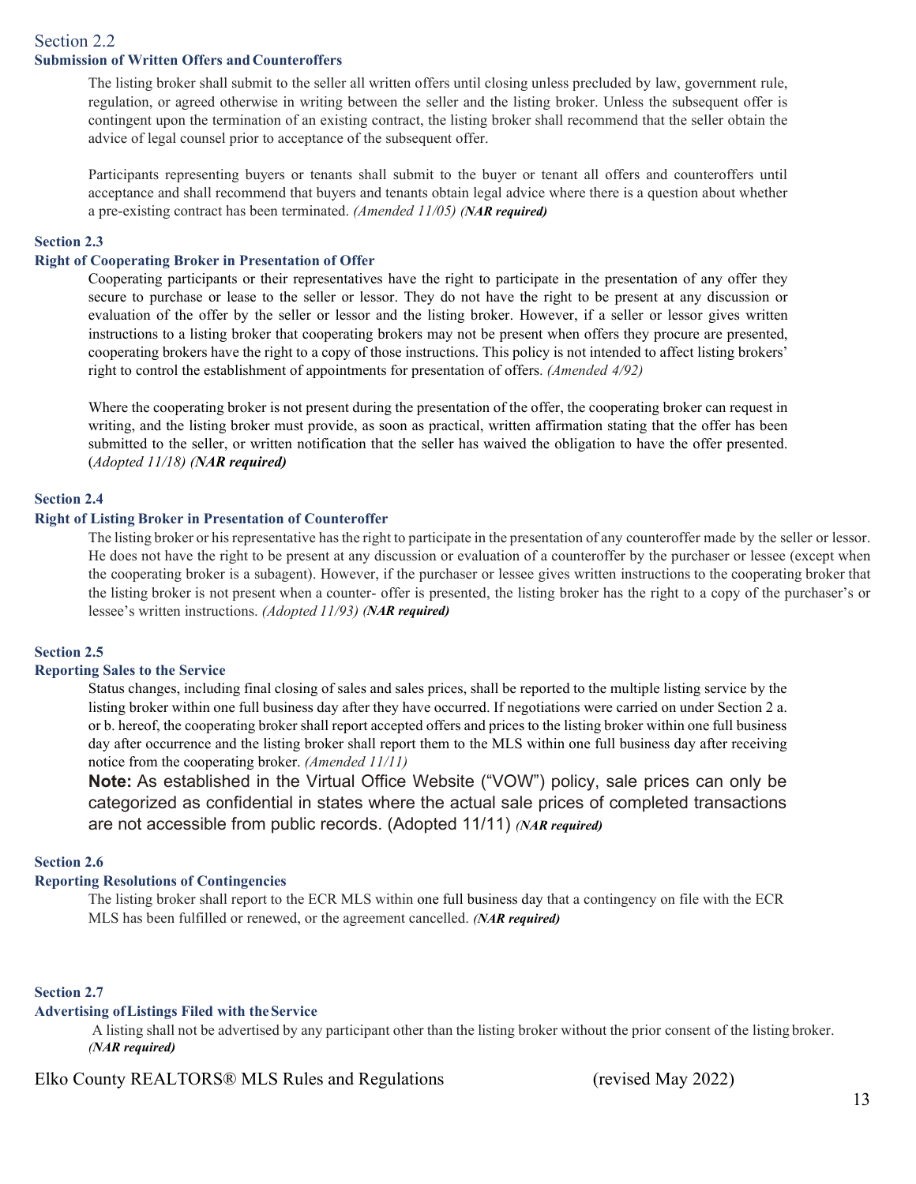## Section 2.2

### Submission of Written Offers and Counteroffers

The listing broker shall submit to the seller all written offers until closing unless precluded by law, government rule, regulation, or agreed otherwise in writing between the seller and the listing broker. Unless the subsequent offer is contingent upon the termination of an existing contract, the listing broker shall recommend that the seller obtain the advice of legal counsel prior to acceptance of the subsequent offer.

Participants representing buyers or tenants shall submit to the buyer or tenant all offers and counteroffers until acceptance and shall recommend that buyers and tenants obtain legal advice where there is a question about whether a pre-existing contract has been terminated. *(Amended 11/05)* ***(NAR required)***

## Section 2.3

### Right of Cooperating Broker in Presentation of Offer

Cooperating participants or their representatives have the right to participate in the presentation of any offer they secure to purchase or lease to the seller or lessor. They do not have the right to be present at any discussion or evaluation of the offer by the seller or lessor and the listing broker. However, if a seller or lessor gives written instructions to a listing broker that cooperating brokers may not be present when offers they procure are presented, cooperating brokers have the right to a copy of those instructions. This policy is not intended to affect listing brokers' right to control the establishment of appointments for presentation of offers. *(Amended 4/92)*

Where the cooperating broker is not present during the presentation of the offer, the cooperating broker can request in writing, and the listing broker must provide, as soon as practical, written affirmation stating that the offer has been submitted to the seller, or written notification that the seller has waived the obligation to have the offer presented. (*Adopted 11/18)* ***(NAR required)***

## Section 2.4

### Right of Listing Broker in Presentation of Counteroffer

The listing broker or his representative has the right to participate in the presentation of any counteroffer made by the seller or lessor. He does not have the right to be present at any discussion or evaluation of a counteroffer by the purchaser or lessee (except when the cooperating broker is a subagent). However, if the purchaser or lessee gives written instructions to the cooperating broker that the listing broker is not present when a counter- offer is presented, the listing broker has the right to a copy of the purchaser's or lessee's written instructions. *(Adopted 11/93)* ***(NAR required)***

## Section 2.5

### Reporting Sales to the Service

Status changes, including final closing of sales and sales prices, shall be reported to the multiple listing service by the listing broker within one full business day after they have occurred. If negotiations were carried on under Section 2 a. or b. hereof, the cooperating broker shall report accepted offers and prices to the listing broker within one full business day after occurrence and the listing broker shall report them to the MLS within one full business day after receiving notice from the cooperating broker. *(Amended 11/11)*

**Note:** As established in the Virtual Office Website ("VOW") policy, sale prices can only be categorized as confidential in states where the actual sale prices of completed transactions are not accessible from public records. (Adopted 11/11) ***(NAR required)***

## Section 2.6

### Reporting Resolutions of Contingencies

The listing broker shall report to the ECR MLS within one full business day that a contingency on file with the ECR MLS has been fulfilled or renewed, or the agreement cancelled. ***(NAR required)***

## Section 2.7

### Advertising of Listings Filed with the Service

A listing shall not be advertised by any participant other than the listing broker without the prior consent of the listing broker. ***(NAR required)***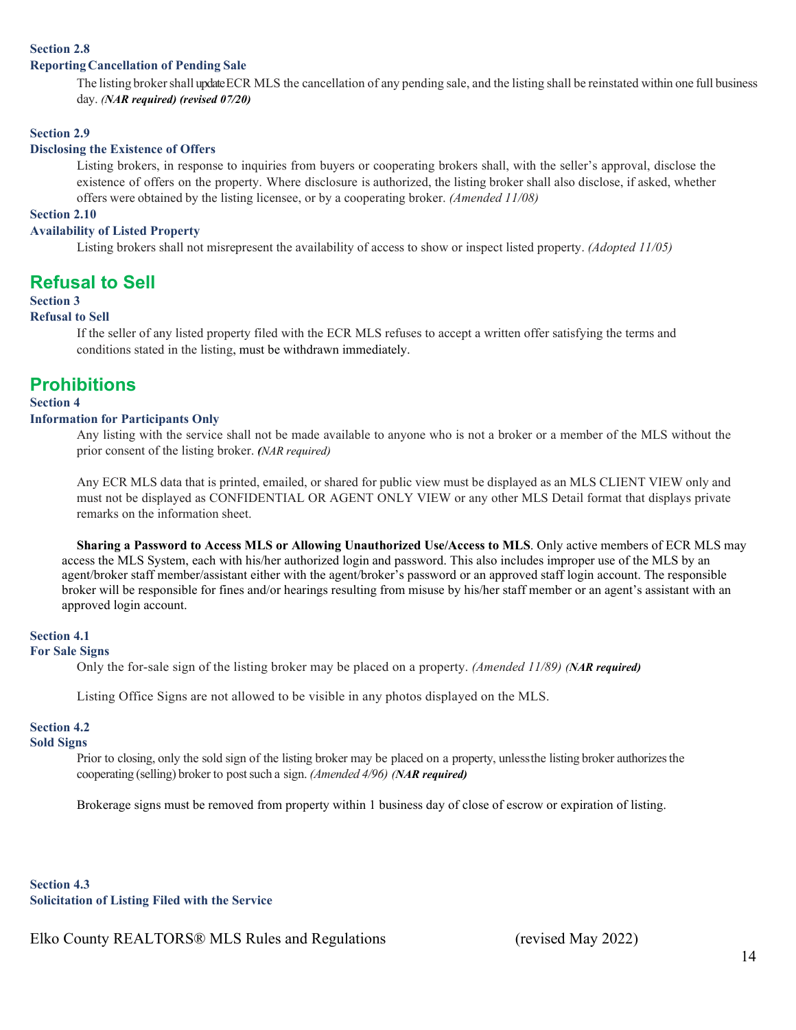**Section 2.8**
**Reporting Cancellation of Pending Sale**

The listing broker shall update ECR MLS the cancellation of any pending sale, and the listing shall be reinstated within one full business day. ***(NAR required) (revised 07/20)***

**Section 2.9**
**Disclosing the Existence of Offers**

Listing brokers, in response to inquiries from buyers or cooperating brokers shall, with the seller's approval, disclose the existence of offers on the property. Where disclosure is authorized, the listing broker shall also disclose, if asked, whether offers were obtained by the listing licensee, or by a cooperating broker. *(Amended 11/08)*

**Section 2.10**
**Availability of Listed Property**

Listing brokers shall not misrepresent the availability of access to show or inspect listed property. *(Adopted 11/05)*

## Refusal to Sell

**Section 3**
**Refusal to Sell**

If the seller of any listed property filed with the ECR MLS refuses to accept a written offer satisfying the terms and conditions stated in the listing, must be withdrawn immediately.

## Prohibitions

**Section 4**
**Information for Participants Only**

Any listing with the service shall not be made available to anyone who is not a broker or a member of the MLS without the prior consent of the listing broker. *(NAR required)*

Any ECR MLS data that is printed, emailed, or shared for public view must be displayed as an MLS CLIENT VIEW only and must not be displayed as CONFIDENTIAL OR AGENT ONLY VIEW or any other MLS Detail format that displays private remarks on the information sheet.

**Sharing a Password to Access MLS or Allowing Unauthorized Use/Access to MLS**. Only active members of ECR MLS may access the MLS System, each with his/her authorized login and password. This also includes improper use of the MLS by an agent/broker staff member/assistant either with the agent/broker's password or an approved staff login account. The responsible broker will be responsible for fines and/or hearings resulting from misuse by his/her staff member or an agent's assistant with an approved login account.

**Section 4.1**
**For Sale Signs**

Only the for-sale sign of the listing broker may be placed on a property. *(Amended 11/89)* ***(NAR required)***

Listing Office Signs are not allowed to be visible in any photos displayed on the MLS.

**Section 4.2**
**Sold Signs**

Prior to closing, only the sold sign of the listing broker may be placed on a property, unless the listing broker authorizes the cooperating (selling) broker to post such a sign. *(Amended 4/96)* ***(NAR required)***

Brokerage signs must be removed from property within 1 business day of close of escrow or expiration of listing.

**Section 4.3**
**Solicitation of Listing Filed with the Service**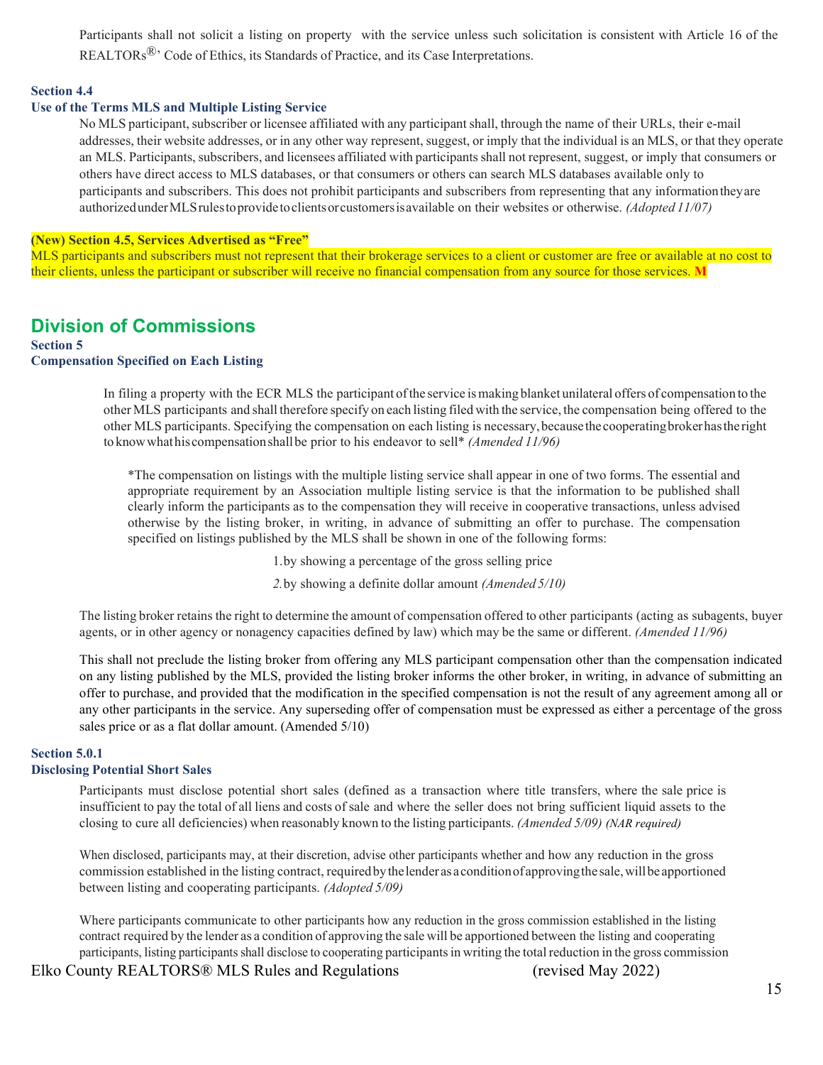Participants shall not solicit a listing on property with the service unless such solicitation is consistent with Article 16 of the REALTORs®' Code of Ethics, its Standards of Practice, and its Case Interpretations.

**Section 4.4**
**Use of the Terms MLS and Multiple Listing Service**

No MLS participant, subscriber or licensee affiliated with any participant shall, through the name of their URLs, their e-mail addresses, their website addresses, or in any other way represent, suggest, or imply that the individual is an MLS, or that they operate an MLS. Participants, subscribers, and licensees affiliated with participants shall not represent, suggest, or imply that consumers or others have direct access to MLS databases, or that consumers or others can search MLS databases available only to participants and subscribers. This does not prohibit participants and subscribers from representing that any information they are authorized under MLS rules to provide to clients or customers is available on their websites or otherwise. *(Adopted 11/07)*

**(New) Section 4.5, Services Advertised as "Free"**

MLS participants and subscribers must not represent that their brokerage services to a client or customer are free or available at no cost to their clients, unless the participant or subscriber will receive no financial compensation from any source for those services. **M**

## Division of Commissions

**Section 5**
**Compensation Specified on Each Listing**

In filing a property with the ECR MLS the participant of the service is making blanket unilateral offers of compensation to the other MLS participants and shall therefore specify on each listing filed with the service, the compensation being offered to the other MLS participants. Specifying the compensation on each listing is necessary, because the cooperating broker has the right to know what his compensation shall be prior to his endeavor to sell* *(Amended 11/96)*

*The compensation on listings with the multiple listing service shall appear in one of two forms. The essential and appropriate requirement by an Association multiple listing service is that the information to be published shall clearly inform the participants as to the compensation they will receive in cooperative transactions, unless advised otherwise by the listing broker, in writing, in advance of submitting an offer to purchase. The compensation specified on listings published by the MLS shall be shown in one of the following forms:

1. by showing a percentage of the gross selling price
2. by showing a definite dollar amount *(Amended 5/10)*

The listing broker retains the right to determine the amount of compensation offered to other participants (acting as subagents, buyer agents, or in other agency or nonagency capacities defined by law) which may be the same or different. *(Amended 11/96)*

This shall not preclude the listing broker from offering any MLS participant compensation other than the compensation indicated on any listing published by the MLS, provided the listing broker informs the other broker, in writing, in advance of submitting an offer to purchase, and provided that the modification in the specified compensation is not the result of any agreement among all or any other participants in the service. Any superseding offer of compensation must be expressed as either a percentage of the gross sales price or as a flat dollar amount. (Amended 5/10)

**Section 5.0.1**
**Disclosing Potential Short Sales**

Participants must disclose potential short sales (defined as a transaction where title transfers, where the sale price is insufficient to pay the total of all liens and costs of sale and where the seller does not bring sufficient liquid assets to the closing to cure all deficiencies) when reasonably known to the listing participants. *(Amended 5/09) (NAR required)*

When disclosed, participants may, at their discretion, advise other participants whether and how any reduction in the gross commission established in the listing contract, required by the lender as a condition of approving the sale, will be apportioned between listing and cooperating participants. *(Adopted 5/09)*

Where participants communicate to other participants how any reduction in the gross commission established in the listing contract required by the lender as a condition of approving the sale will be apportioned between the listing and cooperating participants, listing participants shall disclose to cooperating participants in writing the total reduction in the gross commission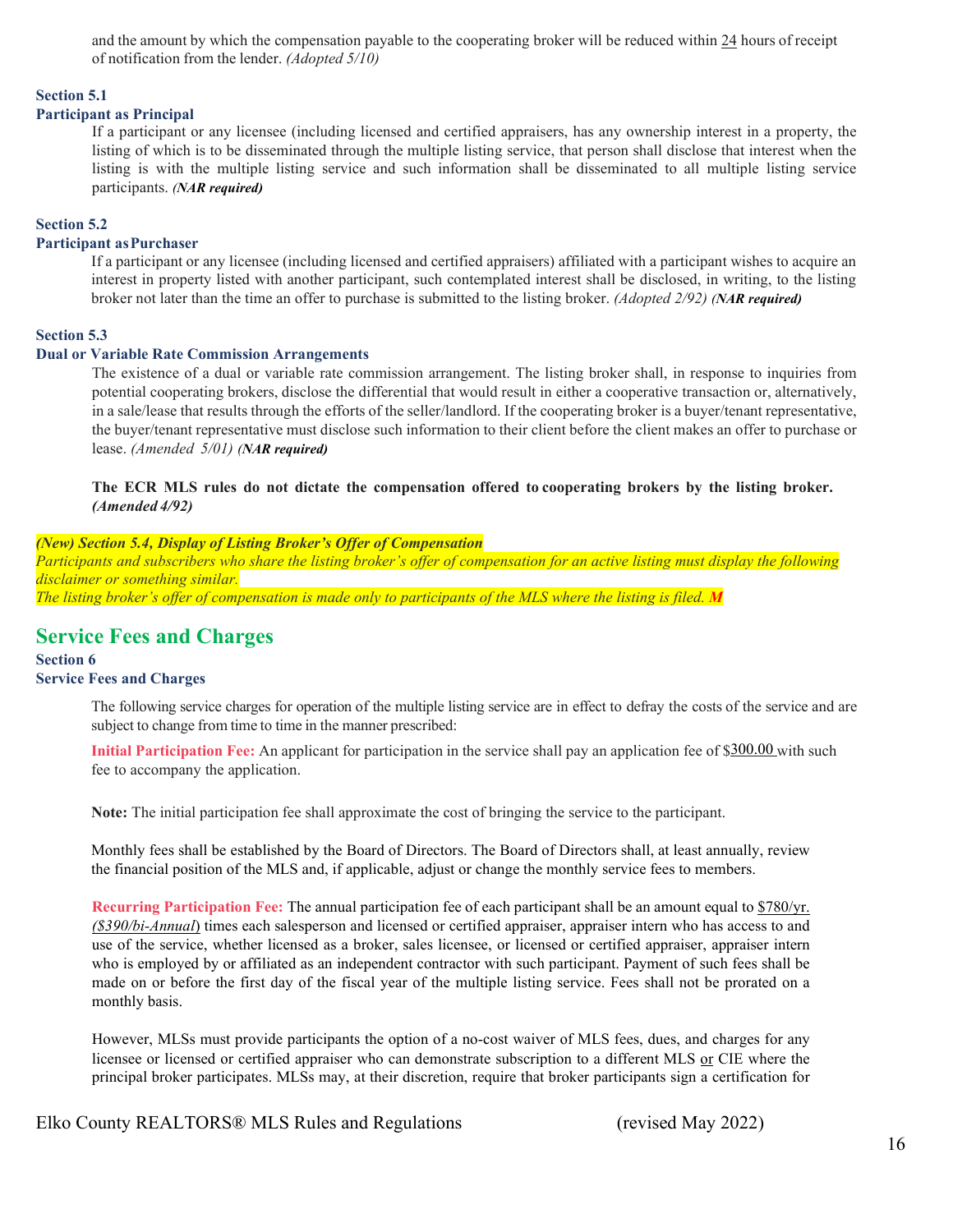and the amount by which the compensation payable to the cooperating broker will be reduced within 24 hours of receipt of notification from the lender. *(Adopted 5/10)*

**Section 5.1**
**Participant as Principal**

If a participant or any licensee (including licensed and certified appraisers, has any ownership interest in a property, the listing of which is to be disseminated through the multiple listing service, that person shall disclose that interest when the listing is with the multiple listing service and such information shall be disseminated to all multiple listing service participants. ***(NAR required)***

**Section 5.2**
**Participant as Purchaser**

If a participant or any licensee (including licensed and certified appraisers) affiliated with a participant wishes to acquire an interest in property listed with another participant, such contemplated interest shall be disclosed, in writing, to the listing broker not later than the time an offer to purchase is submitted to the listing broker. *(Adopted 2/92)* ***(NAR required)***

**Section 5.3**
**Dual or Variable Rate Commission Arrangements**

The existence of a dual or variable rate commission arrangement. The listing broker shall, in response to inquiries from potential cooperating brokers, disclose the differential that would result in either a cooperative transaction or, alternatively, in a sale/lease that results through the efforts of the seller/landlord. If the cooperating broker is a buyer/tenant representative, the buyer/tenant representative must disclose such information to their client before the client makes an offer to purchase or lease. *(Amended 5/01)* ***(NAR required)***

**The ECR MLS rules do not dictate the compensation offered to cooperating brokers by the listing broker. *(Amended 4/92)***

***(New) Section 5.4, Display of Listing Broker's Offer of Compensation***
*Participants and subscribers who share the listing broker's offer of compensation for an active listing must display the following disclaimer or something similar.*
*The listing broker's offer of compensation is made only to participants of the MLS where the listing is filed.* ***M***

## Service Fees and Charges

**Section 6**
**Service Fees and Charges**

The following service charges for operation of the multiple listing service are in effect to defray the costs of the service and are subject to change from time to time in the manner prescribed:

**Initial Participation Fee:** An applicant for participation in the service shall pay an application fee of $300.00 with such fee to accompany the application.

**Note:** The initial participation fee shall approximate the cost of bringing the service to the participant.

Monthly fees shall be established by the Board of Directors. The Board of Directors shall, at least annually, review the financial position of the MLS and, if applicable, adjust or change the monthly service fees to members.

**Recurring Participation Fee:** The annual participation fee of each participant shall be an amount equal to $780/yr. *($390/bi-Annual)* times each salesperson and licensed or certified appraiser, appraiser intern who has access to and use of the service, whether licensed as a broker, sales licensee, or licensed or certified appraiser, appraiser intern who is employed by or affiliated as an independent contractor with such participant. Payment of such fees shall be made on or before the first day of the fiscal year of the multiple listing service. Fees shall not be prorated on a monthly basis.

However, MLSs must provide participants the option of a no-cost waiver of MLS fees, dues, and charges for any licensee or licensed or certified appraiser who can demonstrate subscription to a different MLS or CIE where the principal broker participates. MLSs may, at their discretion, require that broker participants sign a certification for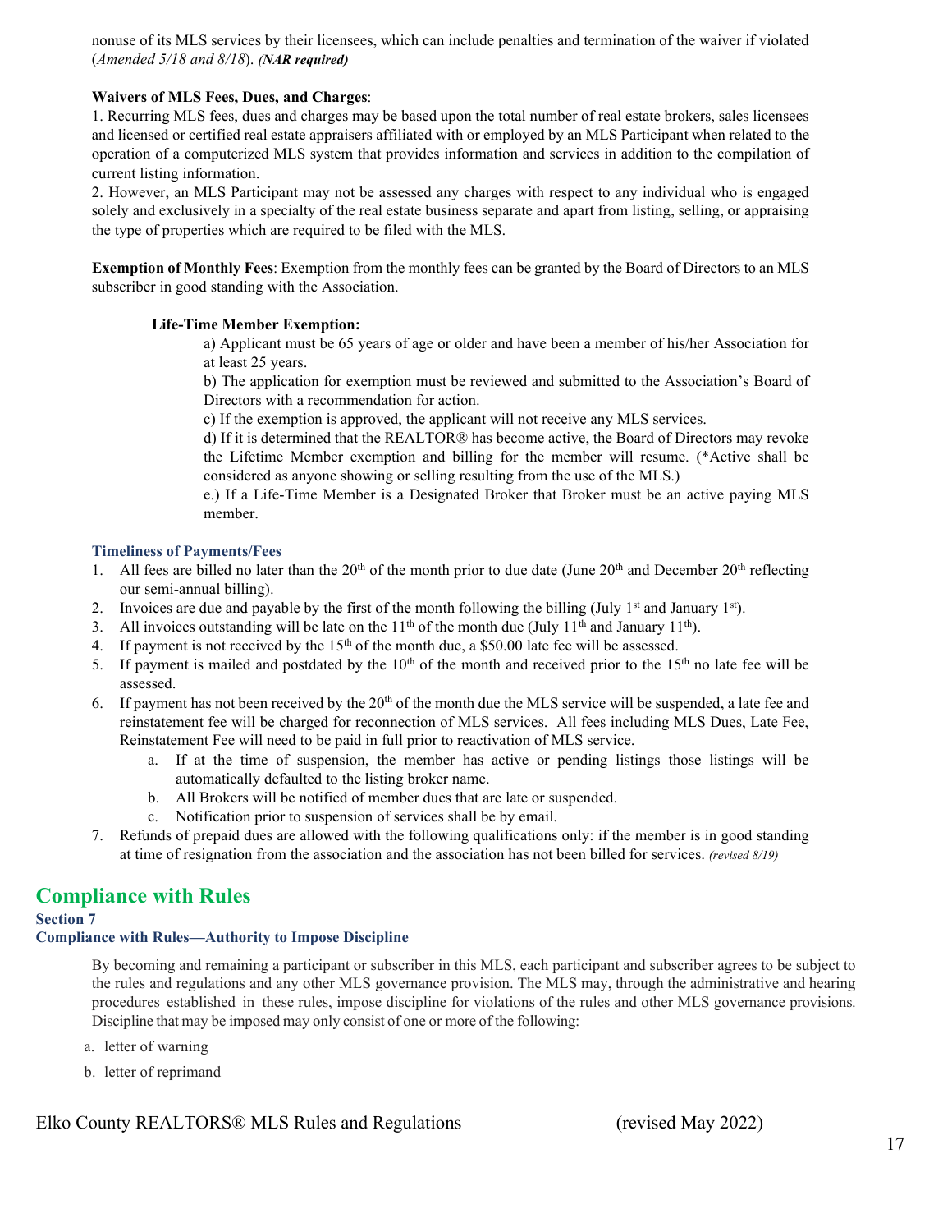nonuse of its MLS services by their licensees, which can include penalties and termination of the waiver if violated (*Amended 5/18 and 8/18*). ***(NAR required)***

**Waivers of MLS Fees, Dues, and Charges**:

1. Recurring MLS fees, dues and charges may be based upon the total number of real estate brokers, sales licensees and licensed or certified real estate appraisers affiliated with or employed by an MLS Participant when related to the operation of a computerized MLS system that provides information and services in addition to the compilation of current listing information.
2. However, an MLS Participant may not be assessed any charges with respect to any individual who is engaged solely and exclusively in a specialty of the real estate business separate and apart from listing, selling, or appraising the type of properties which are required to be filed with the MLS.

**Exemption of Monthly Fees**: Exemption from the monthly fees can be granted by the Board of Directors to an MLS subscriber in good standing with the Association.

**Life-Time Member Exemption:**

a) Applicant must be 65 years of age or older and have been a member of his/her Association for at least 25 years.

b) The application for exemption must be reviewed and submitted to the Association's Board of Directors with a recommendation for action.

c) If the exemption is approved, the applicant will not receive any MLS services.

d) If it is determined that the REALTOR® has become active, the Board of Directors may revoke the Lifetime Member exemption and billing for the member will resume. (*Active shall be considered as anyone showing or selling resulting from the use of the MLS.)

e.) If a Life-Time Member is a Designated Broker that Broker must be an active paying MLS member.

### Timeliness of Payments/Fees

1. All fees are billed no later than the 20th of the month prior to due date (June 20th and December 20th reflecting our semi-annual billing).
2. Invoices are due and payable by the first of the month following the billing (July 1st and January 1st).
3. All invoices outstanding will be late on the 11th of the month due (July 11th and January 11th).
4. If payment is not received by the 15th of the month due, a $50.00 late fee will be assessed.
5. If payment is mailed and postdated by the 10th of the month and received prior to the 15th no late fee will be assessed.
6. If payment has not been received by the 20th of the month due the MLS service will be suspended, a late fee and reinstatement fee will be charged for reconnection of MLS services. All fees including MLS Dues, Late Fee, Reinstatement Fee will need to be paid in full prior to reactivation of MLS service.
   a. If at the time of suspension, the member has active or pending listings those listings will be automatically defaulted to the listing broker name.
   b. All Brokers will be notified of member dues that are late or suspended.
   c. Notification prior to suspension of services shall be by email.
7. Refunds of prepaid dues are allowed with the following qualifications only: if the member is in good standing at time of resignation from the association and the association has not been billed for services. ***(revised 8/19)***

## Compliance with Rules

### Section 7

### Compliance with Rules—Authority to Impose Discipline

By becoming and remaining a participant or subscriber in this MLS, each participant and subscriber agrees to be subject to the rules and regulations and any other MLS governance provision. The MLS may, through the administrative and hearing procedures established in these rules, impose discipline for violations of the rules and other MLS governance provisions. Discipline that may be imposed may only consist of one or more of the following:

a. letter of warning
b. letter of reprimand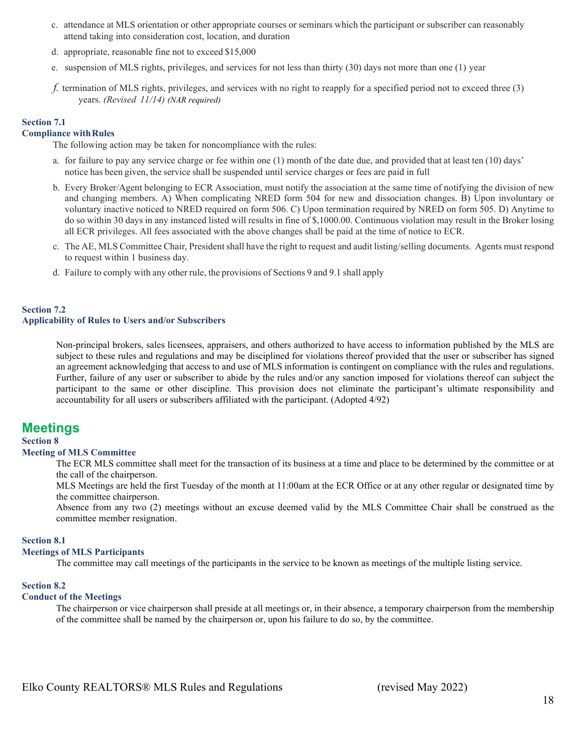c. attendance at MLS orientation or other appropriate courses or seminars which the participant or subscriber can reasonably attend taking into consideration cost, location, and duration

d. appropriate, reasonable fine not to exceed $15,000

e. suspension of MLS rights, privileges, and services for not less than thirty (30) days not more than one (1) year

*f.* termination of MLS rights, privileges, and services with no right to reapply for a specified period not to exceed three (3) years. *(Revised 11/14) (NAR required)*

**Section 7.1**
**Compliance with Rules**

The following action may be taken for noncompliance with the rules:

a. for failure to pay any service charge or fee within one (1) month of the date due, and provided that at least ten (10) days' notice has been given, the service shall be suspended until service charges or fees are paid in full

b. Every Broker/Agent belonging to ECR Association, must notify the association at the same time of notifying the division of new and changing members. A) When complicating NRED form 504 for new and dissociation changes. B) Upon involuntary or voluntary inactive noticed to NRED required on form 506. C) Upon termination required by NRED on form 505. D) Anytime to do so within 30 days in any instanced listed will results in fine of $,1000.00. Continuous violation may result in the Broker losing all ECR privileges. All fees associated with the above changes shall be paid at the time of notice to ECR.

c. The AE, MLS Committee Chair, President shall have the right to request and audit listing/selling documents. Agents must respond to request within 1 business day.

d. Failure to comply with any other rule, the provisions of Sections 9 and 9.1 shall apply

**Section 7.2**
**Applicability of Rules to Users and/or Subscribers**

Non-principal brokers, sales licensees, appraisers, and others authorized to have access to information published by the MLS are subject to these rules and regulations and may be disciplined for violations thereof provided that the user or subscriber has signed an agreement acknowledging that access to and use of MLS information is contingent on compliance with the rules and regulations. Further, failure of any user or subscriber to abide by the rules and/or any sanction imposed for violations thereof can subject the participant to the same or other discipline. This provision does not eliminate the participant's ultimate responsibility and accountability for all users or subscribers affiliated with the participant. (Adopted 4/92)

## Meetings

**Section 8**
**Meeting of MLS Committee**

The ECR MLS committee shall meet for the transaction of its business at a time and place to be determined by the committee or at the call of the chairperson.

MLS Meetings are held the first Tuesday of the month at 11:00am at the ECR Office or at any other regular or designated time by the committee chairperson.

Absence from any two (2) meetings without an excuse deemed valid by the MLS Committee Chair shall be construed as the committee member resignation.

**Section 8.1**
**Meetings of MLS Participants**

The committee may call meetings of the participants in the service to be known as meetings of the multiple listing service.

**Section 8.2**
**Conduct of the Meetings**

The chairperson or vice chairperson shall preside at all meetings or, in their absence, a temporary chairperson from the membership of the committee shall be named by the chairperson or, upon his failure to do so, by the committee.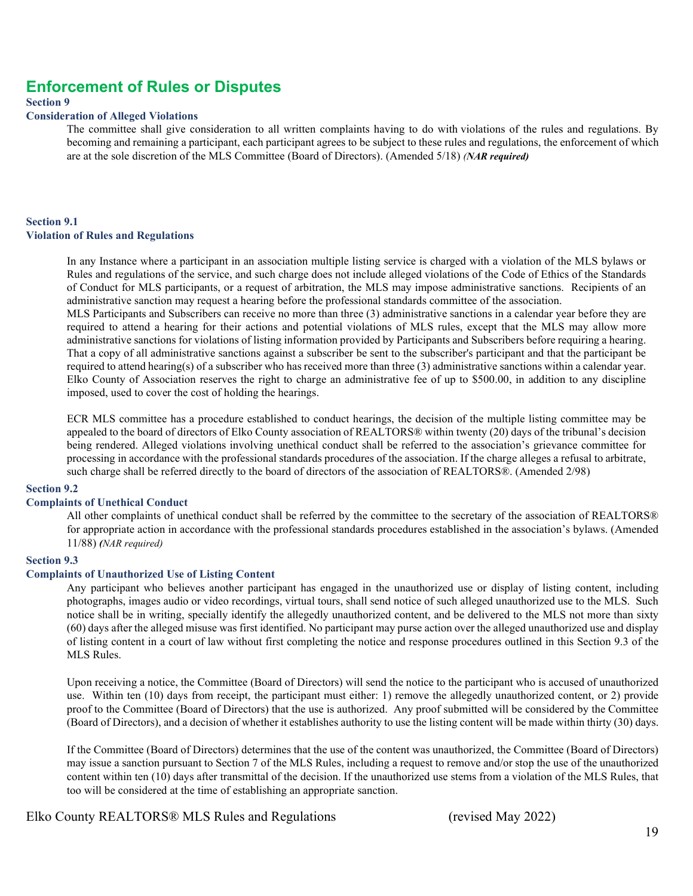## Enforcement of Rules or Disputes

**Section 9**

**Consideration of Alleged Violations**

The committee shall give consideration to all written complaints having to do with violations of the rules and regulations. By becoming and remaining a participant, each participant agrees to be subject to these rules and regulations, the enforcement of which are at the sole discretion of the MLS Committee (Board of Directors). (Amended 5/18) ***(NAR required)***

**Section 9.1**

**Violation of Rules and Regulations**

In any Instance where a participant in an association multiple listing service is charged with a violation of the MLS bylaws or Rules and regulations of the service, and such charge does not include alleged violations of the Code of Ethics of the Standards of Conduct for MLS participants, or a request of arbitration, the MLS may impose administrative sanctions. Recipients of an administrative sanction may request a hearing before the professional standards committee of the association.

MLS Participants and Subscribers can receive no more than three (3) administrative sanctions in a calendar year before they are required to attend a hearing for their actions and potential violations of MLS rules, except that the MLS may allow more administrative sanctions for violations of listing information provided by Participants and Subscribers before requiring a hearing. That a copy of all administrative sanctions against a subscriber be sent to the subscriber's participant and that the participant be required to attend hearing(s) of a subscriber who has received more than three (3) administrative sanctions within a calendar year. Elko County of Association reserves the right to charge an administrative fee of up to $500.00, in addition to any discipline imposed, used to cover the cost of holding the hearings.

ECR MLS committee has a procedure established to conduct hearings, the decision of the multiple listing committee may be appealed to the board of directors of Elko County association of REALTORS® within twenty (20) days of the tribunal's decision being rendered. Alleged violations involving unethical conduct shall be referred to the association's grievance committee for processing in accordance with the professional standards procedures of the association. If the charge alleges a refusal to arbitrate, such charge shall be referred directly to the board of directors of the association of REALTORS®. (Amended 2/98)

**Section 9.2**

**Complaints of Unethical Conduct**

All other complaints of unethical conduct shall be referred by the committee to the secretary of the association of REALTORS® for appropriate action in accordance with the professional standards procedures established in the association's bylaws. (Amended 11/88) ***(****NAR required)*

**Section 9.3**

**Complaints of Unauthorized Use of Listing Content**

Any participant who believes another participant has engaged in the unauthorized use or display of listing content, including photographs, images audio or video recordings, virtual tours, shall send notice of such alleged unauthorized use to the MLS. Such notice shall be in writing, specially identify the allegedly unauthorized content, and be delivered to the MLS not more than sixty (60) days after the alleged misuse was first identified. No participant may purse action over the alleged unauthorized use and display of listing content in a court of law without first completing the notice and response procedures outlined in this Section 9.3 of the MLS Rules.

Upon receiving a notice, the Committee (Board of Directors) will send the notice to the participant who is accused of unauthorized use. Within ten (10) days from receipt, the participant must either: 1) remove the allegedly unauthorized content, or 2) provide proof to the Committee (Board of Directors) that the use is authorized. Any proof submitted will be considered by the Committee (Board of Directors), and a decision of whether it establishes authority to use the listing content will be made within thirty (30) days.

If the Committee (Board of Directors) determines that the use of the content was unauthorized, the Committee (Board of Directors) may issue a sanction pursuant to Section 7 of the MLS Rules, including a request to remove and/or stop the use of the unauthorized content within ten (10) days after transmittal of the decision. If the unauthorized use stems from a violation of the MLS Rules, that too will be considered at the time of establishing an appropriate sanction.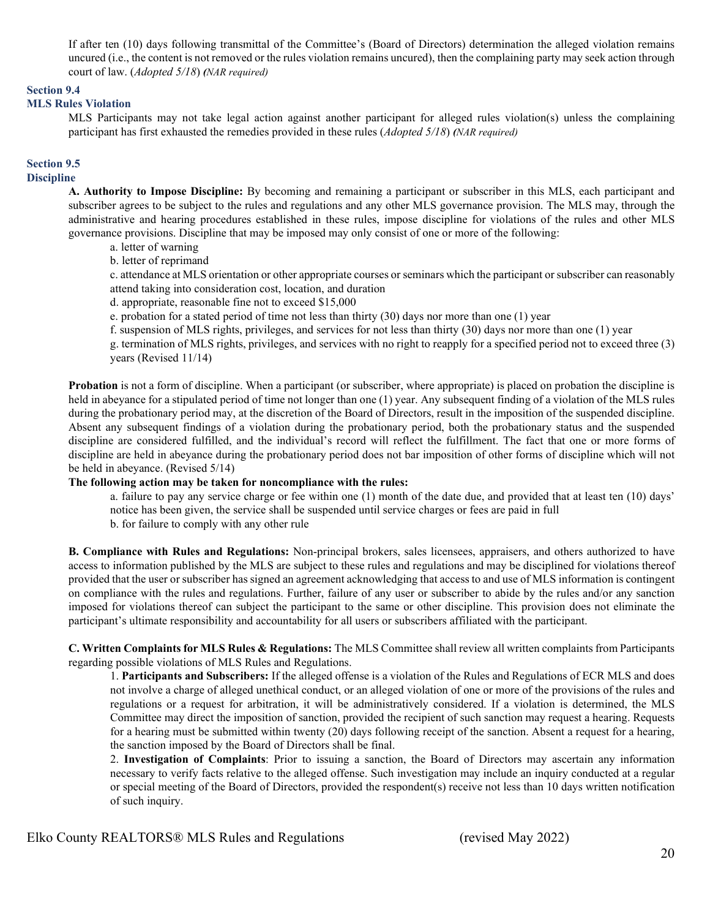If after ten (10) days following transmittal of the Committee's (Board of Directors) determination the alleged violation remains uncured (i.e., the content is not removed or the rules violation remains uncured), then the complaining party may seek action through court of law. (*Adopted 5/18*) ***(NAR required)***

### Section 9.4
### MLS Rules Violation

MLS Participants may not take legal action against another participant for alleged rules violation(s) unless the complaining participant has first exhausted the remedies provided in these rules (*Adopted 5/18*) ***(NAR required)***

### Section 9.5
### Discipline

**A. Authority to Impose Discipline:** By becoming and remaining a participant or subscriber in this MLS, each participant and subscriber agrees to be subject to the rules and regulations and any other MLS governance provision. The MLS may, through the administrative and hearing procedures established in these rules, impose discipline for violations of the rules and other MLS governance provisions. Discipline that may be imposed may only consist of one or more of the following:

a. letter of warning
b. letter of reprimand
c. attendance at MLS orientation or other appropriate courses or seminars which the participant or subscriber can reasonably attend taking into consideration cost, location, and duration
d. appropriate, reasonable fine not to exceed $15,000
e. probation for a stated period of time not less than thirty (30) days nor more than one (1) year
f. suspension of MLS rights, privileges, and services for not less than thirty (30) days nor more than one (1) year
g. termination of MLS rights, privileges, and services with no right to reapply for a specified period not to exceed three (3) years (Revised 11/14)

**Probation** is not a form of discipline. When a participant (or subscriber, where appropriate) is placed on probation the discipline is held in abeyance for a stipulated period of time not longer than one (1) year. Any subsequent finding of a violation of the MLS rules during the probationary period may, at the discretion of the Board of Directors, result in the imposition of the suspended discipline. Absent any subsequent findings of a violation during the probationary period, both the probationary status and the suspended discipline are considered fulfilled, and the individual's record will reflect the fulfillment. The fact that one or more forms of discipline are held in abeyance during the probationary period does not bar imposition of other forms of discipline which will not be held in abeyance. (Revised 5/14)

**The following action may be taken for noncompliance with the rules:**

a. failure to pay any service charge or fee within one (1) month of the date due, and provided that at least ten (10) days' notice has been given, the service shall be suspended until service charges or fees are paid in full
b. for failure to comply with any other rule

**B. Compliance with Rules and Regulations:** Non-principal brokers, sales licensees, appraisers, and others authorized to have access to information published by the MLS are subject to these rules and regulations and may be disciplined for violations thereof provided that the user or subscriber has signed an agreement acknowledging that access to and use of MLS information is contingent on compliance with the rules and regulations. Further, failure of any user or subscriber to abide by the rules and/or any sanction imposed for violations thereof can subject the participant to the same or other discipline. This provision does not eliminate the participant's ultimate responsibility and accountability for all users or subscribers affiliated with the participant.

**C. Written Complaints for MLS Rules & Regulations:** The MLS Committee shall review all written complaints from Participants regarding possible violations of MLS Rules and Regulations.

1. **Participants and Subscribers:** If the alleged offense is a violation of the Rules and Regulations of ECR MLS and does not involve a charge of alleged unethical conduct, or an alleged violation of one or more of the provisions of the rules and regulations or a request for arbitration, it will be administratively considered. If a violation is determined, the MLS Committee may direct the imposition of sanction, provided the recipient of such sanction may request a hearing. Requests for a hearing must be submitted within twenty (20) days following receipt of the sanction. Absent a request for a hearing, the sanction imposed by the Board of Directors shall be final.

2. **Investigation of Complaints**: Prior to issuing a sanction, the Board of Directors may ascertain any information necessary to verify facts relative to the alleged offense. Such investigation may include an inquiry conducted at a regular or special meeting of the Board of Directors, provided the respondent(s) receive not less than 10 days written notification of such inquiry.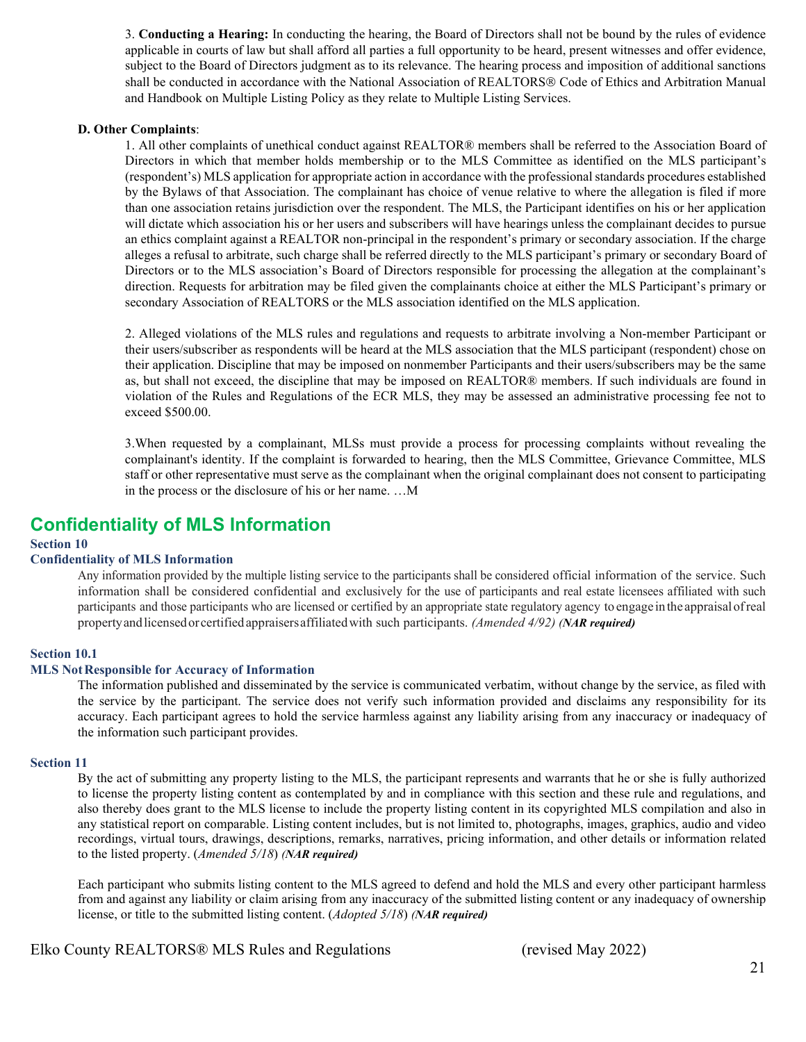3. **Conducting a Hearing:** In conducting the hearing, the Board of Directors shall not be bound by the rules of evidence applicable in courts of law but shall afford all parties a full opportunity to be heard, present witnesses and offer evidence, subject to the Board of Directors judgment as to its relevance. The hearing process and imposition of additional sanctions shall be conducted in accordance with the National Association of REALTORS® Code of Ethics and Arbitration Manual and Handbook on Multiple Listing Policy as they relate to Multiple Listing Services.

**D. Other Complaints**:

1. All other complaints of unethical conduct against REALTOR® members shall be referred to the Association Board of Directors in which that member holds membership or to the MLS Committee as identified on the MLS participant's (respondent's) MLS application for appropriate action in accordance with the professional standards procedures established by the Bylaws of that Association. The complainant has choice of venue relative to where the allegation is filed if more than one association retains jurisdiction over the respondent. The MLS, the Participant identifies on his or her application will dictate which association his or her users and subscribers will have hearings unless the complainant decides to pursue an ethics complaint against a REALTOR non-principal in the respondent's primary or secondary association. If the charge alleges a refusal to arbitrate, such charge shall be referred directly to the MLS participant's primary or secondary Board of Directors or to the MLS association's Board of Directors responsible for processing the allegation at the complainant's direction. Requests for arbitration may be filed given the complainants choice at either the MLS Participant's primary or secondary Association of REALTORS or the MLS association identified on the MLS application.

2. Alleged violations of the MLS rules and regulations and requests to arbitrate involving a Non-member Participant or their users/subscriber as respondents will be heard at the MLS association that the MLS participant (respondent) chose on their application. Discipline that may be imposed on nonmember Participants and their users/subscribers may be the same as, but shall not exceed, the discipline that may be imposed on REALTOR® members. If such individuals are found in violation of the Rules and Regulations of the ECR MLS, they may be assessed an administrative processing fee not to exceed $500.00.

3.When requested by a complainant, MLSs must provide a process for processing complaints without revealing the complainant's identity. If the complaint is forwarded to hearing, then the MLS Committee, Grievance Committee, MLS staff or other representative must serve as the complainant when the original complainant does not consent to participating in the process or the disclosure of his or her name. …M

## Confidentiality of MLS Information

### Section 10
### Confidentiality of MLS Information

Any information provided by the multiple listing service to the participants shall be considered official information of the service. Such information shall be considered confidential and exclusively for the use of participants and real estate licensees affiliated with such participants and those participants who are licensed or certified by an appropriate state regulatory agency to engage in the appraisal of real property and licensed or certified appraisers affiliated with such participants. *(Amended 4/92)* ***(NAR required)***

### Section 10.1
### MLS Not Responsible for Accuracy of Information

The information published and disseminated by the service is communicated verbatim, without change by the service, as filed with the service by the participant. The service does not verify such information provided and disclaims any responsibility for its accuracy. Each participant agrees to hold the service harmless against any liability arising from any inaccuracy or inadequacy of the information such participant provides.

### Section 11

By the act of submitting any property listing to the MLS, the participant represents and warrants that he or she is fully authorized to license the property listing content as contemplated by and in compliance with this section and these rule and regulations, and also thereby does grant to the MLS license to include the property listing content in its copyrighted MLS compilation and also in any statistical report on comparable. Listing content includes, but is not limited to, photographs, images, graphics, audio and video recordings, virtual tours, drawings, descriptions, remarks, narratives, pricing information, and other details or information related to the listed property. (*Amended 5/18*) ***(NAR required)***

Each participant who submits listing content to the MLS agreed to defend and hold the MLS and every other participant harmless from and against any liability or claim arising from any inaccuracy of the submitted listing content or any inadequacy of ownership license, or title to the submitted listing content. (*Adopted 5/18*) ***(NAR required)***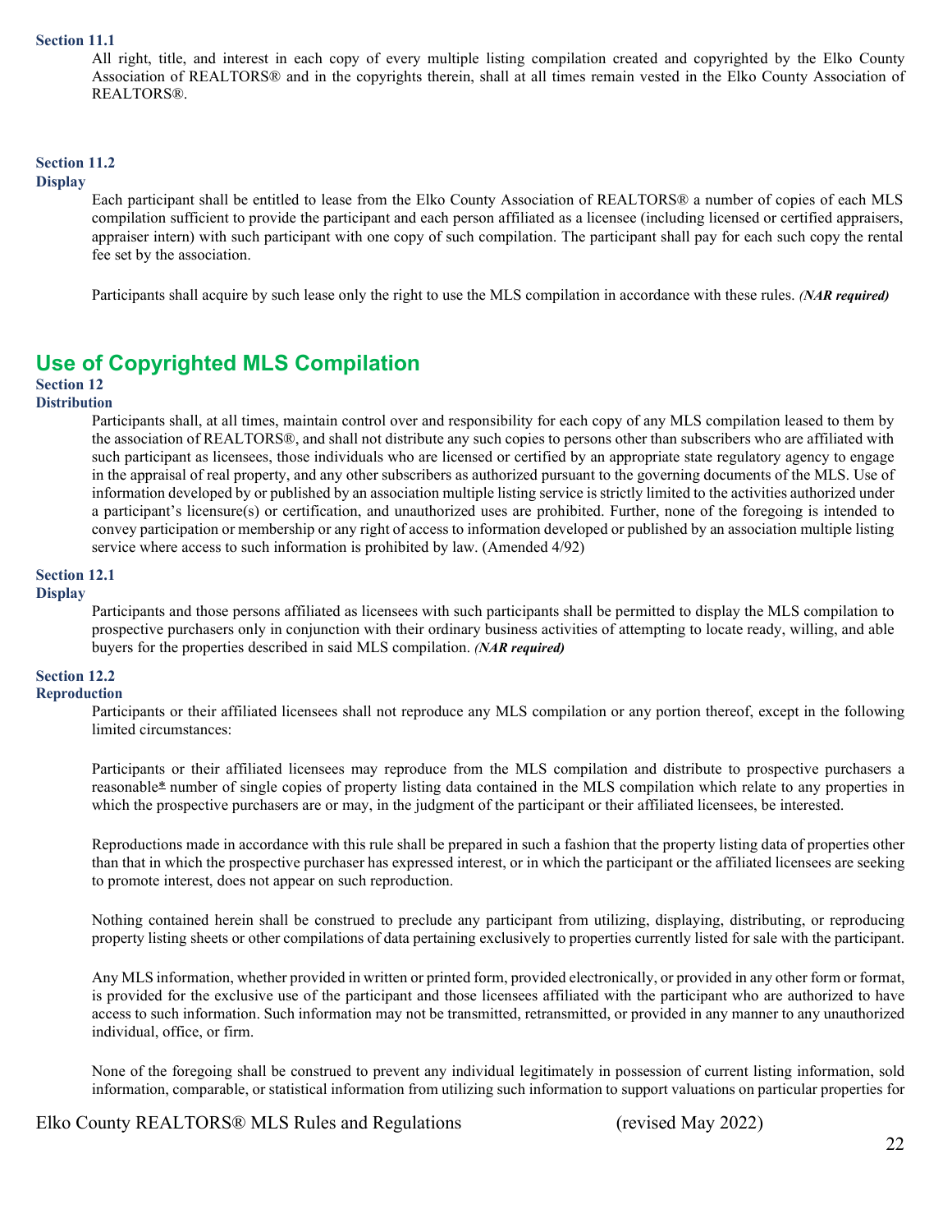**Section 11.1**

All right, title, and interest in each copy of every multiple listing compilation created and copyrighted by the Elko County Association of REALTORS® and in the copyrights therein, shall at all times remain vested in the Elko County Association of REALTORS®.

**Section 11.2**
**Display**

Each participant shall be entitled to lease from the Elko County Association of REALTORS® a number of copies of each MLS compilation sufficient to provide the participant and each person affiliated as a licensee (including licensed or certified appraisers, appraiser intern) with such participant with one copy of such compilation. The participant shall pay for each such copy the rental fee set by the association.

Participants shall acquire by such lease only the right to use the MLS compilation in accordance with these rules. ***(NAR required)***

## Use of Copyrighted MLS Compilation

**Section 12**
**Distribution**

Participants shall, at all times, maintain control over and responsibility for each copy of any MLS compilation leased to them by the association of REALTORS®, and shall not distribute any such copies to persons other than subscribers who are affiliated with such participant as licensees, those individuals who are licensed or certified by an appropriate state regulatory agency to engage in the appraisal of real property, and any other subscribers as authorized pursuant to the governing documents of the MLS. Use of information developed by or published by an association multiple listing service is strictly limited to the activities authorized under a participant's licensure(s) or certification, and unauthorized uses are prohibited. Further, none of the foregoing is intended to convey participation or membership or any right of access to information developed or published by an association multiple listing service where access to such information is prohibited by law. (Amended 4/92)

**Section 12.1**
**Display**

Participants and those persons affiliated as licensees with such participants shall be permitted to display the MLS compilation to prospective purchasers only in conjunction with their ordinary business activities of attempting to locate ready, willing, and able buyers for the properties described in said MLS compilation. ***(NAR required)***

**Section 12.2**
**Reproduction**

Participants or their affiliated licensees shall not reproduce any MLS compilation or any portion thereof, except in the following limited circumstances:

Participants or their affiliated licensees may reproduce from the MLS compilation and distribute to prospective purchasers a reasonable* number of single copies of property listing data contained in the MLS compilation which relate to any properties in which the prospective purchasers are or may, in the judgment of the participant or their affiliated licensees, be interested.

Reproductions made in accordance with this rule shall be prepared in such a fashion that the property listing data of properties other than that in which the prospective purchaser has expressed interest, or in which the participant or the affiliated licensees are seeking to promote interest, does not appear on such reproduction.

Nothing contained herein shall be construed to preclude any participant from utilizing, displaying, distributing, or reproducing property listing sheets or other compilations of data pertaining exclusively to properties currently listed for sale with the participant.

Any MLS information, whether provided in written or printed form, provided electronically, or provided in any other form or format, is provided for the exclusive use of the participant and those licensees affiliated with the participant who are authorized to have access to such information. Such information may not be transmitted, retransmitted, or provided in any manner to any unauthorized individual, office, or firm.

None of the foregoing shall be construed to prevent any individual legitimately in possession of current listing information, sold information, comparable, or statistical information from utilizing such information to support valuations on particular properties for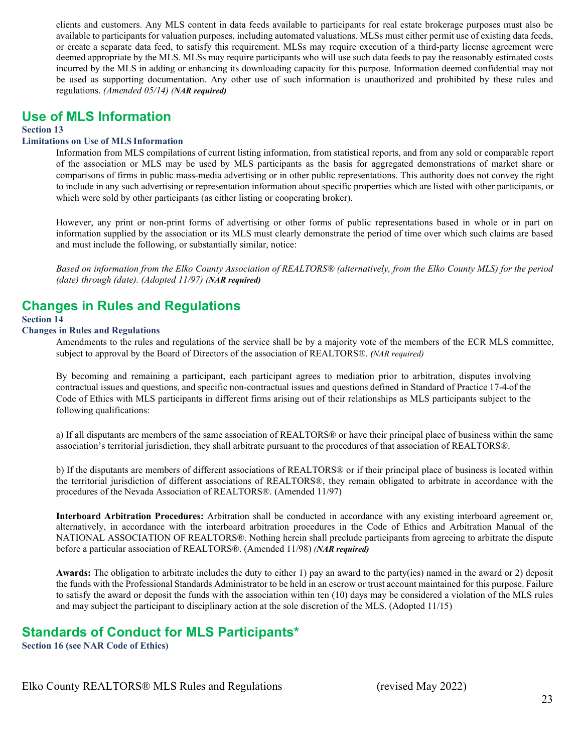clients and customers. Any MLS content in data feeds available to participants for real estate brokerage purposes must also be available to participants for valuation purposes, including automated valuations. MLSs must either permit use of existing data feeds, or create a separate data feed, to satisfy this requirement. MLSs may require execution of a third-party license agreement were deemed appropriate by the MLS. MLSs may require participants who will use such data feeds to pay the reasonably estimated costs incurred by the MLS in adding or enhancing its downloading capacity for this purpose. Information deemed confidential may not be used as supporting documentation. Any other use of such information is unauthorized and prohibited by these rules and regulations. *(Amended 05/14) (**NAR required**)*

## Use of MLS Information

**Section 13**

**Limitations on Use of MLS Information**

Information from MLS compilations of current listing information, from statistical reports, and from any sold or comparable report of the association or MLS may be used by MLS participants as the basis for aggregated demonstrations of market share or comparisons of firms in public mass-media advertising or in other public representations. This authority does not convey the right to include in any such advertising or representation information about specific properties which are listed with other participants, or which were sold by other participants (as either listing or cooperating broker).

However, any print or non-print forms of advertising or other forms of public representations based in whole or in part on information supplied by the association or its MLS must clearly demonstrate the period of time over which such claims are based and must include the following, or substantially similar, notice:

*Based on information from the Elko County Association of REALTORS® (alternatively, from the Elko County MLS) for the period (date) through (date). (Adopted 11/97) (**NAR required**)*

## Changes in Rules and Regulations

**Section 14**

**Changes in Rules and Regulations**

Amendments to the rules and regulations of the service shall be by a majority vote of the members of the ECR MLS committee, subject to approval by the Board of Directors of the association of REALTORS®. *(NAR required)*

By becoming and remaining a participant, each participant agrees to mediation prior to arbitration, disputes involving contractual issues and questions, and specific non-contractual issues and questions defined in Standard of Practice 17-4 of the Code of Ethics with MLS participants in different firms arising out of their relationships as MLS participants subject to the following qualifications:

a) If all disputants are members of the same association of REALTORS® or have their principal place of business within the same association's territorial jurisdiction, they shall arbitrate pursuant to the procedures of that association of REALTORS®.

b) If the disputants are members of different associations of REALTORS® or if their principal place of business is located within the territorial jurisdiction of different associations of REALTORS®, they remain obligated to arbitrate in accordance with the procedures of the Nevada Association of REALTORS®. (Amended 11/97)

**Interboard Arbitration Procedures:** Arbitration shall be conducted in accordance with any existing interboard agreement or, alternatively, in accordance with the interboard arbitration procedures in the Code of Ethics and Arbitration Manual of the NATIONAL ASSOCIATION OF REALTORS®. Nothing herein shall preclude participants from agreeing to arbitrate the dispute before a particular association of REALTORS®. (Amended 11/98) *(**NAR required**)*

**Awards:** The obligation to arbitrate includes the duty to either 1) pay an award to the party(ies) named in the award or 2) deposit the funds with the Professional Standards Administrator to be held in an escrow or trust account maintained for this purpose. Failure to satisfy the award or deposit the funds with the association within ten (10) days may be considered a violation of the MLS rules and may subject the participant to disciplinary action at the sole discretion of the MLS. (Adopted 11/15)

## Standards of Conduct for MLS Participants*

**Section 16 (see NAR Code of Ethics)**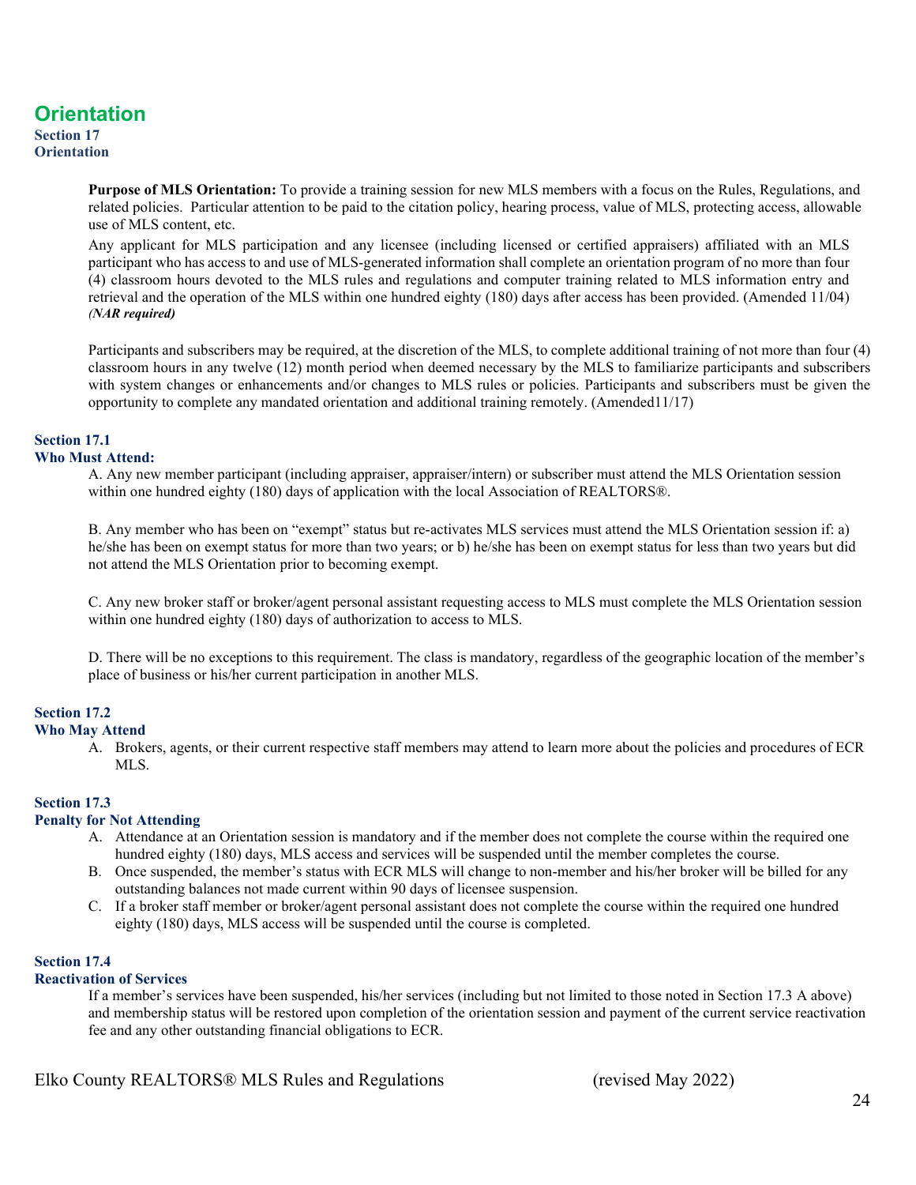# Orientation

**Section 17**
**Orientation**

**Purpose of MLS Orientation:** To provide a training session for new MLS members with a focus on the Rules, Regulations, and related policies. Particular attention to be paid to the citation policy, hearing process, value of MLS, protecting access, allowable use of MLS content, etc.

Any applicant for MLS participation and any licensee (including licensed or certified appraisers) affiliated with an MLS participant who has access to and use of MLS-generated information shall complete an orientation program of no more than four (4) classroom hours devoted to the MLS rules and regulations and computer training related to MLS information entry and retrieval and the operation of the MLS within one hundred eighty (180) days after access has been provided. (Amended 11/04) ***(NAR required)***

Participants and subscribers may be required, at the discretion of the MLS, to complete additional training of not more than four (4) classroom hours in any twelve (12) month period when deemed necessary by the MLS to familiarize participants and subscribers with system changes or enhancements and/or changes to MLS rules or policies. Participants and subscribers must be given the opportunity to complete any mandated orientation and additional training remotely. (Amended11/17)

**Section 17.1**
**Who Must Attend:**

A. Any new member participant (including appraiser, appraiser/intern) or subscriber must attend the MLS Orientation session within one hundred eighty (180) days of application with the local Association of REALTORS®.

B. Any member who has been on "exempt" status but re-activates MLS services must attend the MLS Orientation session if: a) he/she has been on exempt status for more than two years; or b) he/she has been on exempt status for less than two years but did not attend the MLS Orientation prior to becoming exempt.

C. Any new broker staff or broker/agent personal assistant requesting access to MLS must complete the MLS Orientation session within one hundred eighty (180) days of authorization to access to MLS.

D. There will be no exceptions to this requirement. The class is mandatory, regardless of the geographic location of the member's place of business or his/her current participation in another MLS.

**Section 17.2**
**Who May Attend**

A. Brokers, agents, or their current respective staff members may attend to learn more about the policies and procedures of ECR MLS.

**Section 17.3**
**Penalty for Not Attending**

A. Attendance at an Orientation session is mandatory and if the member does not complete the course within the required one hundred eighty (180) days, MLS access and services will be suspended until the member completes the course.
B. Once suspended, the member's status with ECR MLS will change to non-member and his/her broker will be billed for any outstanding balances not made current within 90 days of licensee suspension.
C. If a broker staff member or broker/agent personal assistant does not complete the course within the required one hundred eighty (180) days, MLS access will be suspended until the course is completed.

**Section 17.4**
**Reactivation of Services**

If a member's services have been suspended, his/her services (including but not limited to those noted in Section 17.3 A above) and membership status will be restored upon completion of the orientation session and payment of the current service reactivation fee and any other outstanding financial obligations to ECR.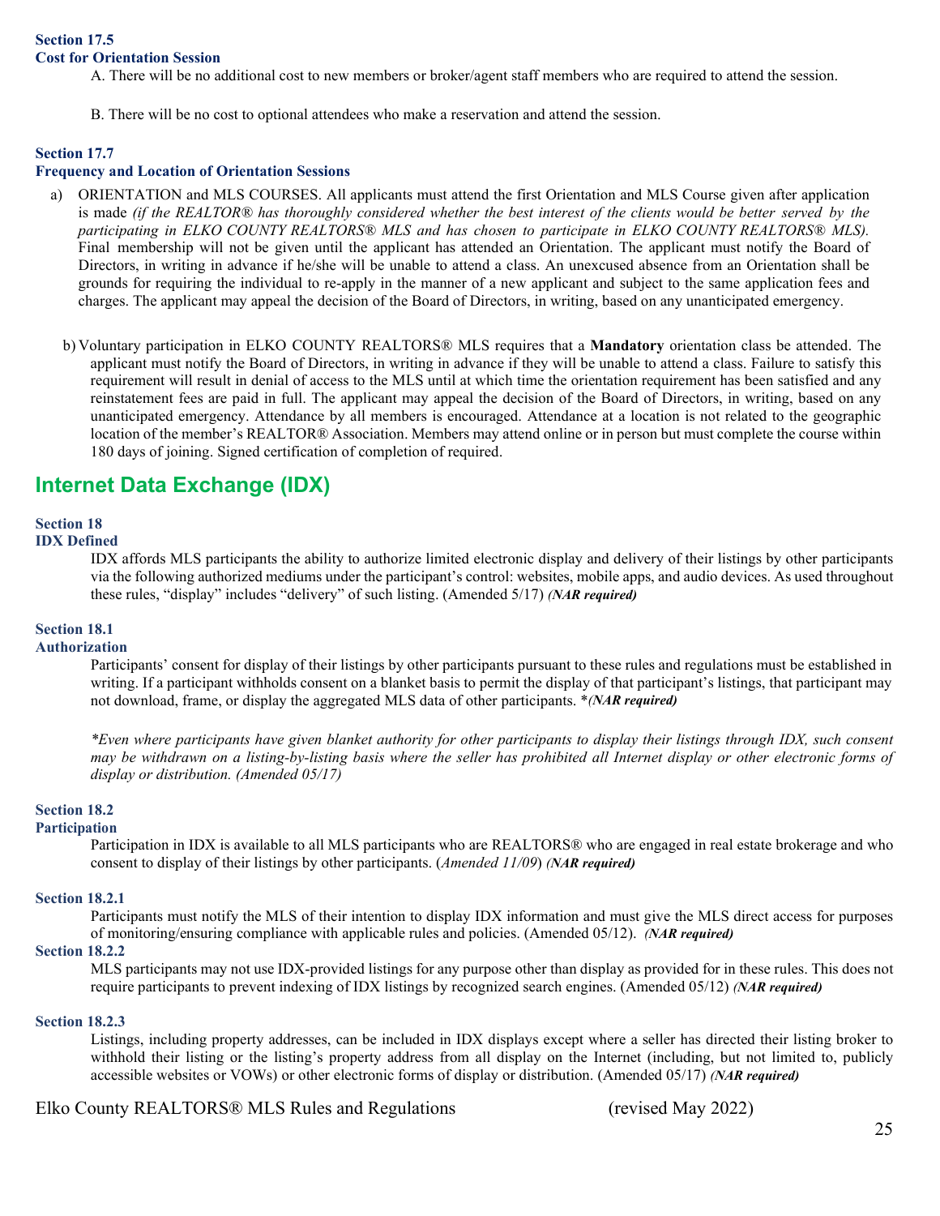**Section 17.5**
**Cost for Orientation Session**

A. There will be no additional cost to new members or broker/agent staff members who are required to attend the session.

B. There will be no cost to optional attendees who make a reservation and attend the session.

**Section 17.7**
**Frequency and Location of Orientation Sessions**

a) ORIENTATION and MLS COURSES. All applicants must attend the first Orientation and MLS Course given after application is made *(if the REALTOR® has thoroughly considered whether the best interest of the clients would be better served by the participating in ELKO COUNTY REALTORS® MLS and has chosen to participate in ELKO COUNTY REALTORS® MLS).* Final membership will not be given until the applicant has attended an Orientation. The applicant must notify the Board of Directors, in writing in advance if he/she will be unable to attend a class. An unexcused absence from an Orientation shall be grounds for requiring the individual to re-apply in the manner of a new applicant and subject to the same application fees and charges. The applicant may appeal the decision of the Board of Directors, in writing, based on any unanticipated emergency.

b) Voluntary participation in ELKO COUNTY REALTORS® MLS requires that a **Mandatory** orientation class be attended. The applicant must notify the Board of Directors, in writing in advance if they will be unable to attend a class. Failure to satisfy this requirement will result in denial of access to the MLS until at which time the orientation requirement has been satisfied and any reinstatement fees are paid in full. The applicant may appeal the decision of the Board of Directors, in writing, based on any unanticipated emergency. Attendance by all members is encouraged. Attendance at a location is not related to the geographic location of the member's REALTOR® Association. Members may attend online or in person but must complete the course within 180 days of joining. Signed certification of completion of required.

## Internet Data Exchange (IDX)

**Section 18**
**IDX Defined**

IDX affords MLS participants the ability to authorize limited electronic display and delivery of their listings by other participants via the following authorized mediums under the participant's control: websites, mobile apps, and audio devices. As used throughout these rules, "display" includes "delivery" of such listing. (Amended 5/17) ***(NAR required)***

**Section 18.1**
**Authorization**

Participants' consent for display of their listings by other participants pursuant to these rules and regulations must be established in writing. If a participant withholds consent on a blanket basis to permit the display of that participant's listings, that participant may not download, frame, or display the aggregated MLS data of other participants. \****(NAR required)***

*\*Even where participants have given blanket authority for other participants to display their listings through IDX, such consent may be withdrawn on a listing-by-listing basis where the seller has prohibited all Internet display or other electronic forms of display or distribution. (Amended 05/17)*

**Section 18.2**
**Participation**

Participation in IDX is available to all MLS participants who are REALTORS® who are engaged in real estate brokerage and who consent to display of their listings by other participants. (*Amended 11/09*) ***(NAR required)***

**Section 18.2.1**

Participants must notify the MLS of their intention to display IDX information and must give the MLS direct access for purposes of monitoring/ensuring compliance with applicable rules and policies. (Amended 05/12). ***(NAR required)***

**Section 18.2.2**

MLS participants may not use IDX-provided listings for any purpose other than display as provided for in these rules. This does not require participants to prevent indexing of IDX listings by recognized search engines. (Amended 05/12) ***(NAR required)***

**Section 18.2.3**

Listings, including property addresses, can be included in IDX displays except where a seller has directed their listing broker to withhold their listing or the listing's property address from all display on the Internet (including, but not limited to, publicly accessible websites or VOWs) or other electronic forms of display or distribution. (Amended 05/17) ***(NAR required)***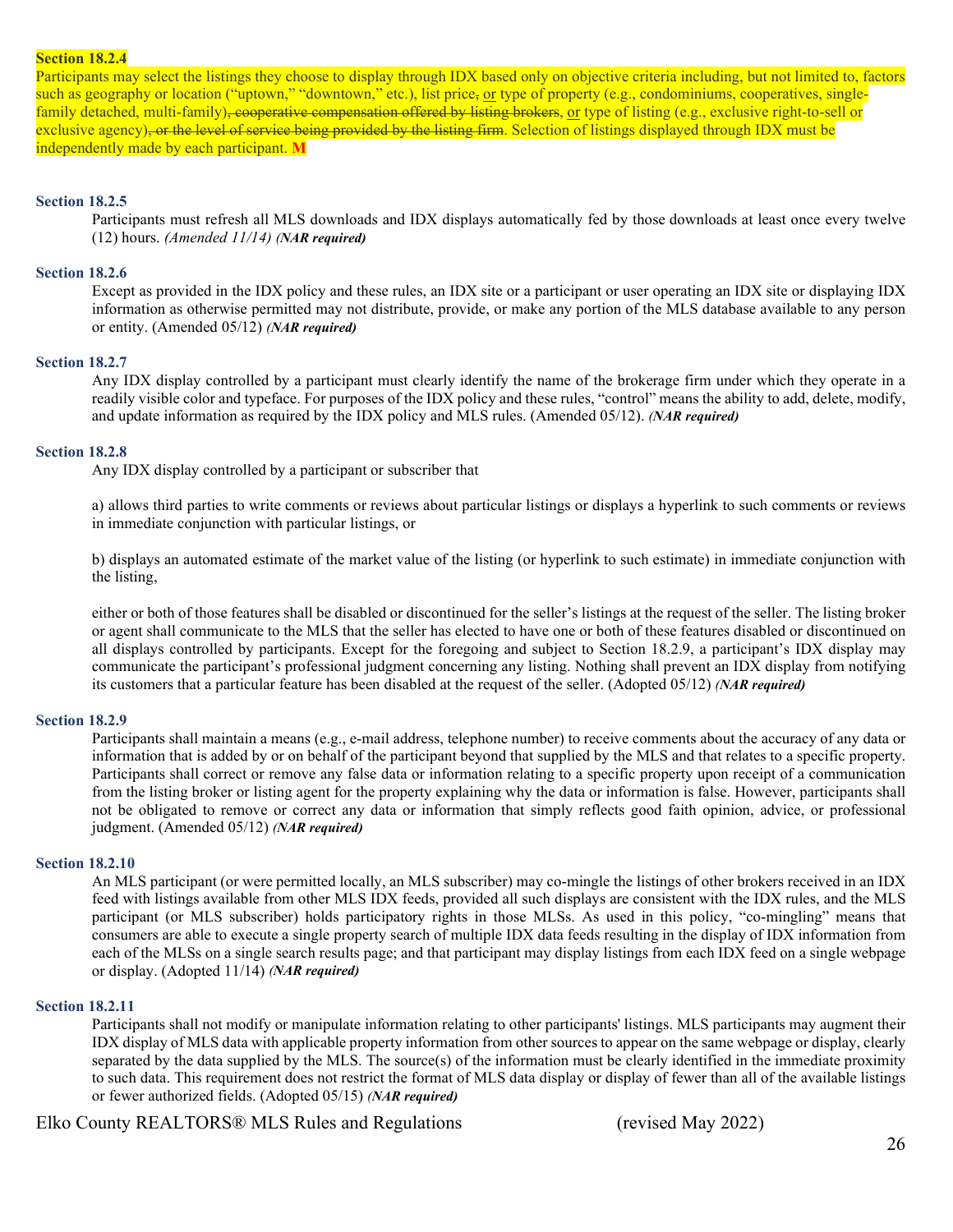**Section 18.2.4**

Participants may select the listings they choose to display through IDX based only on objective criteria including, but not limited to, factors such as geography or location ("uptown," "downtown," etc.), list price~~,~~ or type of property (e.g., condominiums, cooperatives, single-family detached, multi-family)~~, cooperative compensation offered by listing brokers~~, or type of listing (e.g., exclusive right-to-sell or exclusive agency)~~, or the level of service being provided by the listing firm~~. Selection of listings displayed through IDX must be independently made by each participant. **M**

**Section 18.2.5**

Participants must refresh all MLS downloads and IDX displays automatically fed by those downloads at least once every twelve (12) hours. *(Amended 11/14)* ***(NAR required)***

**Section 18.2.6**

Except as provided in the IDX policy and these rules, an IDX site or a participant or user operating an IDX site or displaying IDX information as otherwise permitted may not distribute, provide, or make any portion of the MLS database available to any person or entity. (Amended 05/12) ***(NAR required)***

**Section 18.2.7**

Any IDX display controlled by a participant must clearly identify the name of the brokerage firm under which they operate in a readily visible color and typeface. For purposes of the IDX policy and these rules, "control" means the ability to add, delete, modify, and update information as required by the IDX policy and MLS rules. (Amended 05/12). ***(NAR required)***

**Section 18.2.8**

Any IDX display controlled by a participant or subscriber that

a) allows third parties to write comments or reviews about particular listings or displays a hyperlink to such comments or reviews in immediate conjunction with particular listings, or

b) displays an automated estimate of the market value of the listing (or hyperlink to such estimate) in immediate conjunction with the listing,

either or both of those features shall be disabled or discontinued for the seller's listings at the request of the seller. The listing broker or agent shall communicate to the MLS that the seller has elected to have one or both of these features disabled or discontinued on all displays controlled by participants. Except for the foregoing and subject to Section 18.2.9, a participant's IDX display may communicate the participant's professional judgment concerning any listing. Nothing shall prevent an IDX display from notifying its customers that a particular feature has been disabled at the request of the seller. (Adopted 05/12) ***(NAR required)***

**Section 18.2.9**

Participants shall maintain a means (e.g., e-mail address, telephone number) to receive comments about the accuracy of any data or information that is added by or on behalf of the participant beyond that supplied by the MLS and that relates to a specific property. Participants shall correct or remove any false data or information relating to a specific property upon receipt of a communication from the listing broker or listing agent for the property explaining why the data or information is false. However, participants shall not be obligated to remove or correct any data or information that simply reflects good faith opinion, advice, or professional judgment. (Amended 05/12) ***(NAR required)***

**Section 18.2.10**

An MLS participant (or were permitted locally, an MLS subscriber) may co-mingle the listings of other brokers received in an IDX feed with listings available from other MLS IDX feeds, provided all such displays are consistent with the IDX rules, and the MLS participant (or MLS subscriber) holds participatory rights in those MLSs. As used in this policy, "co-mingling" means that consumers are able to execute a single property search of multiple IDX data feeds resulting in the display of IDX information from each of the MLSs on a single search results page; and that participant may display listings from each IDX feed on a single webpage or display. (Adopted 11/14) ***(NAR required)***

**Section 18.2.11**

Participants shall not modify or manipulate information relating to other participants' listings. MLS participants may augment their IDX display of MLS data with applicable property information from other sources to appear on the same webpage or display, clearly separated by the data supplied by the MLS. The source(s) of the information must be clearly identified in the immediate proximity to such data. This requirement does not restrict the format of MLS data display or display of fewer than all of the available listings or fewer authorized fields. (Adopted 05/15) ***(NAR required)***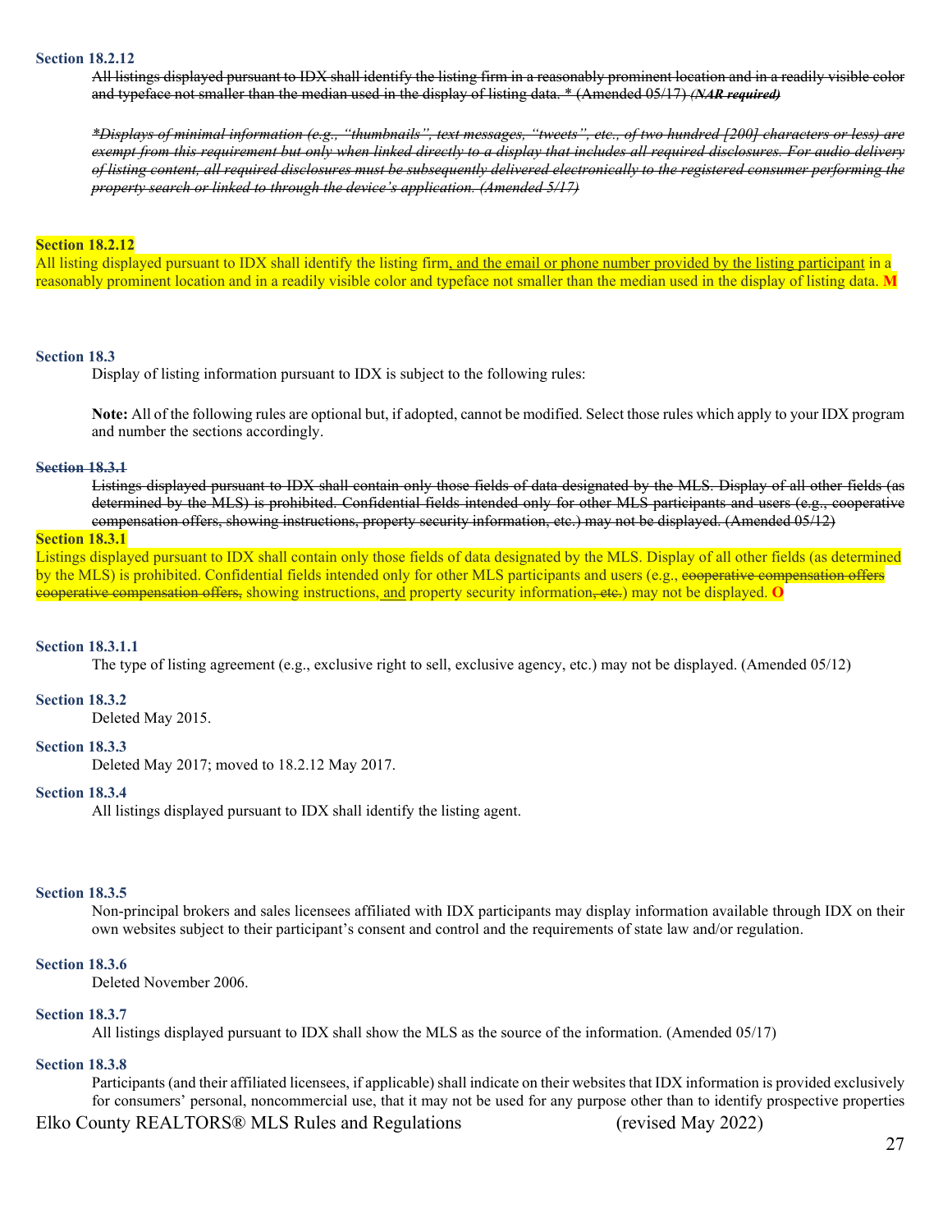**Section 18.2.12**

~~All listings displayed pursuant to IDX shall identify the listing firm in a reasonably prominent location and in a readily visible color and typeface not smaller than the median used in the display of listing data. * (Amended 05/17) ***(NAR required)***~~

~~**Displays of minimal information (e.g., "thumbnails", text messages, "tweets", etc., of two hundred [200] characters or less) are exempt from this requirement but only when linked directly to a display that includes all required disclosures. For audio delivery of listing content, all required disclosures must be subsequently delivered electronically to the registered consumer performing the property search or linked to through the device's application. (Amended 5/17)**~~

**Section 18.2.12**

All listing displayed pursuant to IDX shall identify the listing firm<u>, and the email or phone number provided by the listing participant</u> in a reasonably prominent location and in a readily visible color and typeface not smaller than the median used in the display of listing data. **M**

**Section 18.3**

Display of listing information pursuant to IDX is subject to the following rules:

**Note:** All of the following rules are optional but, if adopted, cannot be modified. Select those rules which apply to your IDX program and number the sections accordingly.

~~**Section 18.3.1**~~

~~Listings displayed pursuant to IDX shall contain only those fields of data designated by the MLS. Display of all other fields (as determined by the MLS) is prohibited. Confidential fields intended only for other MLS participants and users (e.g., cooperative compensation offers, showing instructions, property security information, etc.) may not be displayed. (Amended 05/12)~~

**Section 18.3.1**

Listings displayed pursuant to IDX shall contain only those fields of data designated by the MLS. Display of all other fields (as determined by the MLS) is prohibited. Confidential fields intended only for other MLS participants and users (e.g., ~~cooperative compensation offers cooperative compensation offers,~~ showing instructions,<u> and</u> property security information~~, etc.~~) may not be displayed. **O**

**Section 18.3.1.1**

The type of listing agreement (e.g., exclusive right to sell, exclusive agency, etc.) may not be displayed. (Amended 05/12)

**Section 18.3.2**

Deleted May 2015.

**Section 18.3.3**

Deleted May 2017; moved to 18.2.12 May 2017.

**Section 18.3.4**

All listings displayed pursuant to IDX shall identify the listing agent.

**Section 18.3.5**

Non-principal brokers and sales licensees affiliated with IDX participants may display information available through IDX on their own websites subject to their participant's consent and control and the requirements of state law and/or regulation.

**Section 18.3.6**

Deleted November 2006.

**Section 18.3.7**

All listings displayed pursuant to IDX shall show the MLS as the source of the information. (Amended 05/17)

**Section 18.3.8**

Participants (and their affiliated licensees, if applicable) shall indicate on their websites that IDX information is provided exclusively for consumers' personal, noncommercial use, that it may not be used for any purpose other than to identify prospective properties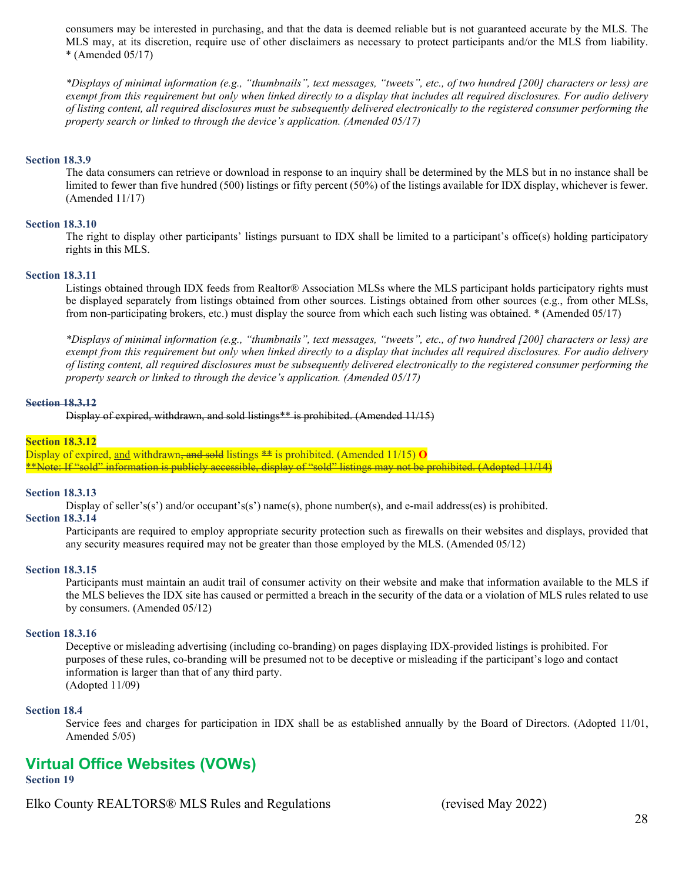consumers may be interested in purchasing, and that the data is deemed reliable but is not guaranteed accurate by the MLS. The MLS may, at its discretion, require use of other disclaimers as necessary to protect participants and/or the MLS from liability. * (Amended 05/17)

*\*Displays of minimal information (e.g., "thumbnails", text messages, "tweets", etc., of two hundred [200] characters or less) are exempt from this requirement but only when linked directly to a display that includes all required disclosures. For audio delivery of listing content, all required disclosures must be subsequently delivered electronically to the registered consumer performing the property search or linked to through the device's application. (Amended 05/17)*

**Section 18.3.9**

The data consumers can retrieve or download in response to an inquiry shall be determined by the MLS but in no instance shall be limited to fewer than five hundred (500) listings or fifty percent (50%) of the listings available for IDX display, whichever is fewer. (Amended 11/17)

**Section 18.3.10**

The right to display other participants' listings pursuant to IDX shall be limited to a participant's office(s) holding participatory rights in this MLS.

**Section 18.3.11**

Listings obtained through IDX feeds from Realtor® Association MLSs where the MLS participant holds participatory rights must be displayed separately from listings obtained from other sources. Listings obtained from other sources (e.g., from other MLSs, from non-participating brokers, etc.) must display the source from which each such listing was obtained. * (Amended 05/17)

*\*Displays of minimal information (e.g., "thumbnails", text messages, "tweets", etc., of two hundred [200] characters or less) are exempt from this requirement but only when linked directly to a display that includes all required disclosures. For audio delivery of listing content, all required disclosures must be subsequently delivered electronically to the registered consumer performing the property search or linked to through the device's application. (Amended 05/17)*

~~**Section 18.3.12**~~

~~Display of expired, withdrawn, and sold listings** is prohibited. (Amended 11/15)~~

**Section 18.3.12**

Display of expired, <u>and</u> withdrawn~~, and sold~~ listings ~~**~~ is prohibited. (Amended 11/15) **O**

~~**Note: If "sold" information is publicly accessible, display of "sold" listings may not be prohibited. (Adopted 11/14)~~

**Section 18.3.13**

Display of seller's(s') and/or occupant's(s') name(s), phone number(s), and e-mail address(es) is prohibited.

**Section 18.3.14**

Participants are required to employ appropriate security protection such as firewalls on their websites and displays, provided that any security measures required may not be greater than those employed by the MLS. (Amended 05/12)

**Section 18.3.15**

Participants must maintain an audit trail of consumer activity on their website and make that information available to the MLS if the MLS believes the IDX site has caused or permitted a breach in the security of the data or a violation of MLS rules related to use by consumers. (Amended 05/12)

**Section 18.3.16**

Deceptive or misleading advertising (including co-branding) on pages displaying IDX-provided listings is prohibited. For purposes of these rules, co-branding will be presumed not to be deceptive or misleading if the participant's logo and contact information is larger than that of any third party.
(Adopted 11/09)

**Section 18.4**

Service fees and charges for participation in IDX shall be as established annually by the Board of Directors. (Adopted 11/01, Amended 5/05)

## Virtual Office Websites (VOWs)

**Section 19**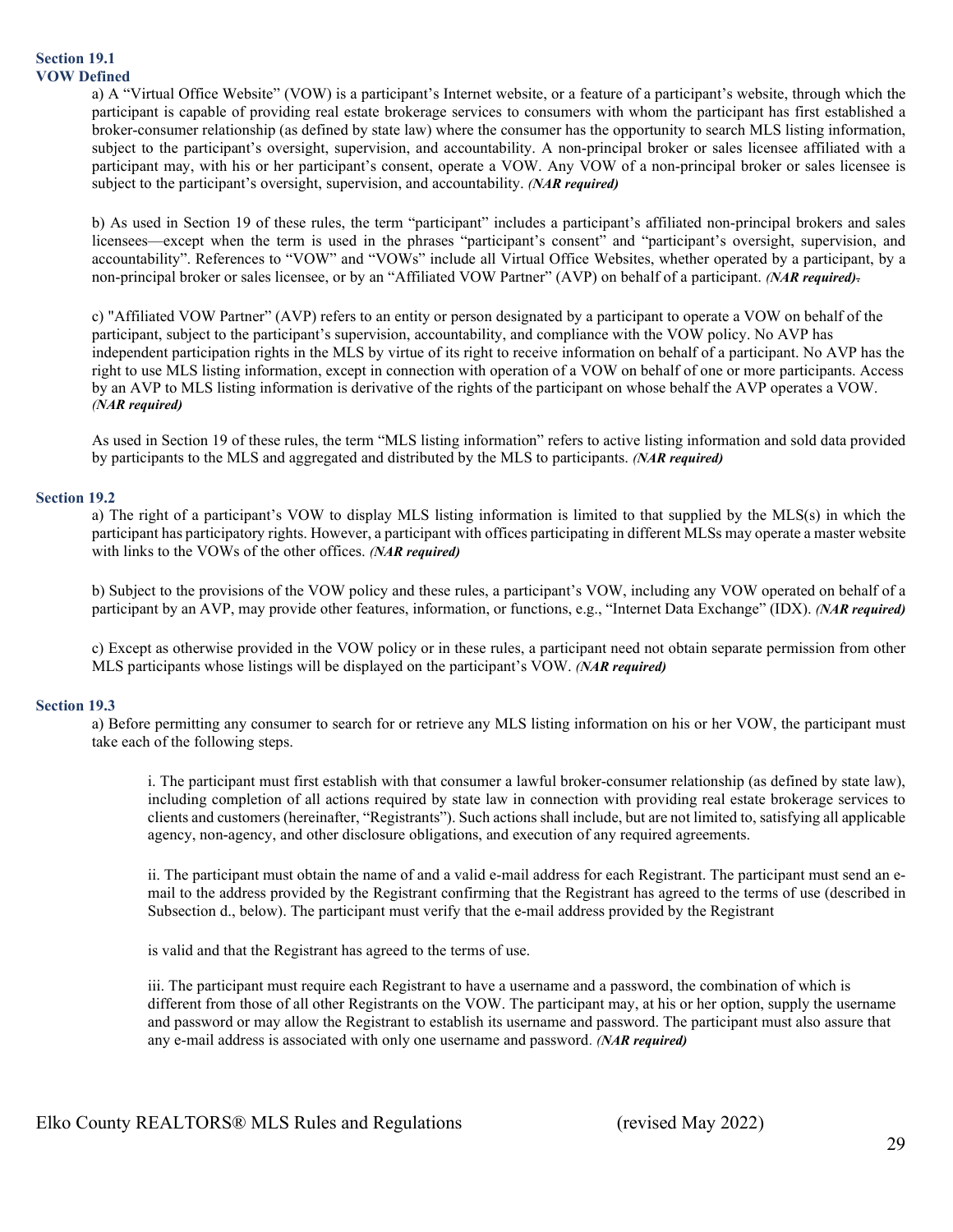**Section 19.1**
**VOW Defined**

a) A "Virtual Office Website" (VOW) is a participant's Internet website, or a feature of a participant's website, through which the participant is capable of providing real estate brokerage services to consumers with whom the participant has first established a broker-consumer relationship (as defined by state law) where the consumer has the opportunity to search MLS listing information, subject to the participant's oversight, supervision, and accountability. A non-principal broker or sales licensee affiliated with a participant may, with his or her participant's consent, operate a VOW. Any VOW of a non-principal broker or sales licensee is subject to the participant's oversight, supervision, and accountability. ***(NAR required)***

b) As used in Section 19 of these rules, the term "participant" includes a participant's affiliated non-principal brokers and sales licensees—except when the term is used in the phrases "participant's consent" and "participant's oversight, supervision, and accountability". References to "VOW" and "VOWs" include all Virtual Office Websites, whether operated by a participant, by a non-principal broker or sales licensee, or by an "Affiliated VOW Partner" (AVP) on behalf of a participant. ***(NAR required).***

c) "Affiliated VOW Partner" (AVP) refers to an entity or person designated by a participant to operate a VOW on behalf of the participant, subject to the participant's supervision, accountability, and compliance with the VOW policy. No AVP has independent participation rights in the MLS by virtue of its right to receive information on behalf of a participant. No AVP has the right to use MLS listing information, except in connection with operation of a VOW on behalf of one or more participants. Access by an AVP to MLS listing information is derivative of the rights of the participant on whose behalf the AVP operates a VOW. ***(NAR required)***

As used in Section 19 of these rules, the term "MLS listing information" refers to active listing information and sold data provided by participants to the MLS and aggregated and distributed by the MLS to participants. ***(NAR required)***

**Section 19.2**

a) The right of a participant's VOW to display MLS listing information is limited to that supplied by the MLS(s) in which the participant has participatory rights. However, a participant with offices participating in different MLSs may operate a master website with links to the VOWs of the other offices. ***(NAR required)***

b) Subject to the provisions of the VOW policy and these rules, a participant's VOW, including any VOW operated on behalf of a participant by an AVP, may provide other features, information, or functions, e.g., "Internet Data Exchange" (IDX). ***(NAR required)***

c) Except as otherwise provided in the VOW policy or in these rules, a participant need not obtain separate permission from other MLS participants whose listings will be displayed on the participant's VOW. ***(NAR required)***

**Section 19.3**

a) Before permitting any consumer to search for or retrieve any MLS listing information on his or her VOW, the participant must take each of the following steps.

i. The participant must first establish with that consumer a lawful broker-consumer relationship (as defined by state law), including completion of all actions required by state law in connection with providing real estate brokerage services to clients and customers (hereinafter, "Registrants"). Such actions shall include, but are not limited to, satisfying all applicable agency, non-agency, and other disclosure obligations, and execution of any required agreements.

ii. The participant must obtain the name of and a valid e-mail address for each Registrant. The participant must send an e-mail to the address provided by the Registrant confirming that the Registrant has agreed to the terms of use (described in Subsection d., below). The participant must verify that the e-mail address provided by the Registrant

is valid and that the Registrant has agreed to the terms of use.

iii. The participant must require each Registrant to have a username and a password, the combination of which is different from those of all other Registrants on the VOW. The participant may, at his or her option, supply the username and password or may allow the Registrant to establish its username and password. The participant must also assure that any e-mail address is associated with only one username and password. ***(NAR required)***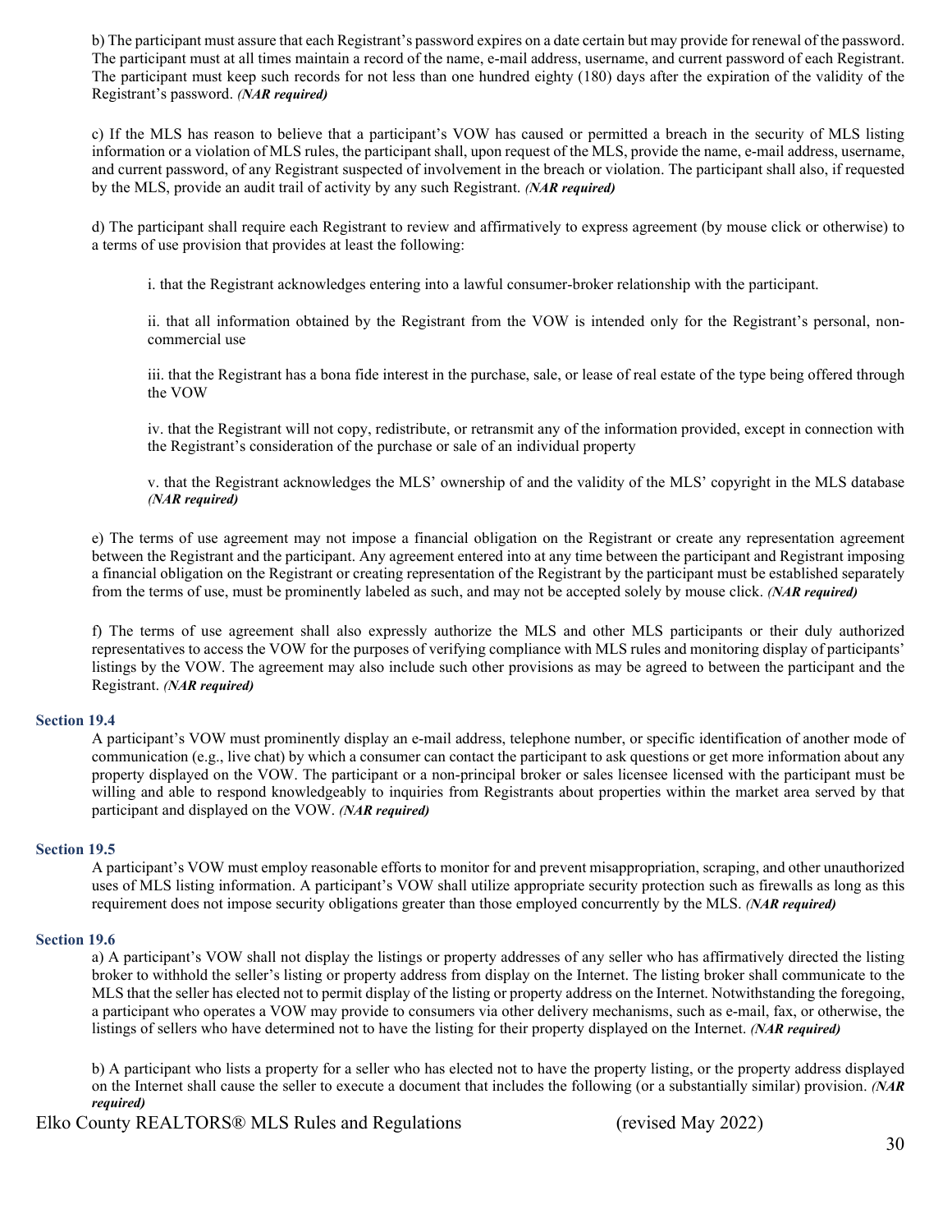b) The participant must assure that each Registrant's password expires on a date certain but may provide for renewal of the password. The participant must at all times maintain a record of the name, e-mail address, username, and current password of each Registrant. The participant must keep such records for not less than one hundred eighty (180) days after the expiration of the validity of the Registrant's password. ***(NAR required)***

c) If the MLS has reason to believe that a participant's VOW has caused or permitted a breach in the security of MLS listing information or a violation of MLS rules, the participant shall, upon request of the MLS, provide the name, e-mail address, username, and current password, of any Registrant suspected of involvement in the breach or violation. The participant shall also, if requested by the MLS, provide an audit trail of activity by any such Registrant. ***(NAR required)***

d) The participant shall require each Registrant to review and affirmatively to express agreement (by mouse click or otherwise) to a terms of use provision that provides at least the following:

i. that the Registrant acknowledges entering into a lawful consumer-broker relationship with the participant.

ii. that all information obtained by the Registrant from the VOW is intended only for the Registrant's personal, non-commercial use

iii. that the Registrant has a bona fide interest in the purchase, sale, or lease of real estate of the type being offered through the VOW

iv. that the Registrant will not copy, redistribute, or retransmit any of the information provided, except in connection with the Registrant's consideration of the purchase or sale of an individual property

v. that the Registrant acknowledges the MLS' ownership of and the validity of the MLS' copyright in the MLS database ***(NAR required)***

e) The terms of use agreement may not impose a financial obligation on the Registrant or create any representation agreement between the Registrant and the participant. Any agreement entered into at any time between the participant and Registrant imposing a financial obligation on the Registrant or creating representation of the Registrant by the participant must be established separately from the terms of use, must be prominently labeled as such, and may not be accepted solely by mouse click. ***(NAR required)***

f) The terms of use agreement shall also expressly authorize the MLS and other MLS participants or their duly authorized representatives to access the VOW for the purposes of verifying compliance with MLS rules and monitoring display of participants' listings by the VOW. The agreement may also include such other provisions as may be agreed to between the participant and the Registrant. ***(NAR required)***

### Section 19.4

A participant's VOW must prominently display an e-mail address, telephone number, or specific identification of another mode of communication (e.g., live chat) by which a consumer can contact the participant to ask questions or get more information about any property displayed on the VOW. The participant or a non-principal broker or sales licensee licensed with the participant must be willing and able to respond knowledgeably to inquiries from Registrants about properties within the market area served by that participant and displayed on the VOW. ***(NAR required)***

### Section 19.5

A participant's VOW must employ reasonable efforts to monitor for and prevent misappropriation, scraping, and other unauthorized uses of MLS listing information. A participant's VOW shall utilize appropriate security protection such as firewalls as long as this requirement does not impose security obligations greater than those employed concurrently by the MLS. ***(NAR required)***

### Section 19.6

a) A participant's VOW shall not display the listings or property addresses of any seller who has affirmatively directed the listing broker to withhold the seller's listing or property address from display on the Internet. The listing broker shall communicate to the MLS that the seller has elected not to permit display of the listing or property address on the Internet. Notwithstanding the foregoing, a participant who operates a VOW may provide to consumers via other delivery mechanisms, such as e-mail, fax, or otherwise, the listings of sellers who have determined not to have the listing for their property displayed on the Internet. ***(NAR required)***

b) A participant who lists a property for a seller who has elected not to have the property listing, or the property address displayed on the Internet shall cause the seller to execute a document that includes the following (or a substantially similar) provision. ***(NAR required)***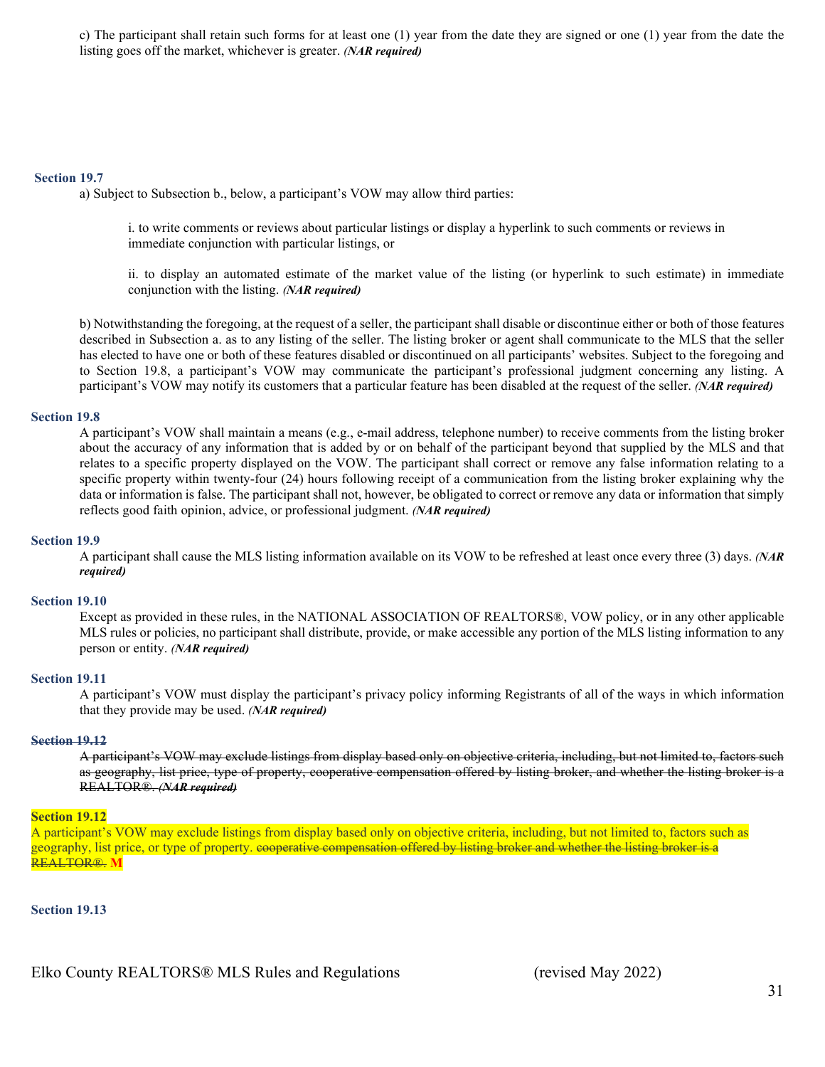c) The participant shall retain such forms for at least one (1) year from the date they are signed or one (1) year from the date the listing goes off the market, whichever is greater. ***(NAR required)***

### Section 19.7

a) Subject to Subsection b., below, a participant's VOW may allow third parties:

i. to write comments or reviews about particular listings or display a hyperlink to such comments or reviews in immediate conjunction with particular listings, or

ii. to display an automated estimate of the market value of the listing (or hyperlink to such estimate) in immediate conjunction with the listing. ***(NAR required)***

b) Notwithstanding the foregoing, at the request of a seller, the participant shall disable or discontinue either or both of those features described in Subsection a. as to any listing of the seller. The listing broker or agent shall communicate to the MLS that the seller has elected to have one or both of these features disabled or discontinued on all participants' websites. Subject to the foregoing and to Section 19.8, a participant's VOW may communicate the participant's professional judgment concerning any listing. A participant's VOW may notify its customers that a particular feature has been disabled at the request of the seller. ***(NAR required)***

### Section 19.8

A participant's VOW shall maintain a means (e.g., e-mail address, telephone number) to receive comments from the listing broker about the accuracy of any information that is added by or on behalf of the participant beyond that supplied by the MLS and that relates to a specific property displayed on the VOW. The participant shall correct or remove any false information relating to a specific property within twenty-four (24) hours following receipt of a communication from the listing broker explaining why the data or information is false. The participant shall not, however, be obligated to correct or remove any data or information that simply reflects good faith opinion, advice, or professional judgment. ***(NAR required)***

### Section 19.9

A participant shall cause the MLS listing information available on its VOW to be refreshed at least once every three (3) days. ***(NAR required)***

### Section 19.10

Except as provided in these rules, in the NATIONAL ASSOCIATION OF REALTORS®, VOW policy, or in any other applicable MLS rules or policies, no participant shall distribute, provide, or make accessible any portion of the MLS listing information to any person or entity. ***(NAR required)***

### Section 19.11

A participant's VOW must display the participant's privacy policy informing Registrants of all of the ways in which information that they provide may be used. ***(NAR required)***

### ~~Section 19.12~~

~~A participant's VOW may exclude listings from display based only on objective criteria, including, but not limited to, factors such as geography, list price, type of property, cooperative compensation offered by listing broker, and whether the listing broker is a REALTOR®. ***(NAR required)***~~

### Section 19.12

A participant's VOW may exclude listings from display based only on objective criteria, including, but not limited to, factors such as geography, list price, or type of property. ~~cooperative compensation offered by listing broker and whether the listing broker is a REALTOR®.~~ **M**

### Section 19.13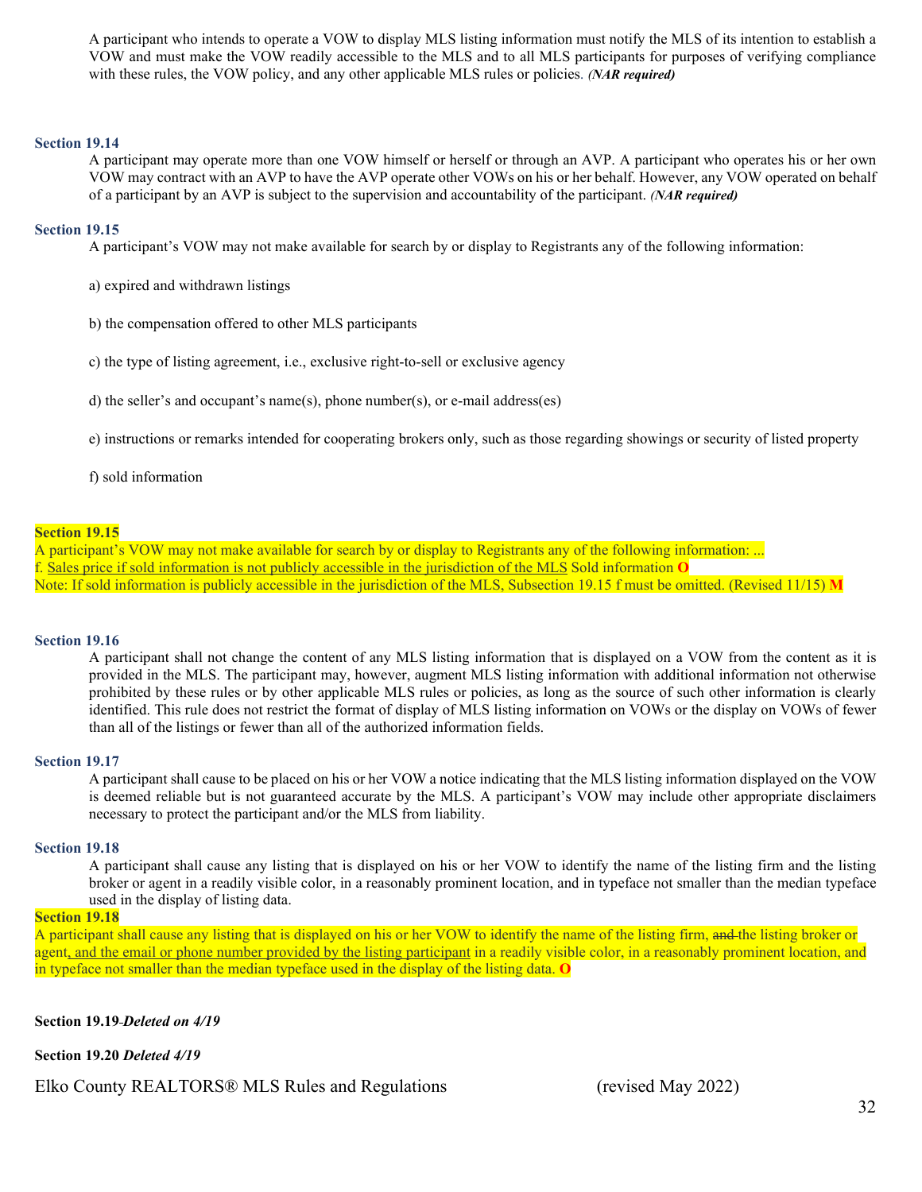A participant who intends to operate a VOW to display MLS listing information must notify the MLS of its intention to establish a VOW and must make the VOW readily accessible to the MLS and to all MLS participants for purposes of verifying compliance with these rules, the VOW policy, and any other applicable MLS rules or policies. ***(NAR required)***

**Section 19.14**

A participant may operate more than one VOW himself or herself or through an AVP. A participant who operates his or her own VOW may contract with an AVP to have the AVP operate other VOWs on his or her behalf. However, any VOW operated on behalf of a participant by an AVP is subject to the supervision and accountability of the participant. ***(NAR required)***

**Section 19.15**

A participant's VOW may not make available for search by or display to Registrants any of the following information:

a) expired and withdrawn listings

b) the compensation offered to other MLS participants

c) the type of listing agreement, i.e., exclusive right-to-sell or exclusive agency

d) the seller's and occupant's name(s), phone number(s), or e-mail address(es)

e) instructions or remarks intended for cooperating brokers only, such as those regarding showings or security of listed property

f) sold information

**Section 19.15**

A participant's VOW may not make available for search by or display to Registrants any of the following information: ...
f. <u>Sales price if sold information is not publicly accessible in the jurisdiction of the MLS</u> Sold information **O**
Note: If sold information is publicly accessible in the jurisdiction of the MLS, Subsection 19.15 f must be omitted. (Revised 11/15) **M**

**Section 19.16**

A participant shall not change the content of any MLS listing information that is displayed on a VOW from the content as it is provided in the MLS. The participant may, however, augment MLS listing information with additional information not otherwise prohibited by these rules or by other applicable MLS rules or policies, as long as the source of such other information is clearly identified. This rule does not restrict the format of display of MLS listing information on VOWs or the display on VOWs of fewer than all of the listings or fewer than all of the authorized information fields.

**Section 19.17**

A participant shall cause to be placed on his or her VOW a notice indicating that the MLS listing information displayed on the VOW is deemed reliable but is not guaranteed accurate by the MLS. A participant's VOW may include other appropriate disclaimers necessary to protect the participant and/or the MLS from liability.

**Section 19.18**

A participant shall cause any listing that is displayed on his or her VOW to identify the name of the listing firm and the listing broker or agent in a readily visible color, in a reasonably prominent location, and in typeface not smaller than the median typeface used in the display of listing data.

**Section 19.18**

A participant shall cause any listing that is displayed on his or her VOW to identify the name of the listing firm, ~~and~~ the listing broker or agent<u>, and the email or phone number provided by the listing participant</u> in a readily visible color, in a reasonably prominent location, and in typeface not smaller than the median typeface used in the display of the listing data. **O**

**Section 19.19** ***Deleted on 4/19***

**Section 19.20** ***Deleted 4/19***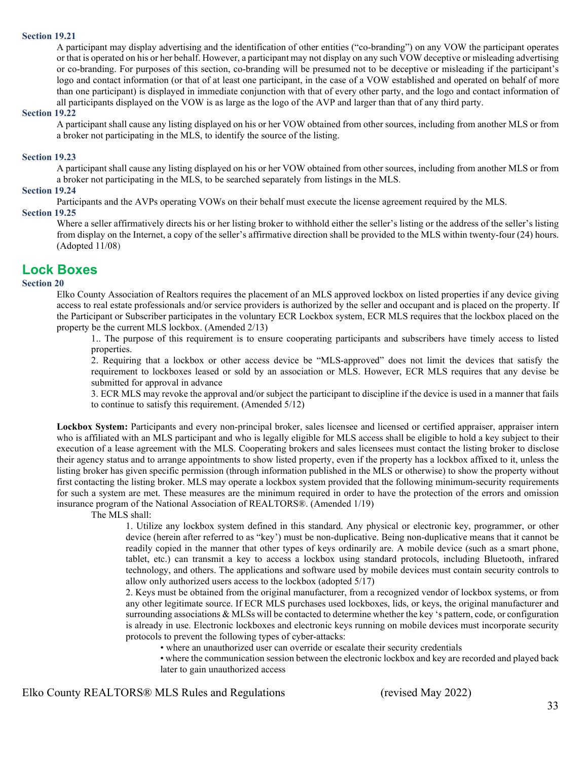**Section 19.21**

A participant may display advertising and the identification of other entities ("co-branding") on any VOW the participant operates or that is operated on his or her behalf. However, a participant may not display on any such VOW deceptive or misleading advertising or co-branding. For purposes of this section, co-branding will be presumed not to be deceptive or misleading if the participant's logo and contact information (or that of at least one participant, in the case of a VOW established and operated on behalf of more than one participant) is displayed in immediate conjunction with that of every other party, and the logo and contact information of all participants displayed on the VOW is as large as the logo of the AVP and larger than that of any third party.

**Section 19.22**

A participant shall cause any listing displayed on his or her VOW obtained from other sources, including from another MLS or from a broker not participating in the MLS, to identify the source of the listing.

**Section 19.23**

A participant shall cause any listing displayed on his or her VOW obtained from other sources, including from another MLS or from a broker not participating in the MLS, to be searched separately from listings in the MLS.

**Section 19.24**

Participants and the AVPs operating VOWs on their behalf must execute the license agreement required by the MLS.

**Section 19.25**

Where a seller affirmatively directs his or her listing broker to withhold either the seller's listing or the address of the seller's listing from display on the Internet, a copy of the seller's affirmative direction shall be provided to the MLS within twenty-four (24) hours. (Adopted 11/08)

## Lock Boxes

**Section 20**

Elko County Association of Realtors requires the placement of an MLS approved lockbox on listed properties if any device giving access to real estate professionals and/or service providers is authorized by the seller and occupant and is placed on the property. If the Participant or Subscriber participates in the voluntary ECR Lockbox system, ECR MLS requires that the lockbox placed on the property be the current MLS lockbox. (Amended 2/13)

1.. The purpose of this requirement is to ensure cooperating participants and subscribers have timely access to listed properties.

2. Requiring that a lockbox or other access device be "MLS-approved" does not limit the devices that satisfy the requirement to lockboxes leased or sold by an association or MLS. However, ECR MLS requires that any devise be submitted for approval in advance

3. ECR MLS may revoke the approval and/or subject the participant to discipline if the device is used in a manner that fails to continue to satisfy this requirement. (Amended 5/12)

**Lockbox System:** Participants and every non-principal broker, sales licensee and licensed or certified appraiser, appraiser intern who is affiliated with an MLS participant and who is legally eligible for MLS access shall be eligible to hold a key subject to their execution of a lease agreement with the MLS. Cooperating brokers and sales licensees must contact the listing broker to disclose their agency status and to arrange appointments to show listed property, even if the property has a lockbox affixed to it, unless the listing broker has given specific permission (through information published in the MLS or otherwise) to show the property without first contacting the listing broker. MLS may operate a lockbox system provided that the following minimum-security requirements for such a system are met. These measures are the minimum required in order to have the protection of the errors and omission insurance program of the National Association of REALTORS®. (Amended 1/19)

The MLS shall:

1. Utilize any lockbox system defined in this standard. Any physical or electronic key, programmer, or other device (herein after referred to as "key') must be non-duplicative. Being non-duplicative means that it cannot be readily copied in the manner that other types of keys ordinarily are. A mobile device (such as a smart phone, tablet, etc.) can transmit a key to access a lockbox using standard protocols, including Bluetooth, infrared technology, and others. The applications and software used by mobile devices must contain security controls to allow only authorized users access to the lockbox (adopted 5/17)

2. Keys must be obtained from the original manufacturer, from a recognized vendor of lockbox systems, or from any other legitimate source. If ECR MLS purchases used lockboxes, lids, or keys, the original manufacturer and surrounding associations & MLSs will be contacted to determine whether the key 's pattern, code, or configuration is already in use. Electronic lockboxes and electronic keys running on mobile devices must incorporate security protocols to prevent the following types of cyber-attacks:

- where an unauthorized user can override or escalate their security credentials
- where the communication session between the electronic lockbox and key are recorded and played back later to gain unauthorized access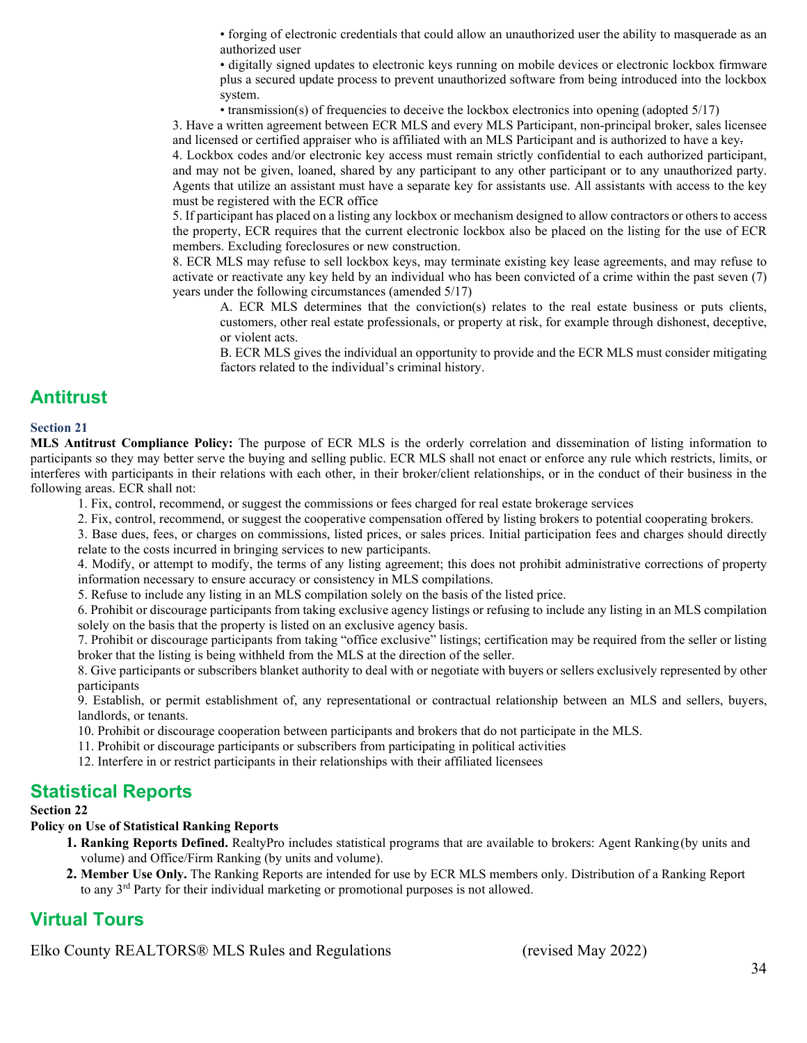- forging of electronic credentials that could allow an unauthorized user the ability to masquerade as an authorized user
- digitally signed updates to electronic keys running on mobile devices or electronic lockbox firmware plus a secured update process to prevent unauthorized software from being introduced into the lockbox system.
- transmission(s) of frequencies to deceive the lockbox electronics into opening (adopted 5/17)

3. Have a written agreement between ECR MLS and every MLS Participant, non-principal broker, sales licensee and licensed or certified appraiser who is affiliated with an MLS Participant and is authorized to have a key.
4. Lockbox codes and/or electronic key access must remain strictly confidential to each authorized participant, and may not be given, loaned, shared by any participant to any other participant or to any unauthorized party. Agents that utilize an assistant must have a separate key for assistants use. All assistants with access to the key must be registered with the ECR office
5. If participant has placed on a listing any lockbox or mechanism designed to allow contractors or others to access the property, ECR requires that the current electronic lockbox also be placed on the listing for the use of ECR members. Excluding foreclosures or new construction.
8. ECR MLS may refuse to sell lockbox keys, may terminate existing key lease agreements, and may refuse to activate or reactivate any key held by an individual who has been convicted of a crime within the past seven (7) years under the following circumstances (amended 5/17)
   A. ECR MLS determines that the conviction(s) relates to the real estate business or puts clients, customers, other real estate professionals, or property at risk, for example through dishonest, deceptive, or violent acts.
   B. ECR MLS gives the individual an opportunity to provide and the ECR MLS must consider mitigating factors related to the individual's criminal history.

## Antitrust

### Section 21

**MLS Antitrust Compliance Policy:** The purpose of ECR MLS is the orderly correlation and dissemination of listing information to participants so they may better serve the buying and selling public. ECR MLS shall not enact or enforce any rule which restricts, limits, or interferes with participants in their relations with each other, in their broker/client relationships, or in the conduct of their business in the following areas. ECR shall not:

1. Fix, control, recommend, or suggest the commissions or fees charged for real estate brokerage services
2. Fix, control, recommend, or suggest the cooperative compensation offered by listing brokers to potential cooperating brokers.
3. Base dues, fees, or charges on commissions, listed prices, or sales prices. Initial participation fees and charges should directly relate to the costs incurred in bringing services to new participants.
4. Modify, or attempt to modify, the terms of any listing agreement; this does not prohibit administrative corrections of property information necessary to ensure accuracy or consistency in MLS compilations.
5. Refuse to include any listing in an MLS compilation solely on the basis of the listed price.
6. Prohibit or discourage participants from taking exclusive agency listings or refusing to include any listing in an MLS compilation solely on the basis that the property is listed on an exclusive agency basis.
7. Prohibit or discourage participants from taking "office exclusive" listings; certification may be required from the seller or listing broker that the listing is being withheld from the MLS at the direction of the seller.
8. Give participants or subscribers blanket authority to deal with or negotiate with buyers or sellers exclusively represented by other participants
9. Establish, or permit establishment of, any representational or contractual relationship between an MLS and sellers, buyers, landlords, or tenants.
10. Prohibit or discourage cooperation between participants and brokers that do not participate in the MLS.
11. Prohibit or discourage participants or subscribers from participating in political activities
12. Interfere in or restrict participants in their relationships with their affiliated licensees

## Statistical Reports

**Section 22**

**Policy on Use of Statistical Ranking Reports**

1. **Ranking Reports Defined.** RealtyPro includes statistical programs that are available to brokers: Agent Ranking (by units and volume) and Office/Firm Ranking (by units and volume).
2. **Member Use Only.** The Ranking Reports are intended for use by ECR MLS members only. Distribution of a Ranking Report to any 3rd Party for their individual marketing or promotional purposes is not allowed.

## Virtual Tours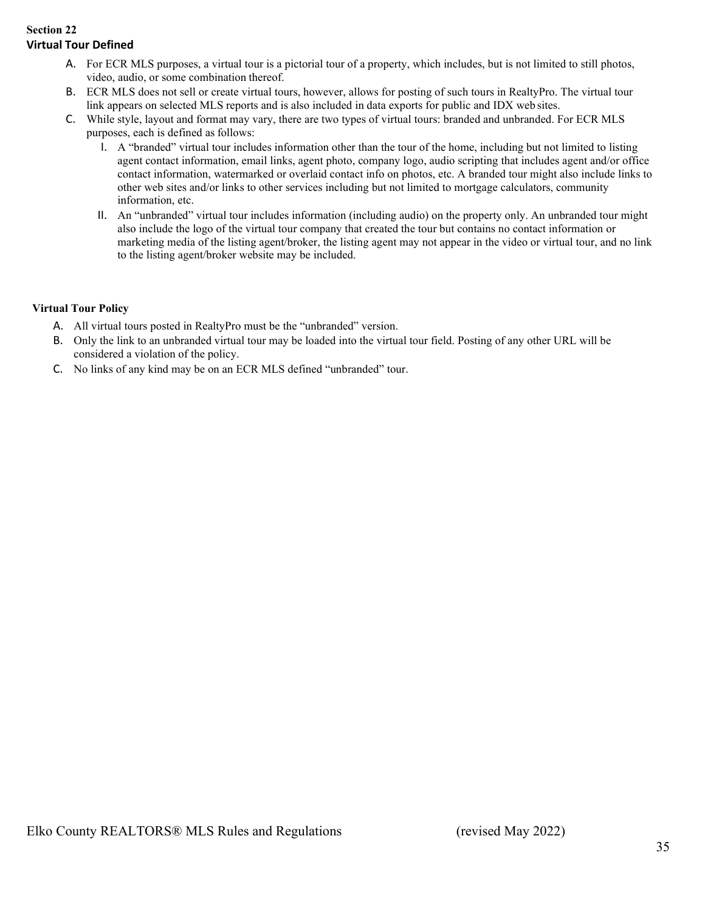## Section 22

### Virtual Tour Defined

A. For ECR MLS purposes, a virtual tour is a pictorial tour of a property, which includes, but is not limited to still photos, video, audio, or some combination thereof.

B. ECR MLS does not sell or create virtual tours, however, allows for posting of such tours in RealtyPro. The virtual tour link appears on selected MLS reports and is also included in data exports for public and IDX web sites.

C. While style, layout and format may vary, there are two types of virtual tours: branded and unbranded. For ECR MLS purposes, each is defined as follows:

   I. A "branded" virtual tour includes information other than the tour of the home, including but not limited to listing agent contact information, email links, agent photo, company logo, audio scripting that includes agent and/or office contact information, watermarked or overlaid contact info on photos, etc. A branded tour might also include links to other web sites and/or links to other services including but not limited to mortgage calculators, community information, etc.

   II. An "unbranded" virtual tour includes information (including audio) on the property only. An unbranded tour might also include the logo of the virtual tour company that created the tour but contains no contact information or marketing media of the listing agent/broker, the listing agent may not appear in the video or virtual tour, and no link to the listing agent/broker website may be included.

### Virtual Tour Policy

A. All virtual tours posted in RealtyPro must be the "unbranded" version.

B. Only the link to an unbranded virtual tour may be loaded into the virtual tour field. Posting of any other URL will be considered a violation of the policy.

C. No links of any kind may be on an ECR MLS defined "unbranded" tour.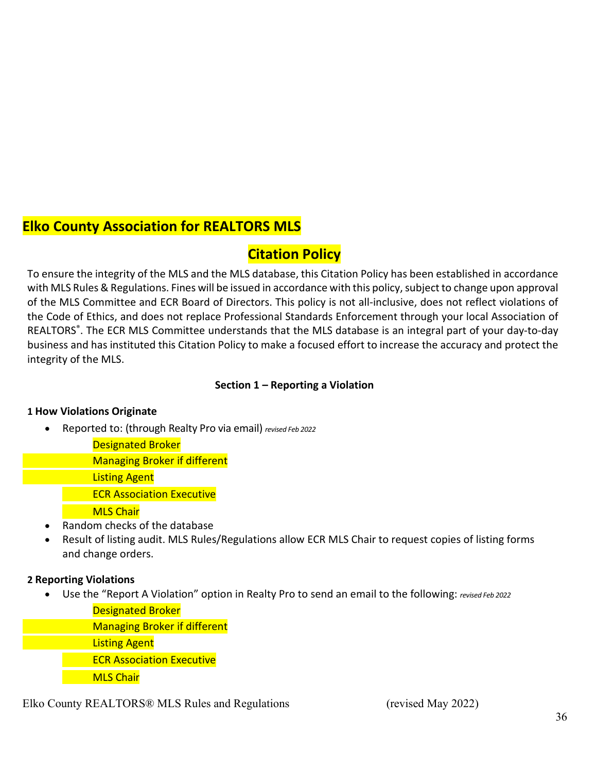## Elko County Association for REALTORS MLS

## Citation Policy

To ensure the integrity of the MLS and the MLS database, this Citation Policy has been established in accordance with MLS Rules & Regulations. Fines will be issued in accordance with this policy, subject to change upon approval of the MLS Committee and ECR Board of Directors. This policy is not all-inclusive, does not reflect violations of the Code of Ethics, and does not replace Professional Standards Enforcement through your local Association of REALTORS®. The ECR MLS Committee understands that the MLS database is an integral part of your day-to-day business and has instituted this Citation Policy to make a focused effort to increase the accuracy and protect the integrity of the MLS.

**Section 1 – Reporting a Violation**

**1 How Violations Originate**

- Reported to: (through Realty Pro via email) *revised Feb 2022*
  - Designated Broker
  - Managing Broker if different
  - Listing Agent
  - ECR Association Executive
  - MLS Chair
- Random checks of the database
- Result of listing audit. MLS Rules/Regulations allow ECR MLS Chair to request copies of listing forms and change orders.

**2 Reporting Violations**

- Use the "Report A Violation" option in Realty Pro to send an email to the following: *revised Feb 2022*
  - Designated Broker
  - Managing Broker if different
  - Listing Agent
  - ECR Association Executive
  - MLS Chair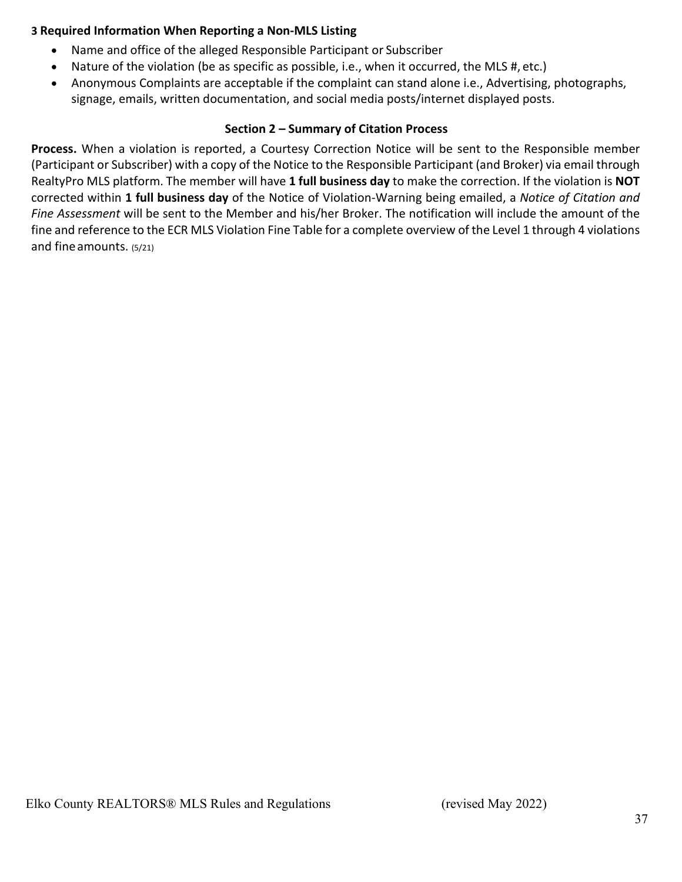**3 Required Information When Reporting a Non-MLS Listing**

- Name and office of the alleged Responsible Participant or Subscriber
- Nature of the violation (be as specific as possible, i.e., when it occurred, the MLS #, etc.)
- Anonymous Complaints are acceptable if the complaint can stand alone i.e., Advertising, photographs, signage, emails, written documentation, and social media posts/internet displayed posts.

### Section 2 – Summary of Citation Process

**Process.** When a violation is reported, a Courtesy Correction Notice will be sent to the Responsible member (Participant or Subscriber) with a copy of the Notice to the Responsible Participant (and Broker) via email through RealtyPro MLS platform. The member will have **1 full business day** to make the correction. If the violation is **NOT** corrected within **1 full business day** of the Notice of Violation-Warning being emailed, a *Notice of Citation and Fine Assessment* will be sent to the Member and his/her Broker. The notification will include the amount of the fine and reference to the ECR MLS Violation Fine Table for a complete overview of the Level 1 through 4 violations and fine amounts. (5/21)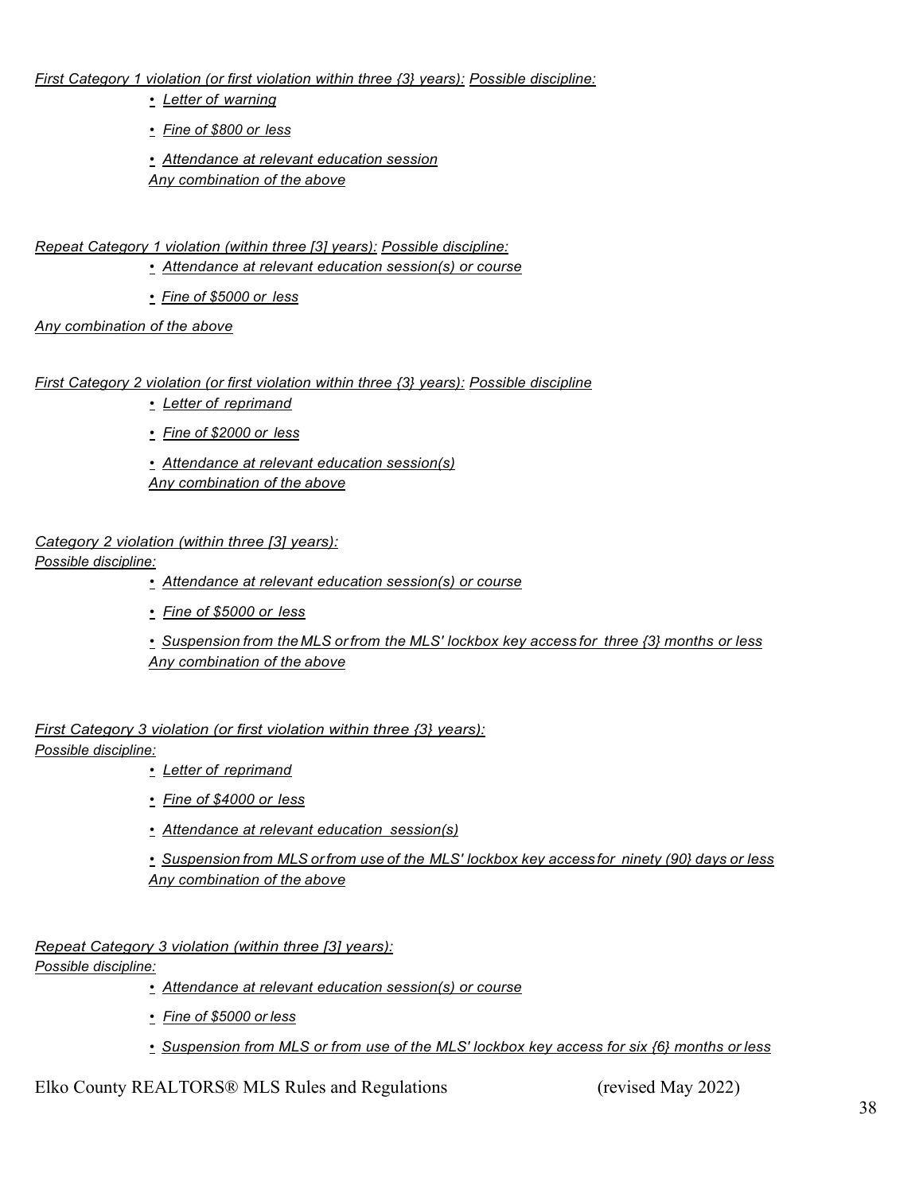*First Category 1 violation (or first violation within three {3} years): Possible discipline:*

- *Letter of warning*
- *Fine of $800 or less*
- *Attendance at relevant education session*

*Any combination of the above*

*Repeat Category 1 violation (within three [3] years): Possible discipline:*

- *Attendance at relevant education session(s) or course*
- *Fine of $5000 or less*

*Any combination of the above*

*First Category 2 violation (or first violation within three {3} years): Possible discipline*

- *Letter of reprimand*
- *Fine of $2000 or less*
- *Attendance at relevant education session(s)*

*Any combination of the above*

*Category 2 violation (within three [3] years):*
*Possible discipline:*

- *Attendance at relevant education session(s) or course*
- *Fine of $5000 or less*
- *Suspension from the MLS or from the MLS' lockbox key access for three {3} months or less*

*Any combination of the above*

*First Category 3 violation (or first violation within three {3} years):*
*Possible discipline:*

- *Letter of reprimand*
- *Fine of $4000 or less*
- *Attendance at relevant education session(s)*
- *Suspension from MLS or from use of the MLS' lockbox key access for ninety (90} days or less*

*Any combination of the above*

*Repeat Category 3 violation (within three [3] years):*
*Possible discipline:*

- *Attendance at relevant education session(s) or course*
- *Fine of $5000 or less*
- *Suspension from MLS or from use of the MLS' lockbox key access for six {6} months or less*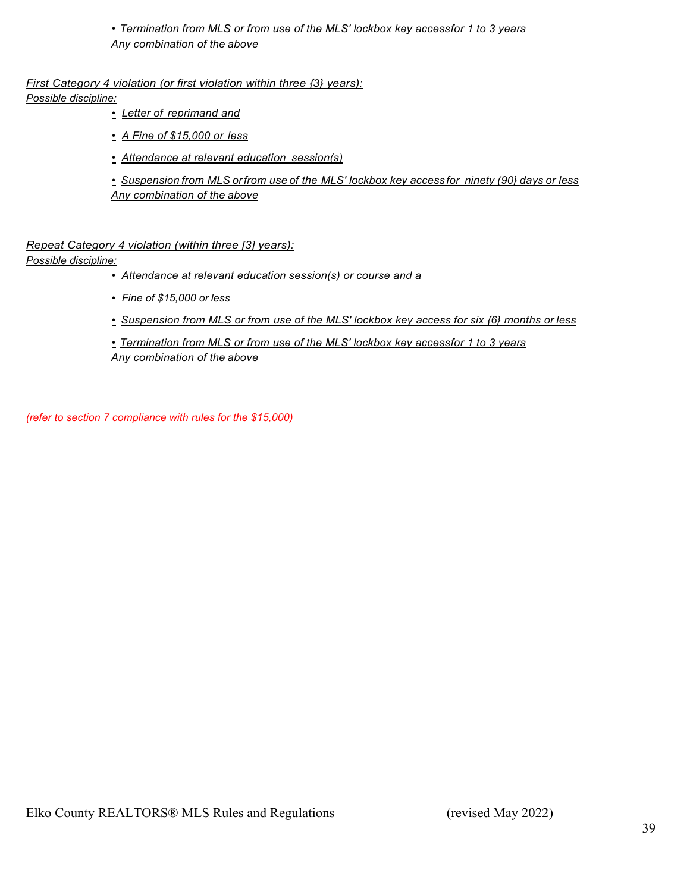- *Termination from MLS or from use of the MLS' lockbox key accessfor 1 to 3 years*

*Any combination of the above*

*First Category 4 violation (or first violation within three {3} years):*

*Possible discipline:*

- *Letter of reprimand and*
- *A Fine of $15,000 or less*
- *Attendance at relevant education session(s)*
- *Suspension from MLS or from use of the MLS' lockbox key access for ninety (90} days or less*

*Any combination of the above*

*Repeat Category 4 violation (within three [3] years):*

*Possible discipline:*

- *Attendance at relevant education session(s) or course and a*
- *Fine of $15,000 or less*
- *Suspension from MLS or from use of the MLS' lockbox key access for six {6} months or less*
- *Termination from MLS or from use of the MLS' lockbox key accessfor 1 to 3 years*

*Any combination of the above*

*(refer to section 7 compliance with rules for the $15,000)*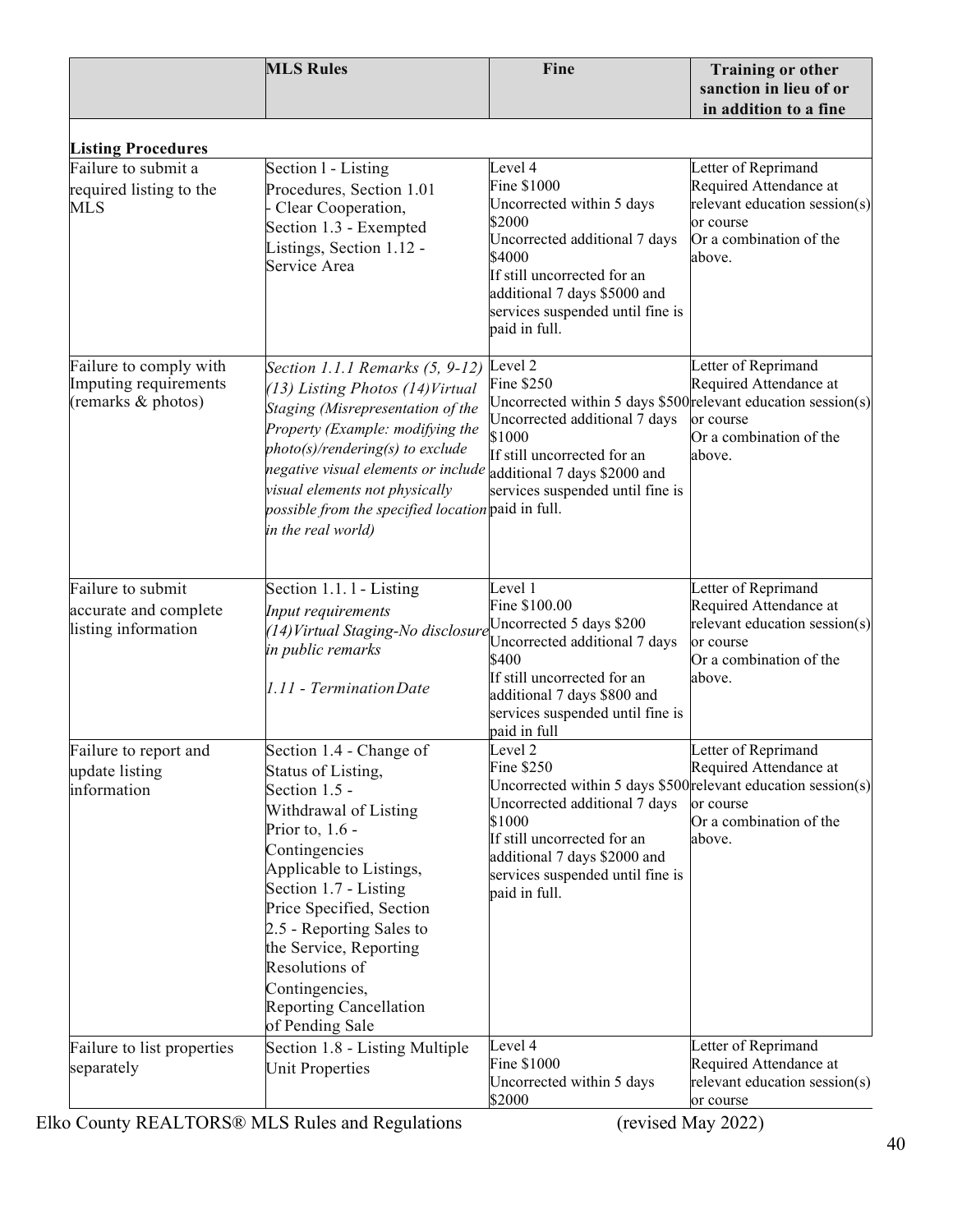| | MLS Rules | Fine | Training or other sanction in lieu of or in addition to a fine |
|---|---|---|---|
| **Listing Procedures** | | | |
| Failure to submit a required listing to the MLS | Section l - Listing Procedures, Section 1.01 - Clear Cooperation, Section 1.3 - Exempted Listings, Section 1.12 - Service Area | Level 4<br>Fine $1000<br>Uncorrected within 5 days $2000<br>Uncorrected additional 7 days $4000<br>If still uncorrected for an additional 7 days $5000 and services suspended until fine is paid in full. | Letter of Reprimand<br>Required Attendance at relevant education session(s) or course<br>Or a combination of the above. |
| Failure to comply with Imputing requirements (remarks & photos) | *Section 1.1.1 Remarks (5, 9-12) (13) Listing Photos (14)Virtual Staging (Misrepresentation of the Property (Example: modifying the photo(s)/rendering(s) to exclude negative visual elements or include visual elements not physically possible from the specified location in the real world)* | Level 2<br>Fine $250<br>Uncorrected within 5 days $500<br>Uncorrected additional 7 days $1000<br>If still uncorrected for an additional 7 days $2000 and services suspended until fine is paid in full. | Letter of Reprimand<br>Required Attendance at relevant education session(s) or course<br>Or a combination of the above. |
| Failure to submit accurate and complete listing information | Section 1.1. l - Listing *Input requirements (14)Virtual Staging-No disclosure in public remarks*<br><br>*1.11 - Termination Date* | Level 1<br>Fine $100.00<br>Uncorrected 5 days $200<br>Uncorrected additional 7 days $400<br>If still uncorrected for an additional 7 days $800 and services suspended until fine is paid in full | Letter of Reprimand<br>Required Attendance at relevant education session(s) or course<br>Or a combination of the above. |
| Failure to report and update listing information | Section 1.4 - Change of Status of Listing, Section 1.5 - Withdrawal of Listing Prior to, 1.6 - Contingencies Applicable to Listings, Section 1.7 - Listing Price Specified, Section 2.5 - Reporting Sales to the Service, Reporting Resolutions of Contingencies, Reporting Cancellation of Pending Sale | Level 2<br>Fine $250<br>Uncorrected within 5 days $500<br>Uncorrected additional 7 days $1000<br>If still uncorrected for an additional 7 days $2000 and services suspended until fine is paid in full. | Letter of Reprimand<br>Required Attendance at relevant education session(s) or course<br>Or a combination of the above. |
| Failure to list properties separately | Section 1.8 - Listing Multiple Unit Properties | Level 4<br>Fine $1000<br>Uncorrected within 5 days $2000 | Letter of Reprimand<br>Required Attendance at relevant education session(s) or course |

Elko County REALTORS® MLS Rules and Regulations (revised May 2022)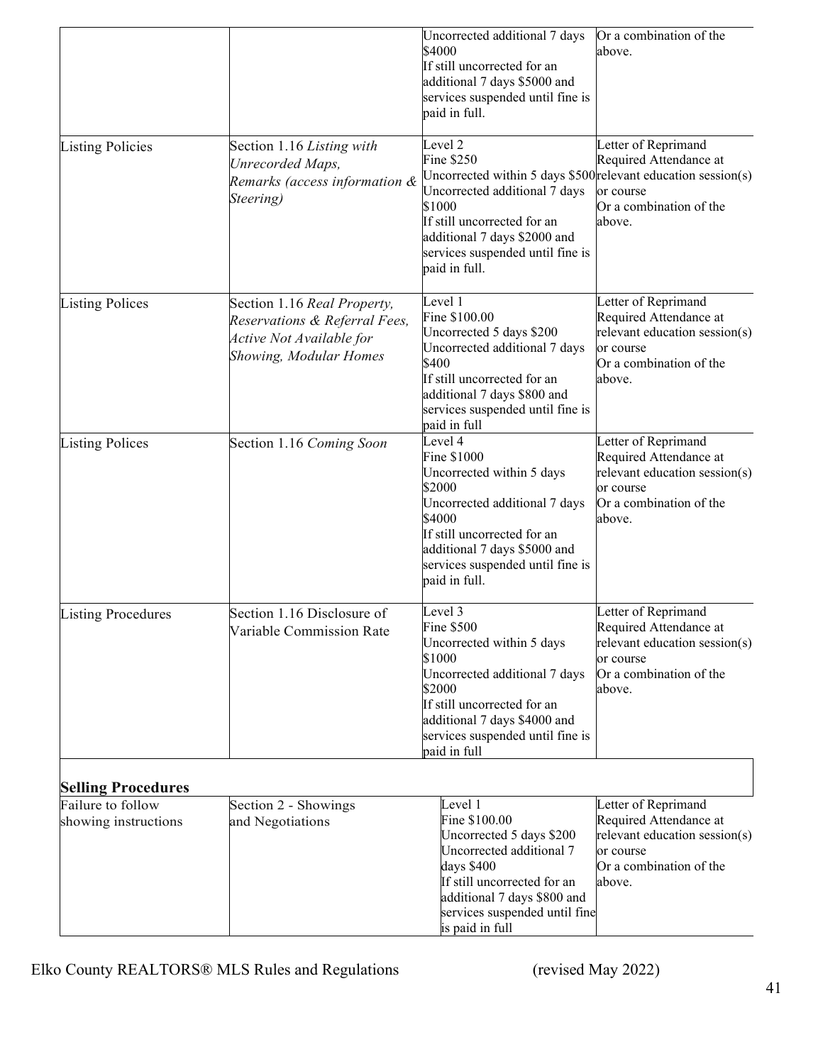| | | | |
|---|---|---|---|
| | | Uncorrected additional 7 days $4000<br>If still uncorrected for an additional 7 days $5000 and services suspended until fine is paid in full. | Or a combination of the above. |
| Listing Policies | Section 1.16 *Listing with Unrecorded Maps, Remarks (access information & Steering)* | Level 2<br>Fine $250<br>Uncorrected within 5 days $500<br>Uncorrected additional 7 days $1000<br>If still uncorrected for an additional 7 days $2000 and services suspended until fine is paid in full. | Letter of Reprimand<br>Required Attendance at relevant education session(s) or course<br>Or a combination of the above. |
| Listing Polices | Section 1.16 *Real Property, Reservations & Referral Fees, Active Not Available for Showing, Modular Homes* | Level 1<br>Fine $100.00<br>Uncorrected 5 days $200<br>Uncorrected additional 7 days $400<br>If still uncorrected for an additional 7 days $800 and services suspended until fine is paid in full | Letter of Reprimand<br>Required Attendance at relevant education session(s) or course<br>Or a combination of the above. |
| Listing Polices | Section 1.16 *Coming Soon* | Level 4<br>Fine $1000<br>Uncorrected within 5 days $2000<br>Uncorrected additional 7 days $4000<br>If still uncorrected for an additional 7 days $5000 and services suspended until fine is paid in full. | Letter of Reprimand<br>Required Attendance at relevant education session(s) or course<br>Or a combination of the above. |
| Listing Procedures | Section 1.16 Disclosure of Variable Commission Rate | Level 3<br>Fine $500<br>Uncorrected within 5 days $1000<br>Uncorrected additional 7 days $2000<br>If still uncorrected for an additional 7 days $4000 and services suspended until fine is paid in full | Letter of Reprimand<br>Required Attendance at relevant education session(s) or course<br>Or a combination of the above. |
| **Selling Procedures** | | | |
| Failure to follow showing instructions | Section 2 - Showings and Negotiations | Level 1<br>Fine $100.00<br>Uncorrected 5 days $200<br>Uncorrected additional 7 days $400<br>If still uncorrected for an additional 7 days $800 and services suspended until fine is paid in full | Letter of Reprimand<br>Required Attendance at relevant education session(s) or course<br>Or a combination of the above. |

Elko County REALTORS® MLS Rules and Regulations (revised May 2022)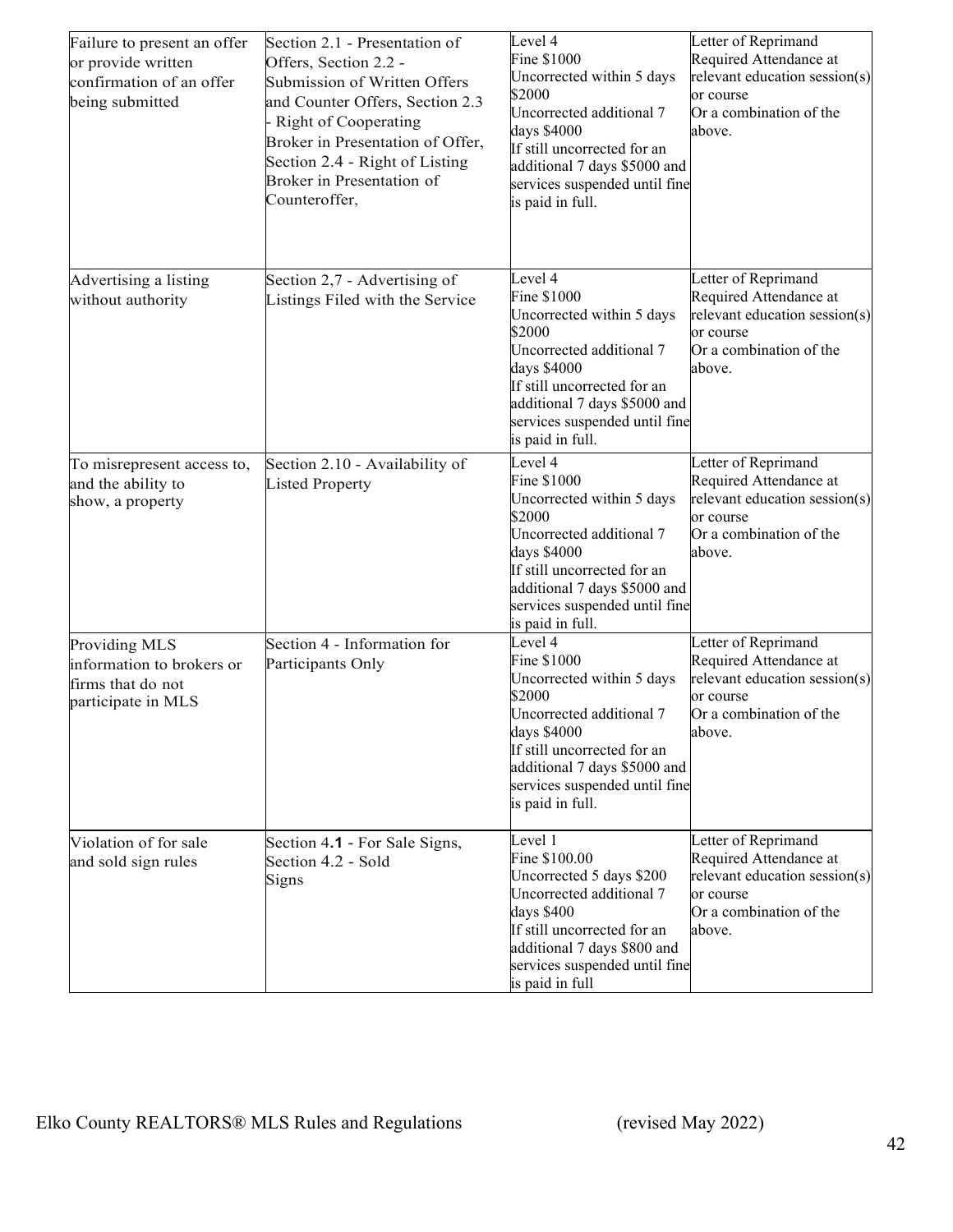| Failure to present an offer or provide written confirmation of an offer being submitted | Section 2.1 - Presentation of Offers, Section 2.2 - Submission of Written Offers and Counter Offers, Section 2.3 - Right of Cooperating Broker in Presentation of Offer, Section 2.4 - Right of Listing Broker in Presentation of Counteroffer, | Level 4<br>Fine $1000<br>Uncorrected within 5 days $2000<br>Uncorrected additional 7 days $4000<br>If still uncorrected for an additional 7 days $5000 and services suspended until fine is paid in full. | Letter of Reprimand<br>Required Attendance at relevant education session(s) or course<br>Or a combination of the above. |
|---|---|---|---|
| Advertising a listing without authority | Section 2,7 - Advertising of Listings Filed with the Service | Level 4<br>Fine $1000<br>Uncorrected within 5 days $2000<br>Uncorrected additional 7 days $4000<br>If still uncorrected for an additional 7 days $5000 and services suspended until fine is paid in full. | Letter of Reprimand<br>Required Attendance at relevant education session(s) or course<br>Or a combination of the above. |
| To misrepresent access to, and the ability to show, a property | Section 2.10 - Availability of Listed Property | Level 4<br>Fine $1000<br>Uncorrected within 5 days $2000<br>Uncorrected additional 7 days $4000<br>If still uncorrected for an additional 7 days $5000 and services suspended until fine is paid in full. | Letter of Reprimand<br>Required Attendance at relevant education session(s) or course<br>Or a combination of the above. |
| Providing MLS information to brokers or firms that do not participate in MLS | Section 4 - Information for Participants Only | Level 4<br>Fine $1000<br>Uncorrected within 5 days $2000<br>Uncorrected additional 7 days $4000<br>If still uncorrected for an additional 7 days $5000 and services suspended until fine is paid in full. | Letter of Reprimand<br>Required Attendance at relevant education session(s) or course<br>Or a combination of the above. |
| Violation of for sale and sold sign rules | Section 4.**1** - For Sale Signs, Section 4.2 - Sold Signs | Level 1<br>Fine $100.00<br>Uncorrected 5 days $200<br>Uncorrected additional 7 days $400<br>If still uncorrected for an additional 7 days $800 and services suspended until fine is paid in full | Letter of Reprimand<br>Required Attendance at relevant education session(s) or course<br>Or a combination of the above. |

Elko County REALTORS® MLS Rules and Regulations (revised May 2022)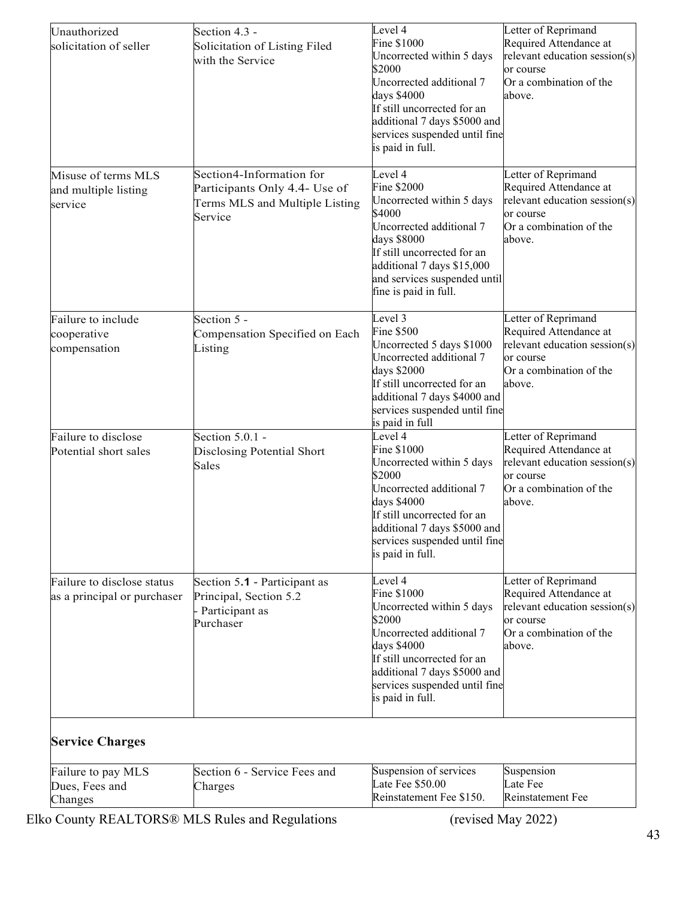| | | | |
|---|---|---|---|
| Unauthorized solicitation of seller | Section 4.3 - Solicitation of Listing Filed with the Service | Level 4<br>Fine $1000<br>Uncorrected within 5 days $2000<br>Uncorrected additional 7 days $4000<br>If still uncorrected for an additional 7 days $5000 and services suspended until fine is paid in full. | Letter of Reprimand<br>Required Attendance at relevant education session(s) or course<br>Or a combination of the above. |
| Misuse of terms MLS and multiple listing service | Section4-Information for Participants Only 4.4- Use of Terms MLS and Multiple Listing Service | Level 4<br>Fine $2000<br>Uncorrected within 5 days $4000<br>Uncorrected additional 7 days $8000<br>If still uncorrected for an additional 7 days $15,000 and services suspended until fine is paid in full. | Letter of Reprimand<br>Required Attendance at relevant education session(s) or course<br>Or a combination of the above. |
| Failure to include cooperative compensation | Section 5 - Compensation Specified on Each Listing | Level 3<br>Fine $500<br>Uncorrected 5 days $1000<br>Uncorrected additional 7 days $2000<br>If still uncorrected for an additional 7 days $4000 and services suspended until fine is paid in full | Letter of Reprimand<br>Required Attendance at relevant education session(s) or course<br>Or a combination of the above. |
| Failure to disclose Potential short sales | Section 5.0.1 - Disclosing Potential Short Sales | Level 4<br>Fine $1000<br>Uncorrected within 5 days $2000<br>Uncorrected additional 7 days $4000<br>If still uncorrected for an additional 7 days $5000 and services suspended until fine is paid in full. | Letter of Reprimand<br>Required Attendance at relevant education session(s) or course<br>Or a combination of the above. |
| Failure to disclose status as a principal or purchaser | Section 5.**1** - Participant as Principal, Section 5.2 - Participant as Purchaser | Level 4<br>Fine $1000<br>Uncorrected within 5 days $2000<br>Uncorrected additional 7 days $4000<br>If still uncorrected for an additional 7 days $5000 and services suspended until fine is paid in full. | Letter of Reprimand<br>Required Attendance at relevant education session(s) or course<br>Or a combination of the above. |
| **Service Charges** | | | |
| Failure to pay MLS Dues, Fees and Changes | Section 6 - Service Fees and Charges | Suspension of services<br>Late Fee $50.00<br>Reinstatement Fee $150. | Suspension<br>Late Fee<br>Reinstatement Fee |

Elko County REALTORS® MLS Rules and Regulations (revised May 2022)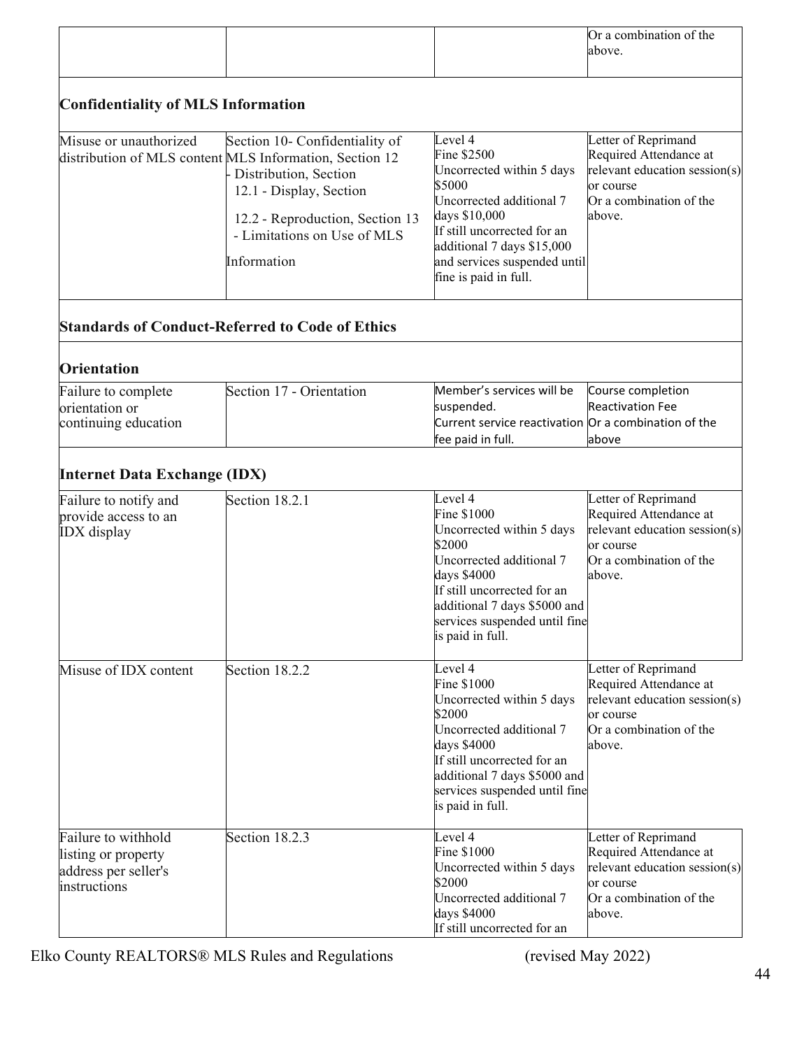| | | | Or a combination of the above. |
|---|---|---|---|

**Confidentiality of MLS Information**

| | | | |
|---|---|---|---|
| Misuse or unauthorized distribution of MLS content | Section 10- Confidentiality of MLS Information, Section 12 - Distribution, Section 12.1 - Display, Section 12.2 - Reproduction, Section 13 - Limitations on Use of MLS Information | Level 4<br>Fine $2500<br>Uncorrected within 5 days $5000<br>Uncorrected additional 7 days $10,000<br>If still uncorrected for an additional 7 days $15,000 and services suspended until fine is paid in full. | Letter of Reprimand<br>Required Attendance at relevant education session(s) or course<br>Or a combination of the above. |

**Standards of Conduct-Referred to Code of Ethics**

**Orientation**

| | | | |
|---|---|---|---|
| Failure to complete orientation or continuing education | Section 17 - Orientation | Member's services will be suspended.<br>Current service reactivation fee paid in full. | Course completion<br>Reactivation Fee<br>Or a combination of the above |

**Internet Data Exchange (IDX)**

| | | | |
|---|---|---|---|
| Failure to notify and provide access to an IDX display | Section 18.2.1 | Level 4<br>Fine $1000<br>Uncorrected within 5 days $2000<br>Uncorrected additional 7 days $4000<br>If still uncorrected for an additional 7 days $5000 and services suspended until fine is paid in full. | Letter of Reprimand<br>Required Attendance at relevant education session(s) or course<br>Or a combination of the above. |
| Misuse of IDX content | Section 18.2.2 | Level 4<br>Fine $1000<br>Uncorrected within 5 days $2000<br>Uncorrected additional 7 days $4000<br>If still uncorrected for an additional 7 days $5000 and services suspended until fine is paid in full. | Letter of Reprimand<br>Required Attendance at relevant education session(s) or course<br>Or a combination of the above. |
| Failure to withhold listing or property address per seller's instructions | Section 18.2.3 | Level 4<br>Fine $1000<br>Uncorrected within 5 days $2000<br>Uncorrected additional 7 days $4000<br>If still uncorrected for an | Letter of Reprimand<br>Required Attendance at relevant education session(s) or course<br>Or a combination of the above. |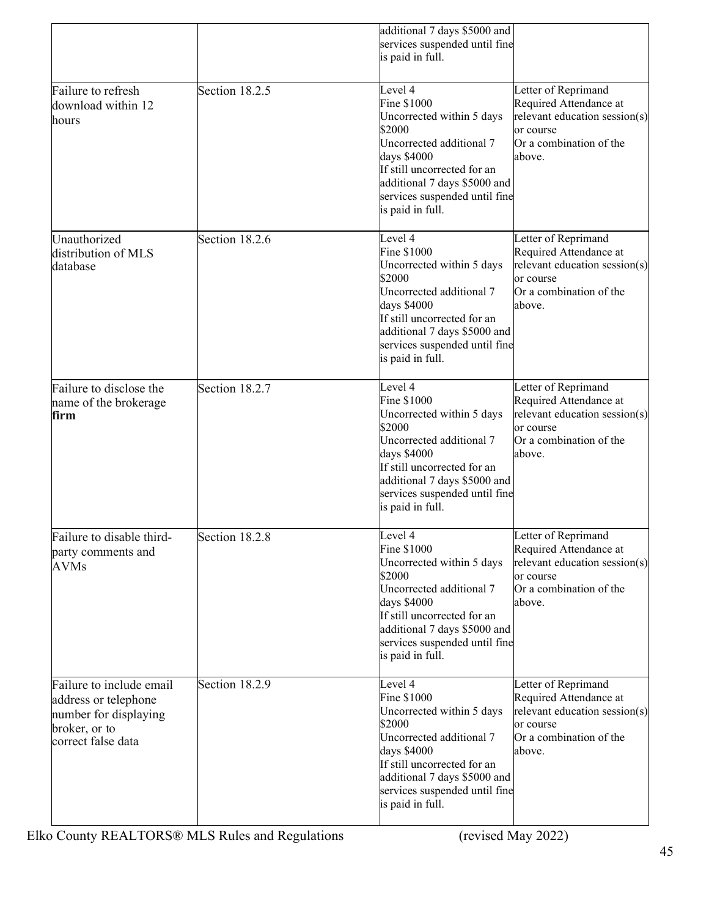| | | | |
|---|---|---|---|
| | | additional 7 days $5000 and services suspended until fine is paid in full. | |
| Failure to refresh download within 12 hours | Section 18.2.5 | Level 4<br>Fine $1000<br>Uncorrected within 5 days $2000<br>Uncorrected additional 7 days $4000<br>If still uncorrected for an additional 7 days $5000 and services suspended until fine is paid in full. | Letter of Reprimand<br>Required Attendance at relevant education session(s) or course<br>Or a combination of the above. |
| Unauthorized distribution of MLS database | Section 18.2.6 | Level 4<br>Fine $1000<br>Uncorrected within 5 days $2000<br>Uncorrected additional 7 days $4000<br>If still uncorrected for an additional 7 days $5000 and services suspended until fine is paid in full. | Letter of Reprimand<br>Required Attendance at relevant education session(s) or course<br>Or a combination of the above. |
| Failure to disclose the name of the brokerage **firm** | Section 18.2.7 | Level 4<br>Fine $1000<br>Uncorrected within 5 days $2000<br>Uncorrected additional 7 days $4000<br>If still uncorrected for an additional 7 days $5000 and services suspended until fine is paid in full. | Letter of Reprimand<br>Required Attendance at relevant education session(s) or course<br>Or a combination of the above. |
| Failure to disable third-party comments and AVMs | Section 18.2.8 | Level 4<br>Fine $1000<br>Uncorrected within 5 days $2000<br>Uncorrected additional 7 days $4000<br>If still uncorrected for an additional 7 days $5000 and services suspended until fine is paid in full. | Letter of Reprimand<br>Required Attendance at relevant education session(s) or course<br>Or a combination of the above. |
| Failure to include email address or telephone number for displaying broker, or to correct false data | Section 18.2.9 | Level 4<br>Fine $1000<br>Uncorrected within 5 days $2000<br>Uncorrected additional 7 days $4000<br>If still uncorrected for an additional 7 days $5000 and services suspended until fine is paid in full. | Letter of Reprimand<br>Required Attendance at relevant education session(s) or course<br>Or a combination of the above. |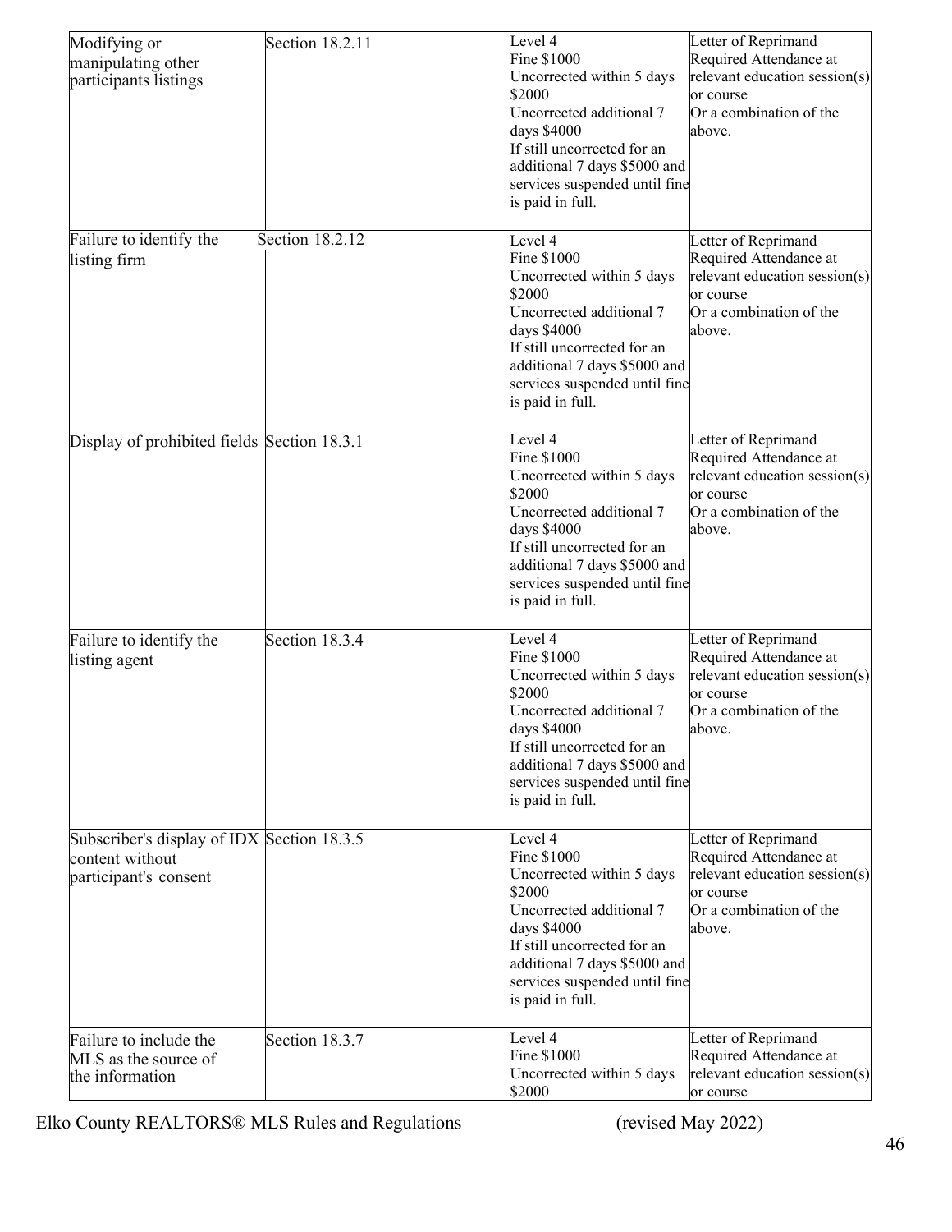| | | | |
|---|---|---|---|
| Modifying or manipulating other participants listings | Section 18.2.11 | Level 4<br>Fine $1000<br>Uncorrected within 5 days $2000<br>Uncorrected additional 7 days $4000<br>If still uncorrected for an additional 7 days $5000 and services suspended until fine is paid in full. | Letter of Reprimand<br>Required Attendance at relevant education session(s) or course<br>Or a combination of the above. |
| Failure to identify the listing firm | Section 18.2.12 | Level 4<br>Fine $1000<br>Uncorrected within 5 days $2000<br>Uncorrected additional 7 days $4000<br>If still uncorrected for an additional 7 days $5000 and services suspended until fine is paid in full. | Letter of Reprimand<br>Required Attendance at relevant education session(s) or course<br>Or a combination of the above. |
| Display of prohibited fields | Section 18.3.1 | Level 4<br>Fine $1000<br>Uncorrected within 5 days $2000<br>Uncorrected additional 7 days $4000<br>If still uncorrected for an additional 7 days $5000 and services suspended until fine is paid in full. | Letter of Reprimand<br>Required Attendance at relevant education session(s) or course<br>Or a combination of the above. |
| Failure to identify the listing agent | Section 18.3.4 | Level 4<br>Fine $1000<br>Uncorrected within 5 days $2000<br>Uncorrected additional 7 days $4000<br>If still uncorrected for an additional 7 days $5000 and services suspended until fine is paid in full. | Letter of Reprimand<br>Required Attendance at relevant education session(s) or course<br>Or a combination of the above. |
| Subscriber's display of IDX content without participant's consent | Section 18.3.5 | Level 4<br>Fine $1000<br>Uncorrected within 5 days $2000<br>Uncorrected additional 7 days $4000<br>If still uncorrected for an additional 7 days $5000 and services suspended until fine is paid in full. | Letter of Reprimand<br>Required Attendance at relevant education session(s) or course<br>Or a combination of the above. |
| Failure to include the MLS as the source of the information | Section 18.3.7 | Level 4<br>Fine $1000<br>Uncorrected within 5 days $2000 | Letter of Reprimand<br>Required Attendance at relevant education session(s) or course |

Elko County REALTORS® MLS Rules and Regulations (revised May 2022)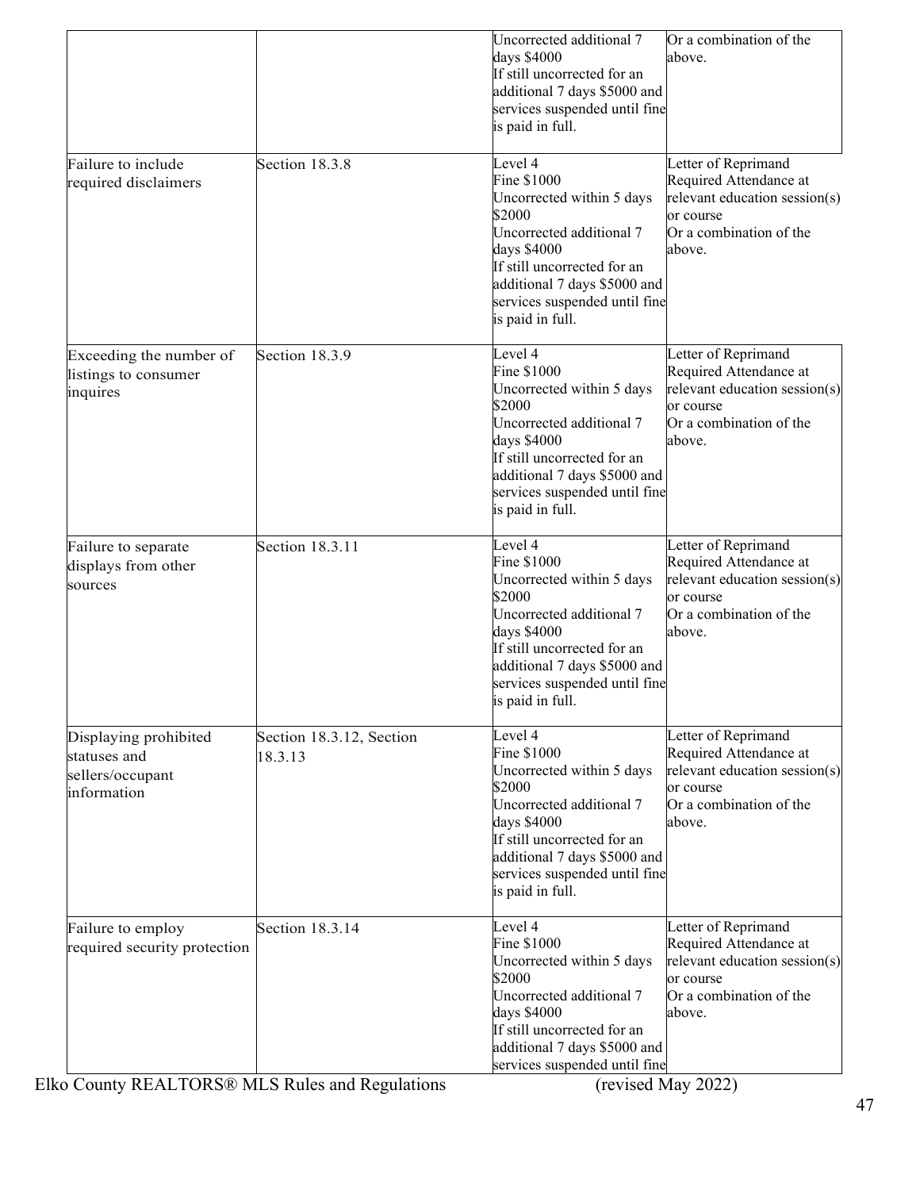| | | | |
|---|---|---|---|
| | | Uncorrected additional 7 days $4000<br>If still uncorrected for an additional 7 days $5000 and services suspended until fine is paid in full. | Or a combination of the above. |
| Failure to include required disclaimers | Section 18.3.8 | Level 4<br>Fine $1000<br>Uncorrected within 5 days $2000<br>Uncorrected additional 7 days $4000<br>If still uncorrected for an additional 7 days $5000 and services suspended until fine is paid in full. | Letter of Reprimand<br>Required Attendance at relevant education session(s) or course<br>Or a combination of the above. |
| Exceeding the number of listings to consumer inquires | Section 18.3.9 | Level 4<br>Fine $1000<br>Uncorrected within 5 days $2000<br>Uncorrected additional 7 days $4000<br>If still uncorrected for an additional 7 days $5000 and services suspended until fine is paid in full. | Letter of Reprimand<br>Required Attendance at relevant education session(s) or course<br>Or a combination of the above. |
| Failure to separate displays from other sources | Section 18.3.11 | Level 4<br>Fine $1000<br>Uncorrected within 5 days $2000<br>Uncorrected additional 7 days $4000<br>If still uncorrected for an additional 7 days $5000 and services suspended until fine is paid in full. | Letter of Reprimand<br>Required Attendance at relevant education session(s) or course<br>Or a combination of the above. |
| Displaying prohibited statuses and sellers/occupant information | Section 18.3.12, Section 18.3.13 | Level 4<br>Fine $1000<br>Uncorrected within 5 days $2000<br>Uncorrected additional 7 days $4000<br>If still uncorrected for an additional 7 days $5000 and services suspended until fine is paid in full. | Letter of Reprimand<br>Required Attendance at relevant education session(s) or course<br>Or a combination of the above. |
| Failure to employ required security protection | Section 18.3.14 | Level 4<br>Fine $1000<br>Uncorrected within 5 days $2000<br>Uncorrected additional 7 days $4000<br>If still uncorrected for an additional 7 days $5000 and services suspended until fine | Letter of Reprimand<br>Required Attendance at relevant education session(s) or course<br>Or a combination of the above. |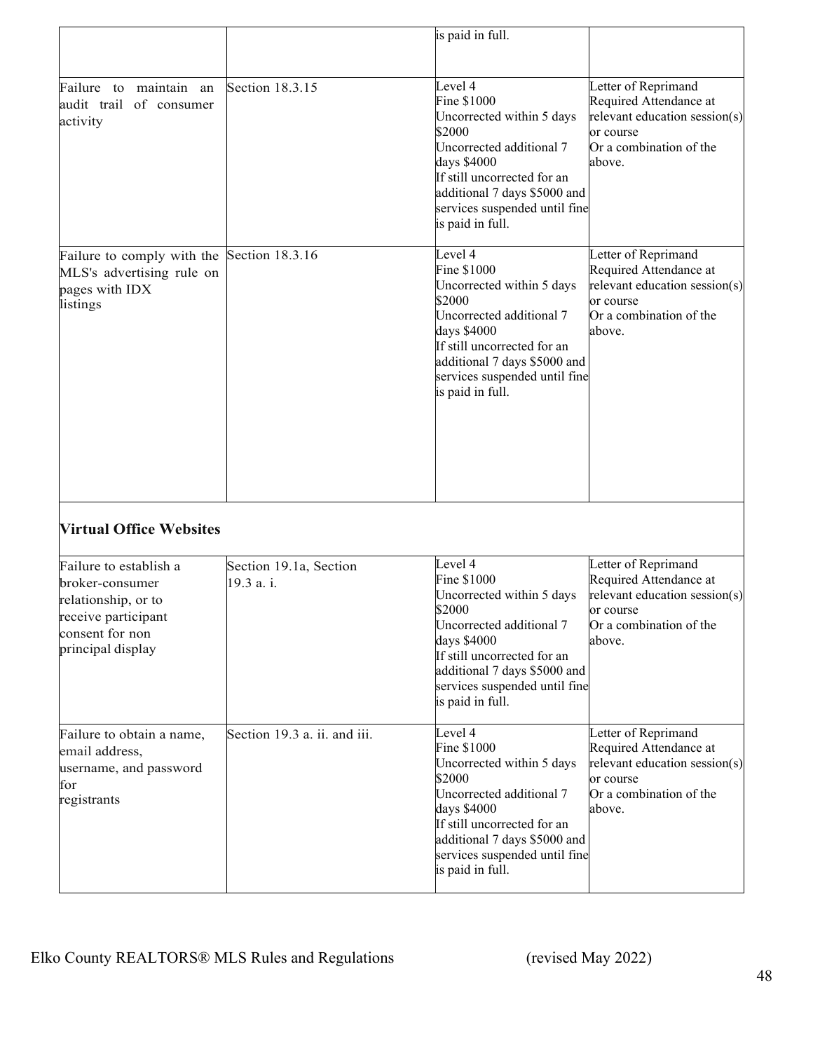| | | | |
|---|---|---|---|
| | | is paid in full. | |
| Failure to maintain an audit trail of consumer activity | Section 18.3.15 | Level 4<br>Fine $1000<br>Uncorrected within 5 days $2000<br>Uncorrected additional 7 days $4000<br>If still uncorrected for an additional 7 days $5000 and services suspended until fine is paid in full. | Letter of Reprimand<br>Required Attendance at relevant education session(s) or course<br>Or a combination of the above. |
| Failure to comply with the MLS's advertising rule on pages with IDX listings | Section 18.3.16 | Level 4<br>Fine $1000<br>Uncorrected within 5 days $2000<br>Uncorrected additional 7 days $4000<br>If still uncorrected for an additional 7 days $5000 and services suspended until fine is paid in full. | Letter of Reprimand<br>Required Attendance at relevant education session(s) or course<br>Or a combination of the above. |
| **Virtual Office Websites** | | | |
| Failure to establish a broker-consumer relationship, or to receive participant consent for non principal display | Section 19.1a, Section 19.3 a. i. | Level 4<br>Fine $1000<br>Uncorrected within 5 days $2000<br>Uncorrected additional 7 days $4000<br>If still uncorrected for an additional 7 days $5000 and services suspended until fine is paid in full. | Letter of Reprimand<br>Required Attendance at relevant education session(s) or course<br>Or a combination of the above. |
| Failure to obtain a name, email address, username, and password for registrants | Section 19.3 a. ii. and iii. | Level 4<br>Fine $1000<br>Uncorrected within 5 days $2000<br>Uncorrected additional 7 days $4000<br>If still uncorrected for an additional 7 days $5000 and services suspended until fine is paid in full. | Letter of Reprimand<br>Required Attendance at relevant education session(s) or course<br>Or a combination of the above. |

Elko County REALTORS® MLS Rules and Regulations (revised May 2022)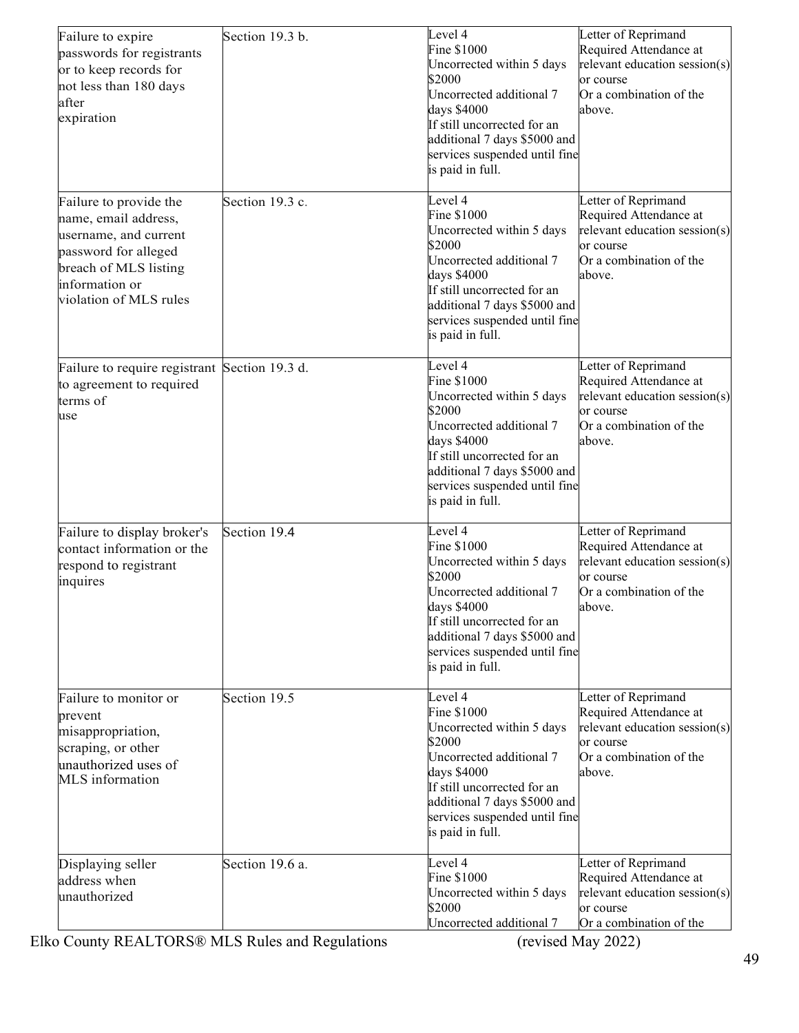| | | | |
|---|---|---|---|
| Failure to expire passwords for registrants or to keep records for not less than 180 days after expiration | Section 19.3 b. | Level 4<br>Fine $1000<br>Uncorrected within 5 days $2000<br>Uncorrected additional 7 days $4000<br>If still uncorrected for an additional 7 days $5000 and services suspended until fine is paid in full. | Letter of Reprimand<br>Required Attendance at relevant education session(s) or course<br>Or a combination of the above. |
| Failure to provide the name, email address, username, and current password for alleged breach of MLS listing information or violation of MLS rules | Section 19.3 c. | Level 4<br>Fine $1000<br>Uncorrected within 5 days $2000<br>Uncorrected additional 7 days $4000<br>If still uncorrected for an additional 7 days $5000 and services suspended until fine is paid in full. | Letter of Reprimand<br>Required Attendance at relevant education session(s) or course<br>Or a combination of the above. |
| Failure to require registrant to agreement to required terms of use | Section 19.3 d. | Level 4<br>Fine $1000<br>Uncorrected within 5 days $2000<br>Uncorrected additional 7 days $4000<br>If still uncorrected for an additional 7 days $5000 and services suspended until fine is paid in full. | Letter of Reprimand<br>Required Attendance at relevant education session(s) or course<br>Or a combination of the above. |
| Failure to display broker's contact information or the respond to registrant inquires | Section 19.4 | Level 4<br>Fine $1000<br>Uncorrected within 5 days $2000<br>Uncorrected additional 7 days $4000<br>If still uncorrected for an additional 7 days $5000 and services suspended until fine is paid in full. | Letter of Reprimand<br>Required Attendance at relevant education session(s) or course<br>Or a combination of the above. |
| Failure to monitor or prevent misappropriation, scraping, or other unauthorized uses of MLS information | Section 19.5 | Level 4<br>Fine $1000<br>Uncorrected within 5 days $2000<br>Uncorrected additional 7 days $4000<br>If still uncorrected for an additional 7 days $5000 and services suspended until fine is paid in full. | Letter of Reprimand<br>Required Attendance at relevant education session(s) or course<br>Or a combination of the above. |
| Displaying seller address when unauthorized | Section 19.6 a. | Level 4<br>Fine $1000<br>Uncorrected within 5 days $2000<br>Uncorrected additional 7 | Letter of Reprimand<br>Required Attendance at relevant education session(s) or course<br>Or a combination of the |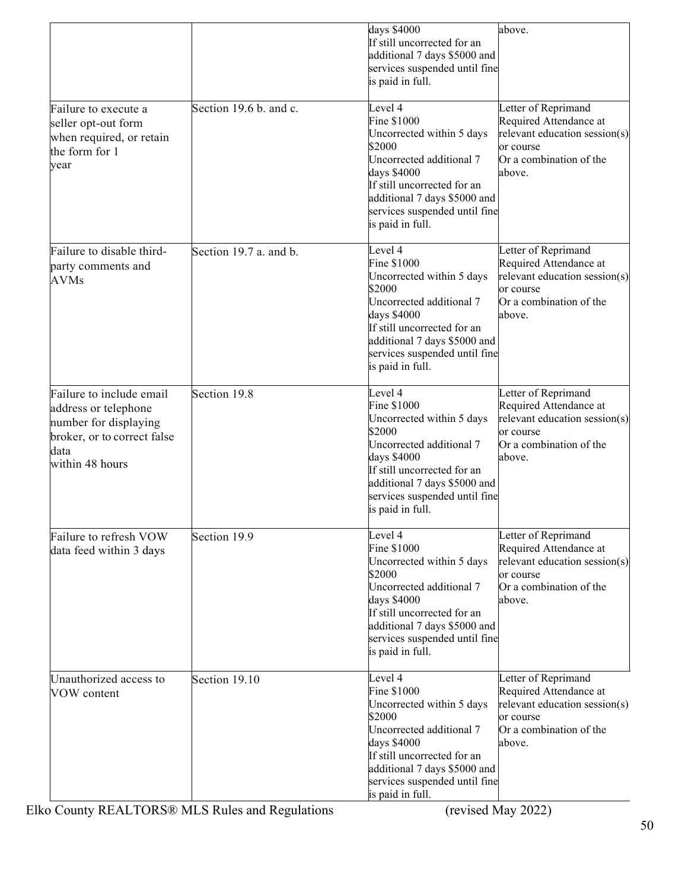| | | | |
|---|---|---|---|
| | | days $4000<br>If still uncorrected for an additional 7 days $5000 and services suspended until fine is paid in full. | above. |
| Failure to execute a seller opt-out form when required, or retain the form for 1 year | Section 19.6 b. and c. | Level 4<br>Fine $1000<br>Uncorrected within 5 days $2000<br>Uncorrected additional 7 days $4000<br>If still uncorrected for an additional 7 days $5000 and services suspended until fine is paid in full. | Letter of Reprimand<br>Required Attendance at relevant education session(s) or course<br>Or a combination of the above. |
| Failure to disable third-party comments and AVMs | Section 19.7 a. and b. | Level 4<br>Fine $1000<br>Uncorrected within 5 days $2000<br>Uncorrected additional 7 days $4000<br>If still uncorrected for an additional 7 days $5000 and services suspended until fine is paid in full. | Letter of Reprimand<br>Required Attendance at relevant education session(s) or course<br>Or a combination of the above. |
| Failure to include email address or telephone number for displaying broker, or to correct false data within 48 hours | Section 19.8 | Level 4<br>Fine $1000<br>Uncorrected within 5 days $2000<br>Uncorrected additional 7 days $4000<br>If still uncorrected for an additional 7 days $5000 and services suspended until fine is paid in full. | Letter of Reprimand<br>Required Attendance at relevant education session(s) or course<br>Or a combination of the above. |
| Failure to refresh VOW data feed within 3 days | Section 19.9 | Level 4<br>Fine $1000<br>Uncorrected within 5 days $2000<br>Uncorrected additional 7 days $4000<br>If still uncorrected for an additional 7 days $5000 and services suspended until fine is paid in full. | Letter of Reprimand<br>Required Attendance at relevant education session(s) or course<br>Or a combination of the above. |
| Unauthorized access to VOW content | Section 19.10 | Level 4<br>Fine $1000<br>Uncorrected within 5 days $2000<br>Uncorrected additional 7 days $4000<br>If still uncorrected for an additional 7 days $5000 and services suspended until fine is paid in full. | Letter of Reprimand<br>Required Attendance at relevant education session(s) or course<br>Or a combination of the above. |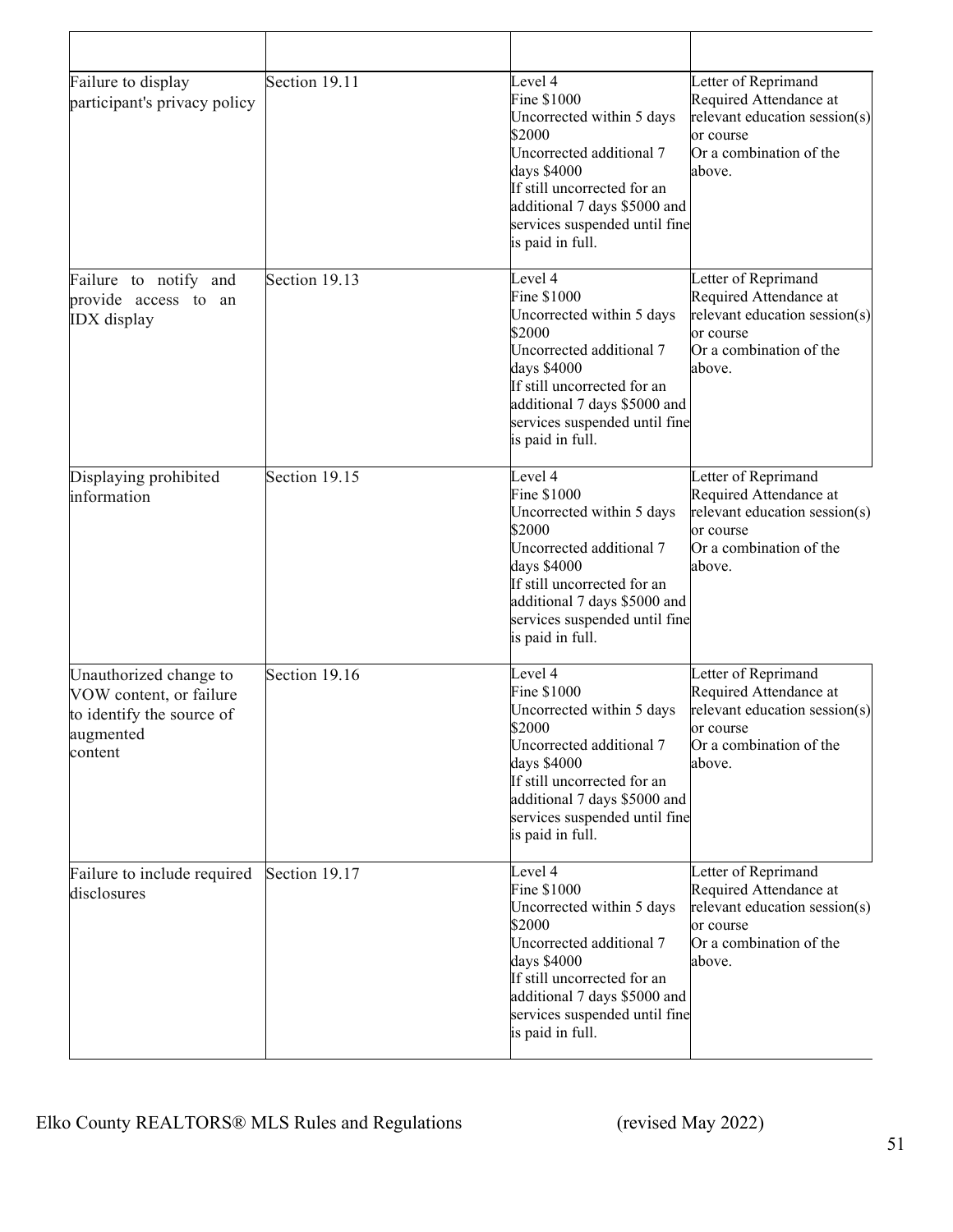| | | | |
|---|---|---|---|
| Failure to display participant's privacy policy | Section 19.11 | Level 4<br>Fine $1000<br>Uncorrected within 5 days $2000<br>Uncorrected additional 7 days $4000<br>If still uncorrected for an additional 7 days $5000 and services suspended until fine is paid in full. | Letter of Reprimand<br>Required Attendance at relevant education session(s) or course<br>Or a combination of the above. |
| Failure to notify and provide access to an IDX display | Section 19.13 | Level 4<br>Fine $1000<br>Uncorrected within 5 days $2000<br>Uncorrected additional 7 days $4000<br>If still uncorrected for an additional 7 days $5000 and services suspended until fine is paid in full. | Letter of Reprimand<br>Required Attendance at relevant education session(s) or course<br>Or a combination of the above. |
| Displaying prohibited information | Section 19.15 | Level 4<br>Fine $1000<br>Uncorrected within 5 days $2000<br>Uncorrected additional 7 days $4000<br>If still uncorrected for an additional 7 days $5000 and services suspended until fine is paid in full. | Letter of Reprimand<br>Required Attendance at relevant education session(s) or course<br>Or a combination of the above. |
| Unauthorized change to VOW content, or failure to identify the source of augmented content | Section 19.16 | Level 4<br>Fine $1000<br>Uncorrected within 5 days $2000<br>Uncorrected additional 7 days $4000<br>If still uncorrected for an additional 7 days $5000 and services suspended until fine is paid in full. | Letter of Reprimand<br>Required Attendance at relevant education session(s) or course<br>Or a combination of the above. |
| Failure to include required disclosures | Section 19.17 | Level 4<br>Fine $1000<br>Uncorrected within 5 days $2000<br>Uncorrected additional 7 days $4000<br>If still uncorrected for an additional 7 days $5000 and services suspended until fine is paid in full. | Letter of Reprimand<br>Required Attendance at relevant education session(s) or course<br>Or a combination of the above. |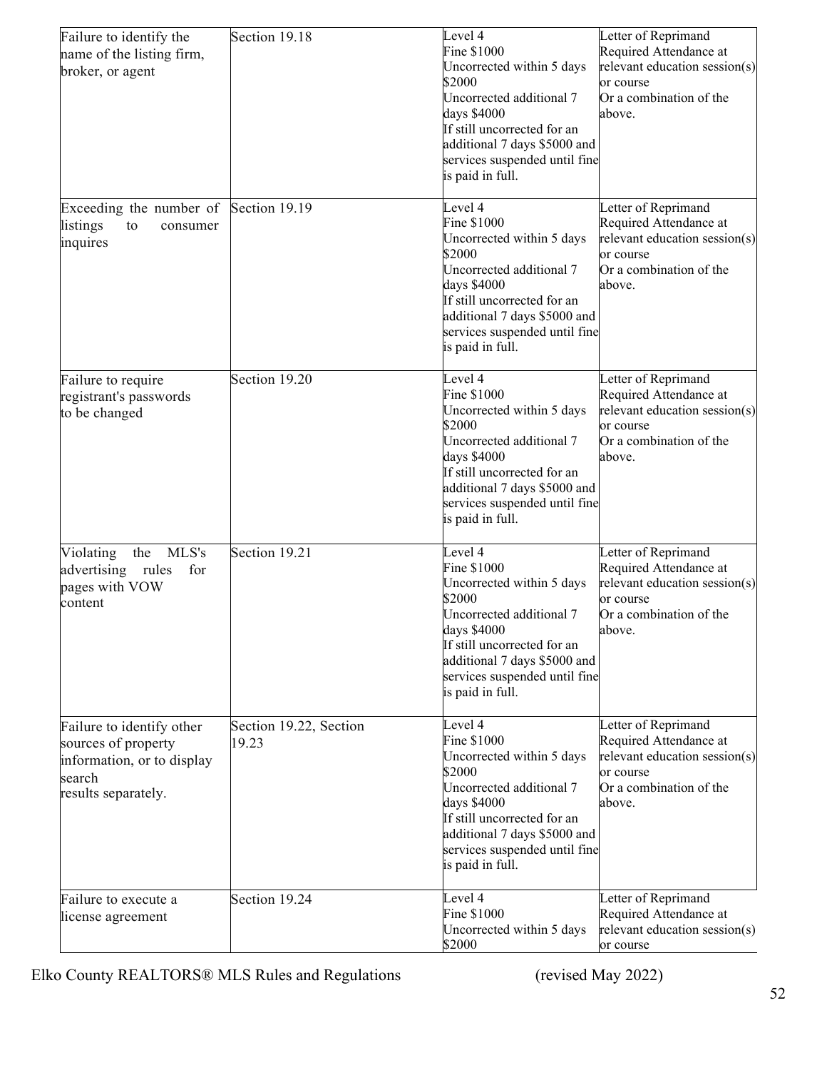| | | | |
|---|---|---|---|
| Failure to identify the name of the listing firm, broker, or agent | Section 19.18 | Level 4<br>Fine $1000<br>Uncorrected within 5 days $2000<br>Uncorrected additional 7 days $4000<br>If still uncorrected for an additional 7 days $5000 and services suspended until fine is paid in full. | Letter of Reprimand<br>Required Attendance at relevant education session(s) or course<br>Or a combination of the above. |
| Exceeding the number of listings to consumer inquires | Section 19.19 | Level 4<br>Fine $1000<br>Uncorrected within 5 days $2000<br>Uncorrected additional 7 days $4000<br>If still uncorrected for an additional 7 days $5000 and services suspended until fine is paid in full. | Letter of Reprimand<br>Required Attendance at relevant education session(s) or course<br>Or a combination of the above. |
| Failure to require registrant's passwords to be changed | Section 19.20 | Level 4<br>Fine $1000<br>Uncorrected within 5 days $2000<br>Uncorrected additional 7 days $4000<br>If still uncorrected for an additional 7 days $5000 and services suspended until fine is paid in full. | Letter of Reprimand<br>Required Attendance at relevant education session(s) or course<br>Or a combination of the above. |
| Violating the MLS's advertising rules for pages with VOW content | Section 19.21 | Level 4<br>Fine $1000<br>Uncorrected within 5 days $2000<br>Uncorrected additional 7 days $4000<br>If still uncorrected for an additional 7 days $5000 and services suspended until fine is paid in full. | Letter of Reprimand<br>Required Attendance at relevant education session(s) or course<br>Or a combination of the above. |
| Failure to identify other sources of property information, or to display search results separately. | Section 19.22, Section 19.23 | Level 4<br>Fine $1000<br>Uncorrected within 5 days $2000<br>Uncorrected additional 7 days $4000<br>If still uncorrected for an additional 7 days $5000 and services suspended until fine is paid in full. | Letter of Reprimand<br>Required Attendance at relevant education session(s) or course<br>Or a combination of the above. |
| Failure to execute a license agreement | Section 19.24 | Level 4<br>Fine $1000<br>Uncorrected within 5 days $2000 | Letter of Reprimand<br>Required Attendance at relevant education session(s) or course |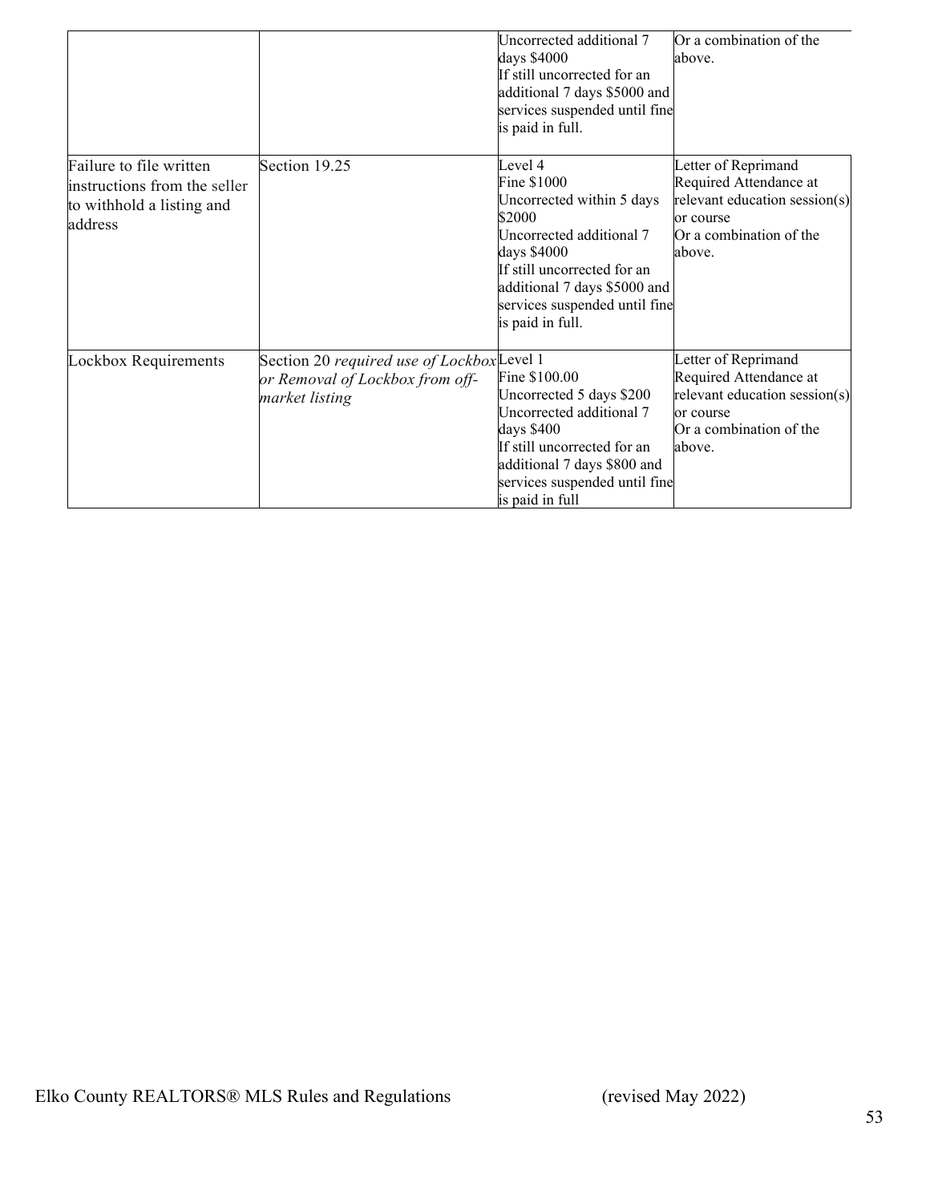| | | | |
|---|---|---|---|
| | | Uncorrected additional 7 days $4000<br>If still uncorrected for an additional 7 days $5000 and services suspended until fine is paid in full. | Or a combination of the above. |
| Failure to file written instructions from the seller to withhold a listing and address | Section 19.25 | Level 4<br>Fine $1000<br>Uncorrected within 5 days $2000<br>Uncorrected additional 7 days $4000<br>If still uncorrected for an additional 7 days $5000 and services suspended until fine is paid in full. | Letter of Reprimand<br>Required Attendance at relevant education session(s) or course<br>Or a combination of the above. |
| Lockbox Requirements | Section 20 *required use of Lockbox or Removal of Lockbox from off-market listing* | Level 1<br>Fine $100.00<br>Uncorrected 5 days $200<br>Uncorrected additional 7 days $400<br>If still uncorrected for an additional 7 days $800 and services suspended until fine is paid in full | Letter of Reprimand<br>Required Attendance at relevant education session(s) or course<br>Or a combination of the above. |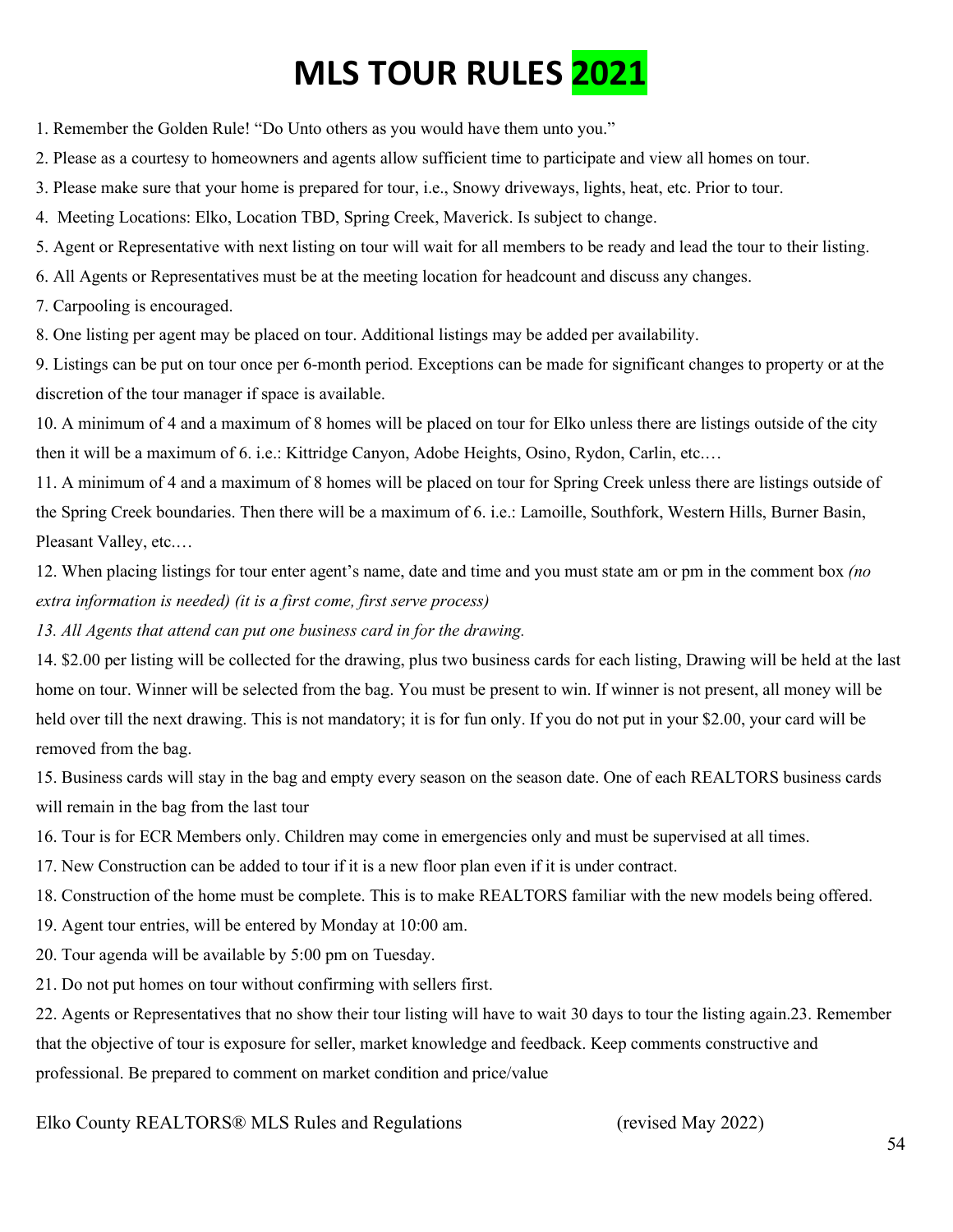# MLS TOUR RULES 2021

1. Remember the Golden Rule! "Do Unto others as you would have them unto you."
2. Please as a courtesy to homeowners and agents allow sufficient time to participate and view all homes on tour.
3. Please make sure that your home is prepared for tour, i.e., Snowy driveways, lights, heat, etc. Prior to tour.
4. Meeting Locations: Elko, Location TBD, Spring Creek, Maverick. Is subject to change.
5. Agent or Representative with next listing on tour will wait for all members to be ready and lead the tour to their listing.
6. All Agents or Representatives must be at the meeting location for headcount and discuss any changes.
7. Carpooling is encouraged.
8. One listing per agent may be placed on tour. Additional listings may be added per availability.
9. Listings can be put on tour once per 6-month period. Exceptions can be made for significant changes to property or at the discretion of the tour manager if space is available.
10. A minimum of 4 and a maximum of 8 homes will be placed on tour for Elko unless there are listings outside of the city then it will be a maximum of 6. i.e.: Kittridge Canyon, Adobe Heights, Osino, Rydon, Carlin, etc.…
11. A minimum of 4 and a maximum of 8 homes will be placed on tour for Spring Creek unless there are listings outside of the Spring Creek boundaries. Then there will be a maximum of 6. i.e.: Lamoille, Southfork, Western Hills, Burner Basin, Pleasant Valley, etc.…
12. When placing listings for tour enter agent's name, date and time and you must state am or pm in the comment box *(no extra information is needed) (it is a first come, first serve process)*
13. *All Agents that attend can put one business card in for the drawing.*
14. $2.00 per listing will be collected for the drawing, plus two business cards for each listing, Drawing will be held at the last home on tour. Winner will be selected from the bag. You must be present to win. If winner is not present, all money will be held over till the next drawing. This is not mandatory; it is for fun only. If you do not put in your $2.00, your card will be removed from the bag.
15. Business cards will stay in the bag and empty every season on the season date. One of each REALTORS business cards will remain in the bag from the last tour
16. Tour is for ECR Members only. Children may come in emergencies only and must be supervised at all times.
17. New Construction can be added to tour if it is a new floor plan even if it is under contract.
18. Construction of the home must be complete. This is to make REALTORS familiar with the new models being offered.
19. Agent tour entries, will be entered by Monday at 10:00 am.
20. Tour agenda will be available by 5:00 pm on Tuesday.
21. Do not put homes on tour without confirming with sellers first.
22. Agents or Representatives that no show their tour listing will have to wait 30 days to tour the listing again.23. Remember that the objective of tour is exposure for seller, market knowledge and feedback. Keep comments constructive and professional. Be prepared to comment on market condition and price/value

Elko County REALTORS® MLS Rules and Regulations (revised May 2022)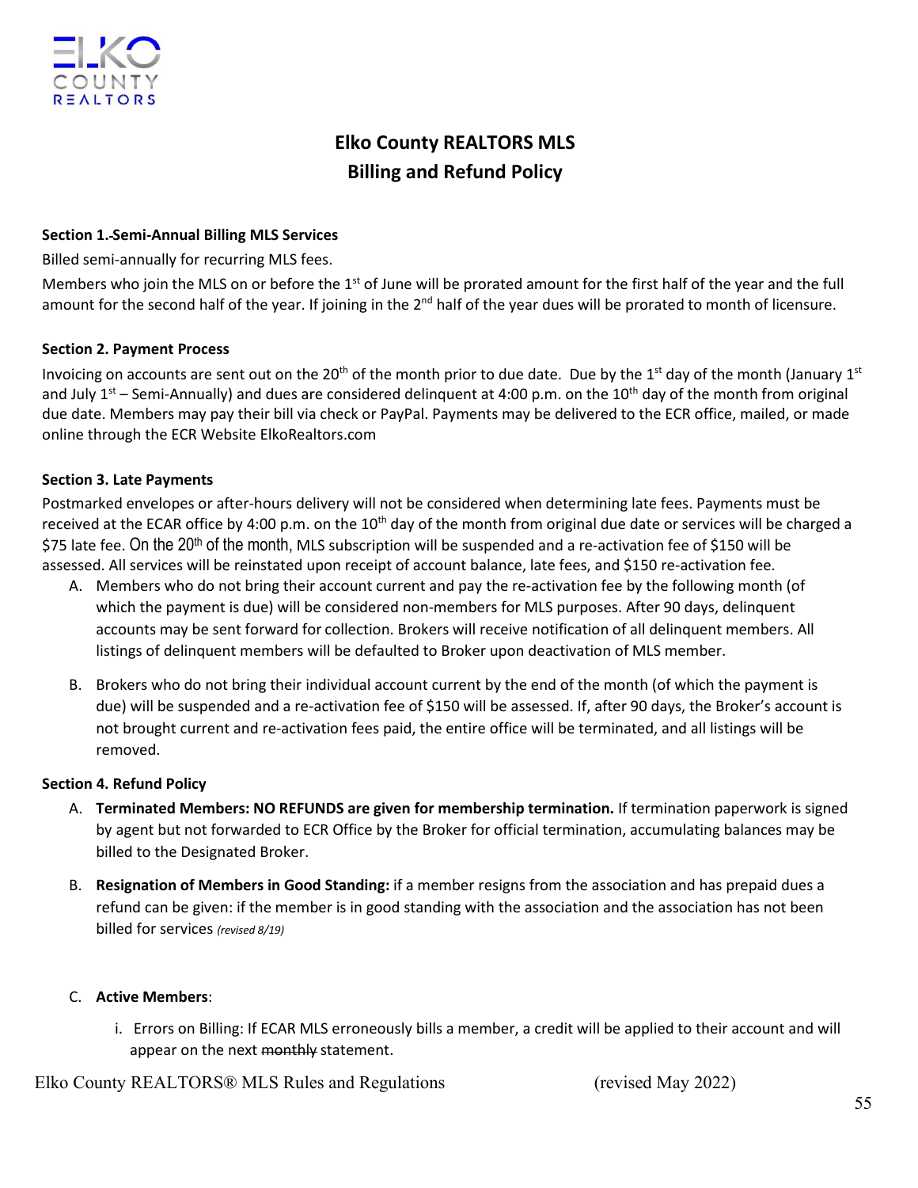# Elko County REALTORS MLS
# Billing and Refund Policy

**Section 1. Semi-Annual Billing MLS Services**

Billed semi-annually for recurring MLS fees.

Members who join the MLS on or before the 1st of June will be prorated amount for the first half of the year and the full amount for the second half of the year. If joining in the 2nd half of the year dues will be prorated to month of licensure.

**Section 2. Payment Process**

Invoicing on accounts are sent out on the 20th of the month prior to due date. Due by the 1st day of the month (January 1st and July 1st – Semi-Annually) and dues are considered delinquent at 4:00 p.m. on the 10th day of the month from original due date. Members may pay their bill via check or PayPal. Payments may be delivered to the ECR office, mailed, or made online through the ECR Website ElkoRealtors.com

**Section 3. Late Payments**

Postmarked envelopes or after-hours delivery will not be considered when determining late fees. Payments must be received at the ECAR office by 4:00 p.m. on the 10th day of the month from original due date or services will be charged a $75 late fee. On the 20th of the month, MLS subscription will be suspended and a re-activation fee of $150 will be assessed. All services will be reinstated upon receipt of account balance, late fees, and $150 re-activation fee.

A. Members who do not bring their account current and pay the re-activation fee by the following month (of which the payment is due) will be considered non-members for MLS purposes. After 90 days, delinquent accounts may be sent forward for collection. Brokers will receive notification of all delinquent members. All listings of delinquent members will be defaulted to Broker upon deactivation of MLS member.

B. Brokers who do not bring their individual account current by the end of the month (of which the payment is due) will be suspended and a re-activation fee of $150 will be assessed. If, after 90 days, the Broker's account is not brought current and re-activation fees paid, the entire office will be terminated, and all listings will be removed.

**Section 4. Refund Policy**

A. **Terminated Members: NO REFUNDS are given for membership termination.** If termination paperwork is signed by agent but not forwarded to ECR Office by the Broker for official termination, accumulating balances may be billed to the Designated Broker.

B. **Resignation of Members in Good Standing:** if a member resigns from the association and has prepaid dues a refund can be given: if the member is in good standing with the association and the association has not been billed for services *(revised 8/19)*

C. **Active Members**:

i. Errors on Billing: If ECAR MLS erroneously bills a member, a credit will be applied to their account and will appear on the next ~~monthly~~ statement.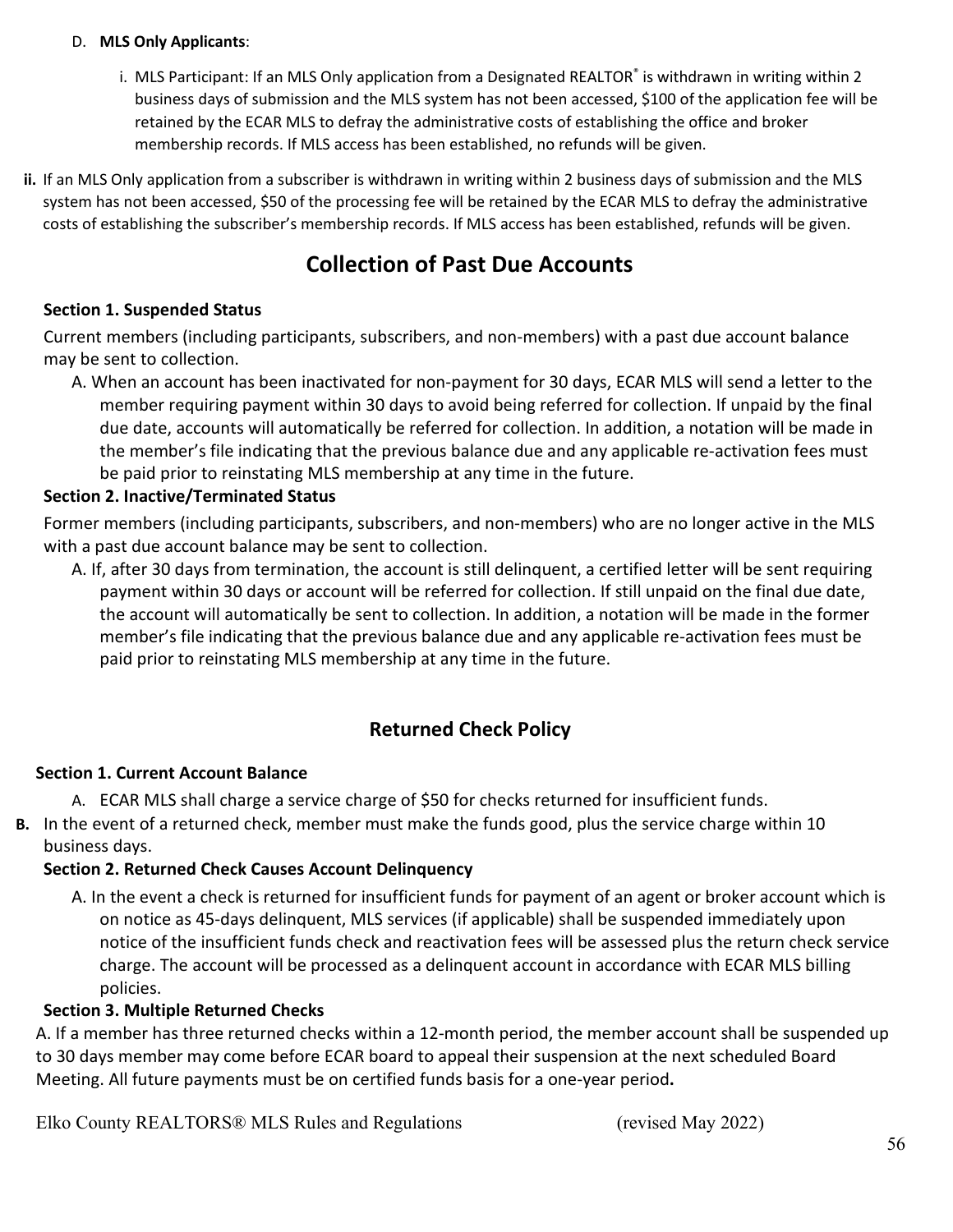D. **MLS Only Applicants**:

i. MLS Participant: If an MLS Only application from a Designated REALTOR® is withdrawn in writing within 2 business days of submission and the MLS system has not been accessed, $100 of the application fee will be retained by the ECAR MLS to defray the administrative costs of establishing the office and broker membership records. If MLS access has been established, no refunds will be given.

**ii.** If an MLS Only application from a subscriber is withdrawn in writing within 2 business days of submission and the MLS system has not been accessed, $50 of the processing fee will be retained by the ECAR MLS to defray the administrative costs of establishing the subscriber's membership records. If MLS access has been established, refunds will be given.

## Collection of Past Due Accounts

**Section 1. Suspended Status**

Current members (including participants, subscribers, and non-members) with a past due account balance may be sent to collection.

A. When an account has been inactivated for non-payment for 30 days, ECAR MLS will send a letter to the member requiring payment within 30 days to avoid being referred for collection. If unpaid by the final due date, accounts will automatically be referred for collection. In addition, a notation will be made in the member's file indicating that the previous balance due and any applicable re-activation fees must be paid prior to reinstating MLS membership at any time in the future.

**Section 2. Inactive/Terminated Status**

Former members (including participants, subscribers, and non-members) who are no longer active in the MLS with a past due account balance may be sent to collection.

A. If, after 30 days from termination, the account is still delinquent, a certified letter will be sent requiring payment within 30 days or account will be referred for collection. If still unpaid on the final due date, the account will automatically be sent to collection. In addition, a notation will be made in the former member's file indicating that the previous balance due and any applicable re-activation fees must be paid prior to reinstating MLS membership at any time in the future.

## Returned Check Policy

**Section 1. Current Account Balance**

A. ECAR MLS shall charge a service charge of $50 for checks returned for insufficient funds.

**B.** In the event of a returned check, member must make the funds good, plus the service charge within 10 business days.

**Section 2. Returned Check Causes Account Delinquency**

A. In the event a check is returned for insufficient funds for payment of an agent or broker account which is on notice as 45-days delinquent, MLS services (if applicable) shall be suspended immediately upon notice of the insufficient funds check and reactivation fees will be assessed plus the return check service charge. The account will be processed as a delinquent account in accordance with ECAR MLS billing policies.

**Section 3. Multiple Returned Checks**

A. If a member has three returned checks within a 12-month period, the member account shall be suspended up to 30 days member may come before ECAR board to appeal their suspension at the next scheduled Board Meeting. All future payments must be on certified funds basis for a one-year period**.**